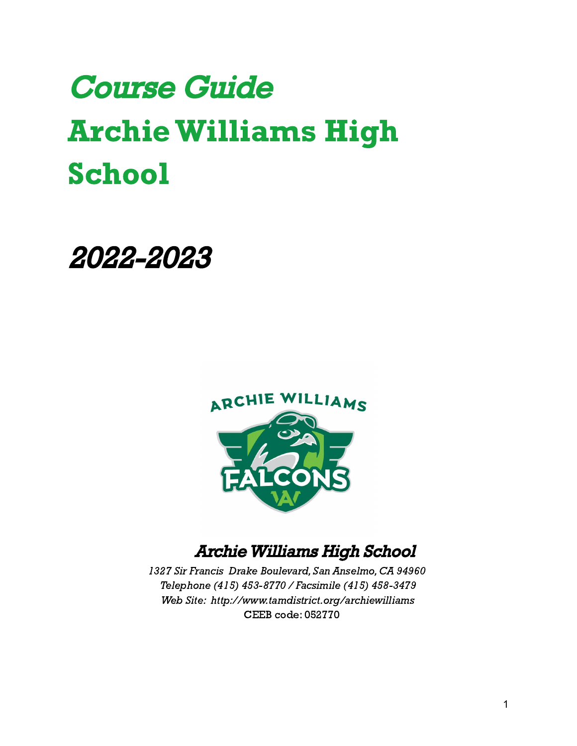# *Course Guide*

# Archie Williams High School

# *2022-2023*

***Archie Williams High School***

*1327 Sir Francis Drake Boulevard, San Anselmo, CA 94960*
*Telephone (415) 453-8770 / Facsimile (415) 458-3479*
*Web Site: http://www.tamdistrict.org/archiewilliams*
CEEB code: 052770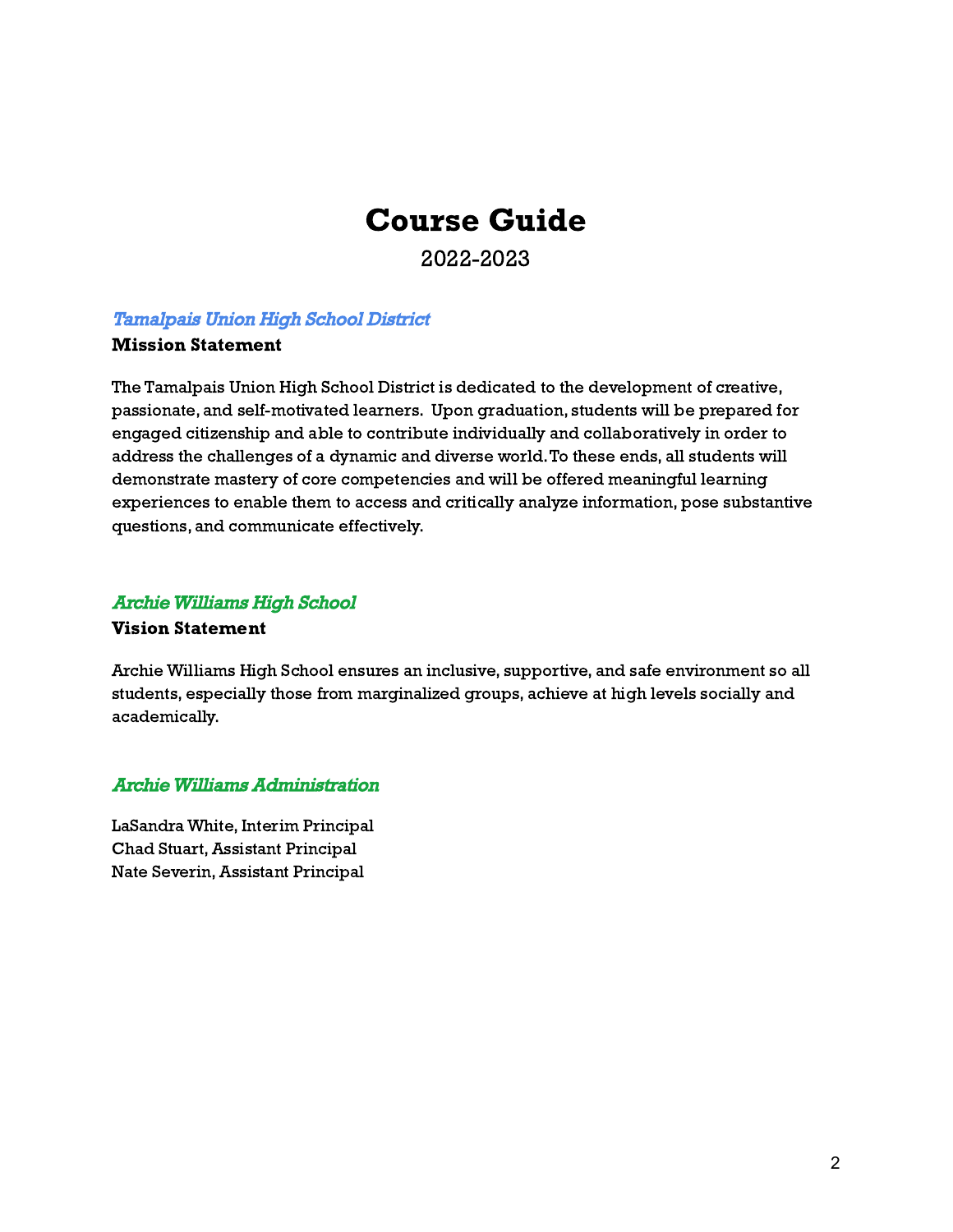# Course Guide

2022-2023

## *Tamalpais Union High School District*

**Mission Statement**

The Tamalpais Union High School District is dedicated to the development of creative, passionate, and self-motivated learners. Upon graduation, students will be prepared for engaged citizenship and able to contribute individually and collaboratively in order to address the challenges of a dynamic and diverse world. To these ends, all students will demonstrate mastery of core competencies and will be offered meaningful learning experiences to enable them to access and critically analyze information, pose substantive questions, and communicate effectively.

## *Archie Williams High School*

**Vision Statement**

Archie Williams High School ensures an inclusive, supportive, and safe environment so all students, especially those from marginalized groups, achieve at high levels socially and academically.

## *Archie Williams Administration*

LaSandra White, Interim Principal
Chad Stuart, Assistant Principal
Nate Severin, Assistant Principal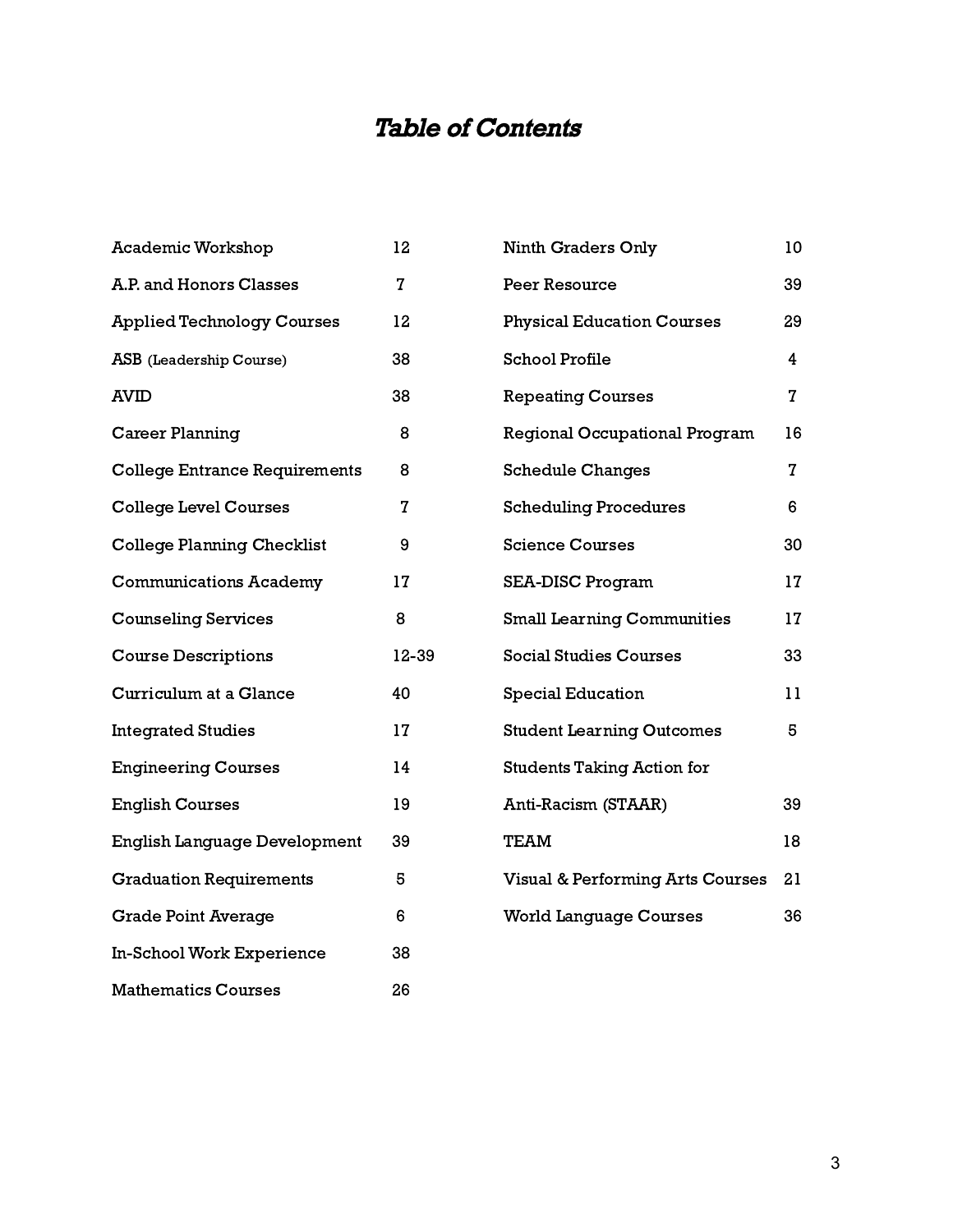# *Table of Contents*

| Topic | Page |
|---|---|
| Academic Workshop | 12 |
| A.P. and Honors Classes | 7 |
| Applied Technology Courses | 12 |
| ASB (Leadership Course) | 38 |
| AVID | 38 |
| Career Planning | 8 |
| College Entrance Requirements | 8 |
| College Level Courses | 7 |
| College Planning Checklist | 9 |
| Communications Academy | 17 |
| Counseling Services | 8 |
| Course Descriptions | 12-39 |
| Curriculum at a Glance | 40 |
| Integrated Studies | 17 |
| Engineering Courses | 14 |
| English Courses | 19 |
| English Language Development | 39 |
| Graduation Requirements | 5 |
| Grade Point Average | 6 |
| In-School Work Experience | 38 |
| Mathematics Courses | 26 |
| Ninth Graders Only | 10 |
| Peer Resource | 39 |
| Physical Education Courses | 29 |
| School Profile | 4 |
| Repeating Courses | 7 |
| Regional Occupational Program | 16 |
| Schedule Changes | 7 |
| Scheduling Procedures | 6 |
| Science Courses | 30 |
| SEA-DISC Program | 17 |
| Small Learning Communities | 17 |
| Social Studies Courses | 33 |
| Special Education | 11 |
| Student Learning Outcomes | 5 |
| Students Taking Action for Anti-Racism (STAAR) | 39 |
| TEAM | 18 |
| Visual & Performing Arts Courses | 21 |
| World Language Courses | 36 |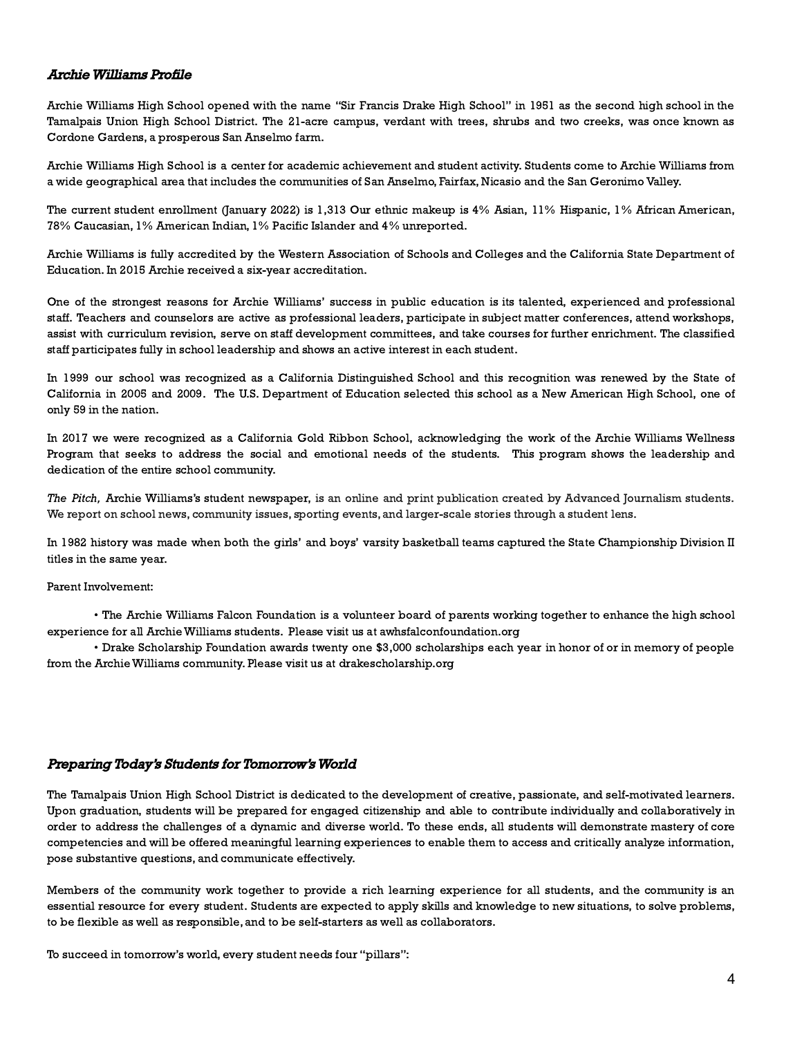## *Archie Williams Profile*

Archie Williams High School opened with the name "Sir Francis Drake High School" in 1951 as the second high school in the Tamalpais Union High School District. The 21-acre campus, verdant with trees, shrubs and two creeks, was once known as Cordone Gardens, a prosperous San Anselmo farm.

Archie Williams High School is a center for academic achievement and student activity. Students come to Archie Williams from a wide geographical area that includes the communities of San Anselmo, Fairfax, Nicasio and the San Geronimo Valley.

The current student enrollment (January 2022) is 1,313 Our ethnic makeup is 4% Asian, 11% Hispanic, 1% African American, 78% Caucasian, 1% American Indian, 1% Pacific Islander and 4% unreported.

Archie Williams is fully accredited by the Western Association of Schools and Colleges and the California State Department of Education. In 2015 Archie received a six-year accreditation.

One of the strongest reasons for Archie Williams' success in public education is its talented, experienced and professional staff. Teachers and counselors are active as professional leaders, participate in subject matter conferences, attend workshops, assist with curriculum revision, serve on staff development committees, and take courses for further enrichment. The classified staff participates fully in school leadership and shows an active interest in each student.

In 1999 our school was recognized as a California Distinguished School and this recognition was renewed by the State of California in 2005 and 2009. The U.S. Department of Education selected this school as a New American High School, one of only 59 in the nation.

In 2017 we were recognized as a California Gold Ribbon School, acknowledging the work of the Archie Williams Wellness Program that seeks to address the social and emotional needs of the students. This program shows the leadership and dedication of the entire school community.

*The Pitch,* Archie Williams's student newspaper, is an online and print publication created by Advanced Journalism students. We report on school news, community issues, sporting events, and larger-scale stories through a student lens.

In 1982 history was made when both the girls' and boys' varsity basketball teams captured the State Championship Division II titles in the same year.

Parent Involvement:

- The Archie Williams Falcon Foundation is a volunteer board of parents working together to enhance the high school experience for all Archie Williams students. Please visit us at awhsfalconfoundation.org
- Drake Scholarship Foundation awards twenty one $3,000 scholarships each year in honor of or in memory of people from the Archie Williams community. Please visit us at drakescholarship.org

## *Preparing Today's Students for Tomorrow's World*

The Tamalpais Union High School District is dedicated to the development of creative, passionate, and self-motivated learners. Upon graduation, students will be prepared for engaged citizenship and able to contribute individually and collaboratively in order to address the challenges of a dynamic and diverse world. To these ends, all students will demonstrate mastery of core competencies and will be offered meaningful learning experiences to enable them to access and critically analyze information, pose substantive questions, and communicate effectively.

Members of the community work together to provide a rich learning experience for all students, and the community is an essential resource for every student. Students are expected to apply skills and knowledge to new situations, to solve problems, to be flexible as well as responsible, and to be self-starters as well as collaborators.

To succeed in tomorrow's world, every student needs four "pillars":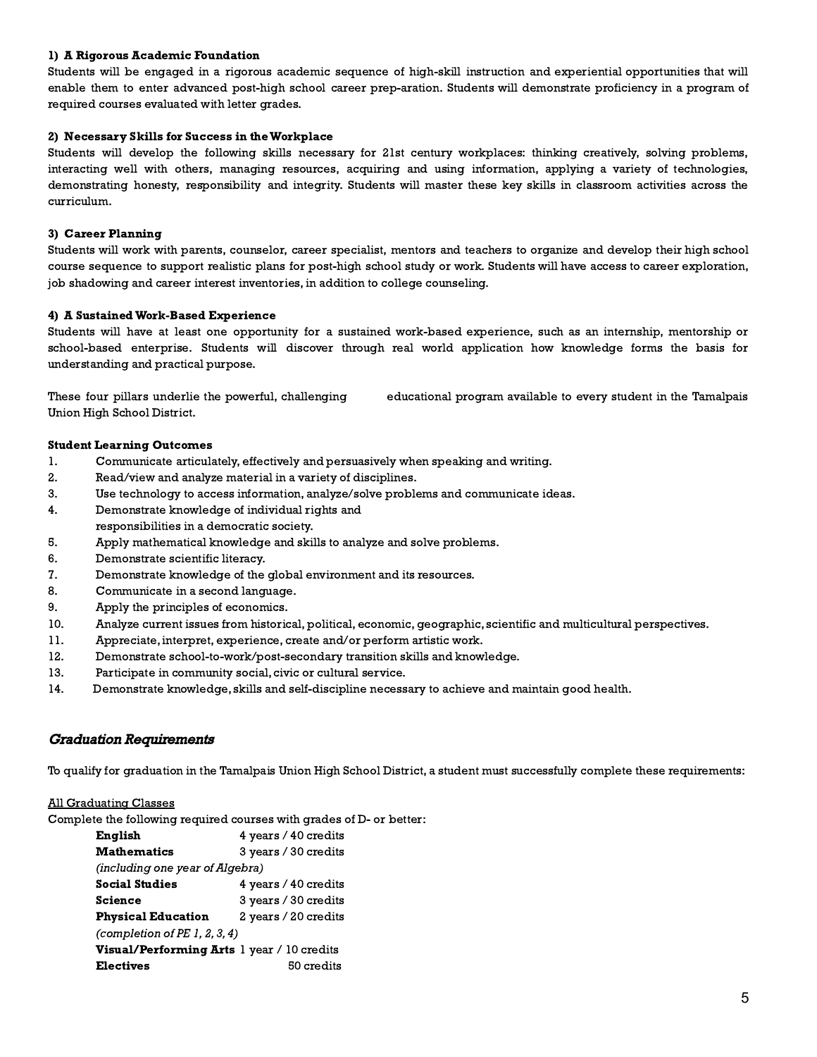**1) A Rigorous Academic Foundation**
Students will be engaged in a rigorous academic sequence of high-skill instruction and experiential opportunities that will enable them to enter advanced post-high school career prep-aration. Students will demonstrate proficiency in a program of required courses evaluated with letter grades.

**2) Necessary Skills for Success in the Workplace**
Students will develop the following skills necessary for 21st century workplaces: thinking creatively, solving problems, interacting well with others, managing resources, acquiring and using information, applying a variety of technologies, demonstrating honesty, responsibility and integrity. Students will master these key skills in classroom activities across the curriculum.

**3) Career Planning**
Students will work with parents, counselor, career specialist, mentors and teachers to organize and develop their high school course sequence to support realistic plans for post-high school study or work. Students will have access to career exploration, job shadowing and career interest inventories, in addition to college counseling.

**4) A Sustained Work-Based Experience**
Students will have at least one opportunity for a sustained work-based experience, such as an internship, mentorship or school-based enterprise. Students will discover through real world application how knowledge forms the basis for understanding and practical purpose.

These four pillars underlie the powerful, challenging educational program available to every student in the Tamalpais Union High School District.

**Student Learning Outcomes**

1. Communicate articulately, effectively and persuasively when speaking and writing.
2. Read/view and analyze material in a variety of disciplines.
3. Use technology to access information, analyze/solve problems and communicate ideas.
4. Demonstrate knowledge of individual rights and responsibilities in a democratic society.
5. Apply mathematical knowledge and skills to analyze and solve problems.
6. Demonstrate scientific literacy.
7. Demonstrate knowledge of the global environment and its resources.
8. Communicate in a second language.
9. Apply the principles of economics.
10. Analyze current issues from historical, political, economic, geographic, scientific and multicultural perspectives.
11. Appreciate, interpret, experience, create and/or perform artistic work.
12. Demonstrate school-to-work/post-secondary transition skills and knowledge.
13. Participate in community social, civic or cultural service.
14. Demonstrate knowledge, skills and self-discipline necessary to achieve and maintain good health.

## *Graduation Requirements*

To qualify for graduation in the Tamalpais Union High School District, a student must successfully complete these requirements:

<u>All Graduating Classes</u>
Complete the following required courses with grades of D- or better:

**English** 4 years / 40 credits
**Mathematics** 3 years / 30 credits
*(including one year of Algebra)*
**Social Studies** 4 years / 40 credits
**Science** 3 years / 30 credits
**Physical Education** 2 years / 20 credits
*(completion of PE 1, 2, 3, 4)*
**Visual/Performing Arts** 1 year / 10 credits
**Electives** 50 credits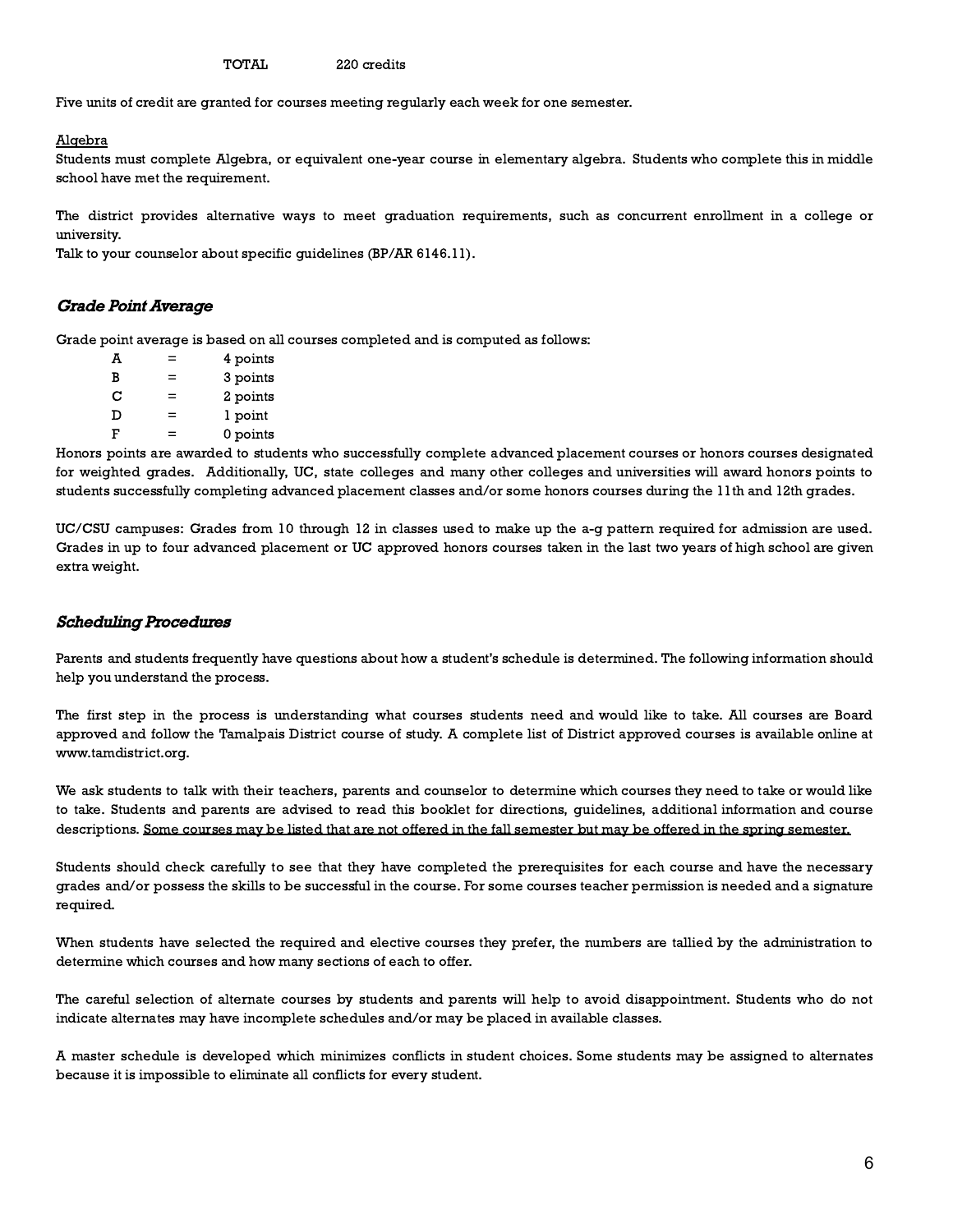TOTAL 220 credits

Five units of credit are granted for courses meeting regularly each week for one semester.

Algebra

Students must complete Algebra, or equivalent one-year course in elementary algebra. Students who complete this in middle school have met the requirement.

The district provides alternative ways to meet graduation requirements, such as concurrent enrollment in a college or university.
Talk to your counselor about specific guidelines (BP/AR 6146.11).

### *Grade Point Average*

Grade point average is based on all courses completed and is computed as follows:

| | | |
|---|---|---|
| A | = | 4 points |
| B | = | 3 points |
| C | = | 2 points |
| D | = | 1 point |
| F | = | 0 points |

Honors points are awarded to students who successfully complete advanced placement courses or honors courses designated for weighted grades. Additionally, UC, state colleges and many other colleges and universities will award honors points to students successfully completing advanced placement classes and/or some honors courses during the 11th and 12th grades.

UC/CSU campuses: Grades from 10 through 12 in classes used to make up the a-g pattern required for admission are used. Grades in up to four advanced placement or UC approved honors courses taken in the last two years of high school are given extra weight.

### *Scheduling Procedures*

Parents and students frequently have questions about how a student's schedule is determined. The following information should help you understand the process.

The first step in the process is understanding what courses students need and would like to take. All courses are Board approved and follow the Tamalpais District course of study. A complete list of District approved courses is available online at www.tamdistrict.org.

We ask students to talk with their teachers, parents and counselor to determine which courses they need to take or would like to take. Students and parents are advised to read this booklet for directions, guidelines, additional information and course descriptions. Some courses may be listed that are not offered in the fall semester but may be offered in the spring semester.

Students should check carefully to see that they have completed the prerequisites for each course and have the necessary grades and/or possess the skills to be successful in the course. For some courses teacher permission is needed and a signature required.

When students have selected the required and elective courses they prefer, the numbers are tallied by the administration to determine which courses and how many sections of each to offer.

The careful selection of alternate courses by students and parents will help to avoid disappointment. Students who do not indicate alternates may have incomplete schedules and/or may be placed in available classes.

A master schedule is developed which minimizes conflicts in student choices. Some students may be assigned to alternates because it is impossible to eliminate all conflicts for every student.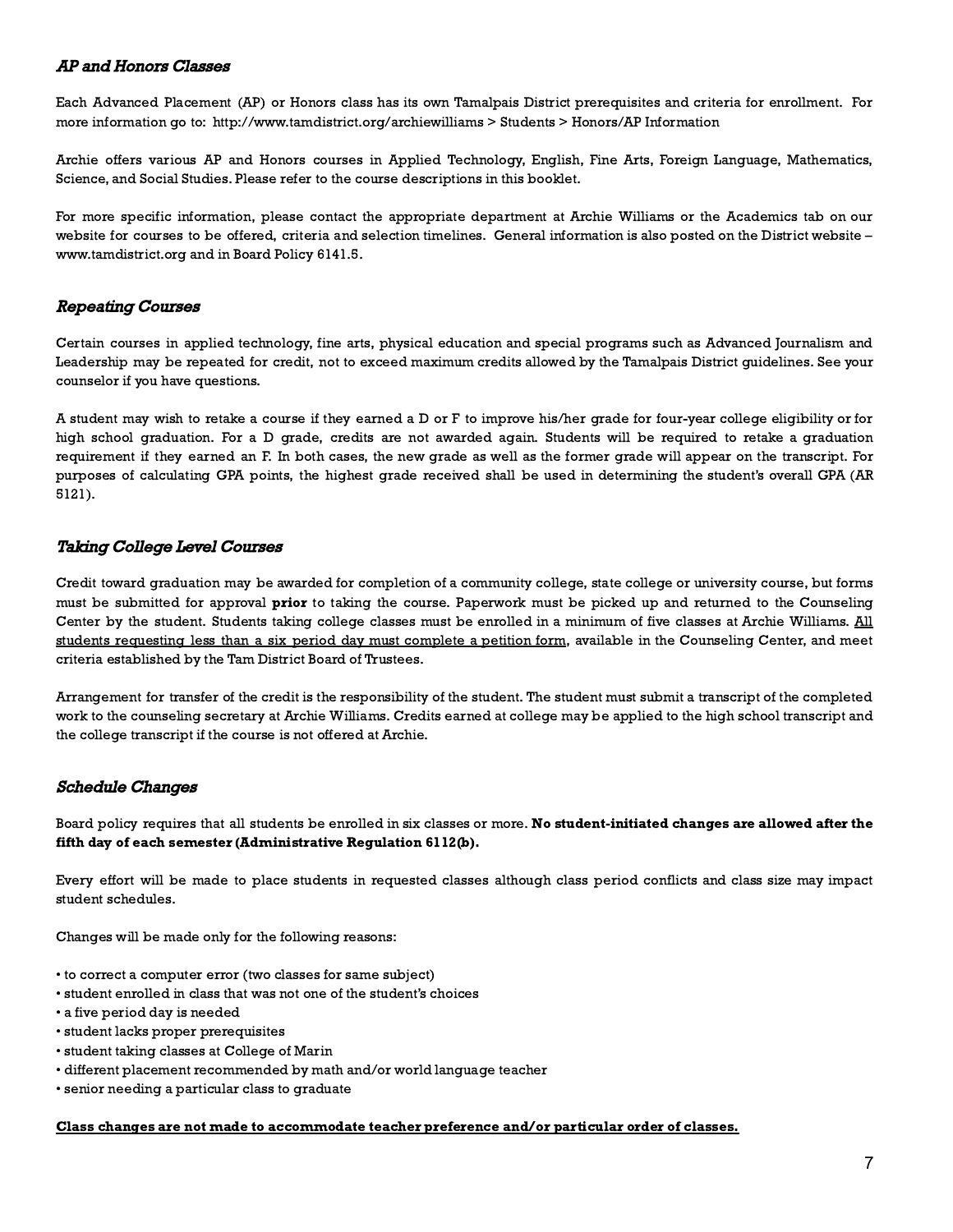### *AP and Honors Classes*

Each Advanced Placement (AP) or Honors class has its own Tamalpais District prerequisites and criteria for enrollment. For more information go to: http://www.tamdistrict.org/archiewilliams > Students > Honors/AP Information

Archie offers various AP and Honors courses in Applied Technology, English, Fine Arts, Foreign Language, Mathematics, Science, and Social Studies. Please refer to the course descriptions in this booklet.

For more specific information, please contact the appropriate department at Archie Williams or the Academics tab on our website for courses to be offered, criteria and selection timelines. General information is also posted on the District website – www.tamdistrict.org and in Board Policy 6141.5.

### *Repeating Courses*

Certain courses in applied technology, fine arts, physical education and special programs such as Advanced Journalism and Leadership may be repeated for credit, not to exceed maximum credits allowed by the Tamalpais District guidelines. See your counselor if you have questions.

A student may wish to retake a course if they earned a D or F to improve his/her grade for four-year college eligibility or for high school graduation. For a D grade, credits are not awarded again. Students will be required to retake a graduation requirement if they earned an F. In both cases, the new grade as well as the former grade will appear on the transcript. For purposes of calculating GPA points, the highest grade received shall be used in determining the student's overall GPA (AR 5121).

### *Taking College Level Courses*

Credit toward graduation may be awarded for completion of a community college, state college or university course, but forms must be submitted for approval **prior** to taking the course. Paperwork must be picked up and returned to the Counseling Center by the student. Students taking college classes must be enrolled in a minimum of five classes at Archie Williams. <u>All students requesting less than a six period day must complete a petition form</u>, available in the Counseling Center, and meet criteria established by the Tam District Board of Trustees.

Arrangement for transfer of the credit is the responsibility of the student. The student must submit a transcript of the completed work to the counseling secretary at Archie Williams. Credits earned at college may be applied to the high school transcript and the college transcript if the course is not offered at Archie.

### *Schedule Changes*

Board policy requires that all students be enrolled in six classes or more. **No student-initiated changes are allowed after the fifth day of each semester (Administrative Regulation 6112(b).**

Every effort will be made to place students in requested classes although class period conflicts and class size may impact student schedules.

Changes will be made only for the following reasons:

- to correct a computer error (two classes for same subject)
- student enrolled in class that was not one of the student's choices
- a five period day is needed
- student lacks proper prerequisites
- student taking classes at College of Marin
- different placement recommended by math and/or world language teacher
- senior needing a particular class to graduate

**<u>Class changes are not made to accommodate teacher preference and/or particular order of classes.</u>**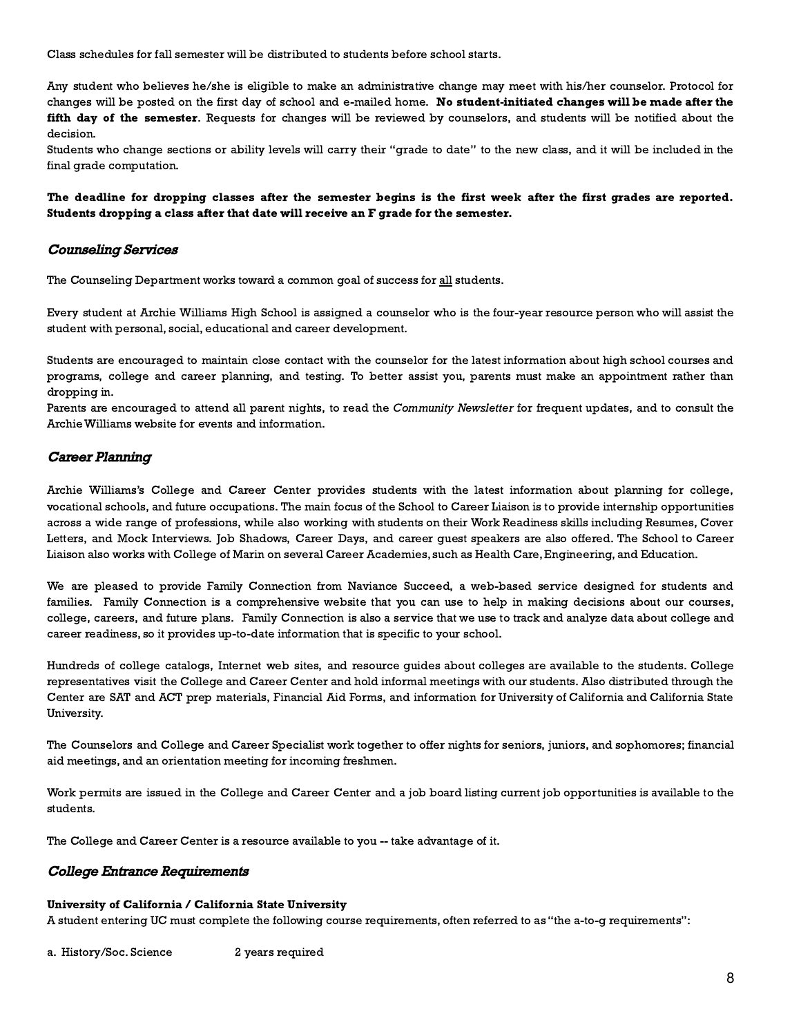Class schedules for fall semester will be distributed to students before school starts.

Any student who believes he/she is eligible to make an administrative change may meet with his/her counselor. Protocol for changes will be posted on the first day of school and e-mailed home. **No student-initiated changes will be made after the fifth day of the semester**. Requests for changes will be reviewed by counselors, and students will be notified about the decision.
Students who change sections or ability levels will carry their "grade to date" to the new class, and it will be included in the final grade computation.

**The deadline for dropping classes after the semester begins is the first week after the first grades are reported. Students dropping a class after that date will receive an F grade for the semester.**

## *Counseling Services*

The Counseling Department works toward a common goal of success for <u>all</u> students.

Every student at Archie Williams High School is assigned a counselor who is the four-year resource person who will assist the student with personal, social, educational and career development.

Students are encouraged to maintain close contact with the counselor for the latest information about high school courses and programs, college and career planning, and testing. To better assist you, parents must make an appointment rather than dropping in.
Parents are encouraged to attend all parent nights, to read the *Community Newsletter* for frequent updates, and to consult the Archie Williams website for events and information.

## *Career Planning*

Archie Williams's College and Career Center provides students with the latest information about planning for college, vocational schools, and future occupations. The main focus of the School to Career Liaison is to provide internship opportunities across a wide range of professions, while also working with students on their Work Readiness skills including Resumes, Cover Letters, and Mock Interviews. Job Shadows, Career Days, and career guest speakers are also offered. The School to Career Liaison also works with College of Marin on several Career Academies, such as Health Care, Engineering, and Education.

We are pleased to provide Family Connection from Naviance Succeed, a web-based service designed for students and families. Family Connection is a comprehensive website that you can use to help in making decisions about our courses, college, careers, and future plans. Family Connection is also a service that we use to track and analyze data about college and career readiness, so it provides up-to-date information that is specific to your school.

Hundreds of college catalogs, Internet web sites, and resource guides about colleges are available to the students. College representatives visit the College and Career Center and hold informal meetings with our students. Also distributed through the Center are SAT and ACT prep materials, Financial Aid Forms, and information for University of California and California State University.

The Counselors and College and Career Specialist work together to offer nights for seniors, juniors, and sophomores; financial aid meetings, and an orientation meeting for incoming freshmen.

Work permits are issued in the College and Career Center and a job board listing current job opportunities is available to the students.

The College and Career Center is a resource available to you -- take advantage of it.

## *College Entrance Requirements*

**University of California / California State University**
A student entering UC must complete the following course requirements, often referred to as "the a-to-g requirements":

a. History/Soc. Science 2 years required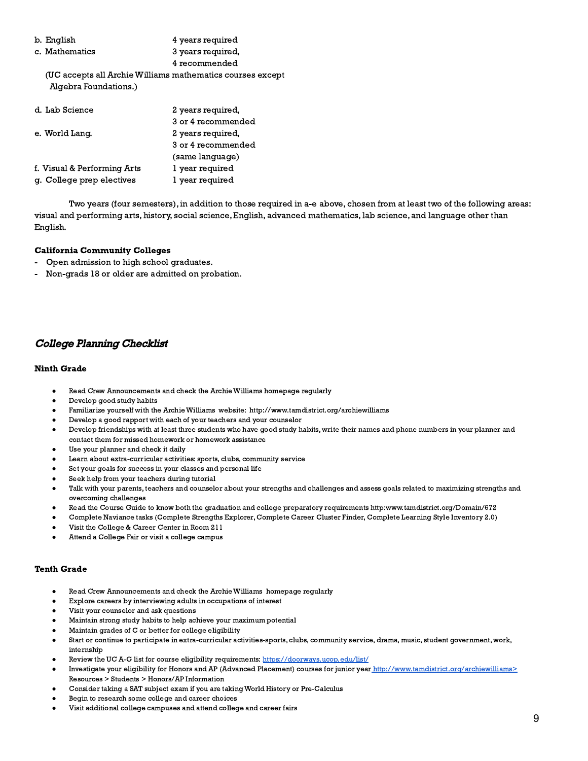| | |
|---|---|
| b. English | 4 years required |
| c. Mathematics | 3 years required, 4 recommended |

(UC accepts all Archie Williams mathematics courses except Algebra Foundations.)

| | |
|---|---|
| d. Lab Science | 2 years required, 3 or 4 recommended |
| e. World Lang. | 2 years required, 3 or 4 recommended (same language) |
| f. Visual & Performing Arts | 1 year required |
| g. College prep electives | 1 year required |

Two years (four semesters), in addition to those required in a-e above, chosen from at least two of the following areas: visual and performing arts, history, social science, English, advanced mathematics, lab science, and language other than English.

**California Community Colleges**

- Open admission to high school graduates.
- Non-grads 18 or older are admitted on probation.

## *College Planning Checklist*

### Ninth Grade

- Read Crew Announcements and check the Archie Williams homepage regularly
- Develop good study habits
- Familiarize yourself with the Archie Williams website: http://www.tamdistrict.org/archiewilliams
- Develop a good rapport with each of your teachers and your counselor
- Develop friendships with at least three students who have good study habits, write their names and phone numbers in your planner and contact them for missed homework or homework assistance
- Use your planner and check it daily
- Learn about extra-curricular activities: sports, clubs, community service
- Set your goals for success in your classes and personal life
- Seek help from your teachers during tutorial
- Talk with your parents, teachers and counselor about your strengths and challenges and assess goals related to maximizing strengths and overcoming challenges
- Read the Course Guide to know both the graduation and college preparatory requirements http:www.tamdistrict.org/Domain/672
- Complete Naviance tasks (Complete Strengths Explorer, Complete Career Cluster Finder, Complete Learning Style Inventory 2.0)
- Visit the College & Career Center in Room 211
- Attend a College Fair or visit a college campus

### Tenth Grade

- Read Crew Announcements and check the Archie Williams homepage regularly
- Explore careers by interviewing adults in occupations of interest
- Visit your counselor and ask questions
- Maintain strong study habits to help achieve your maximum potential
- Maintain grades of C or better for college eligibility
- Start or continue to participate in extra-curricular activities-sports, clubs, community service, drama, music, student government, work, internship
- Review the UC A-G list for course eligibility requirements: https://doorways.ucop.edu/list/
- Investigate your eligibility for Honors and AP (Advanced Placement) courses for junior year http://www.tamdistrict.org/archiewilliams> Resources > Students > Honors/AP Information
- Consider taking a SAT subject exam if you are taking World History or Pre-Calculus
- Begin to research some college and career choices
- Visit additional college campuses and attend college and career fairs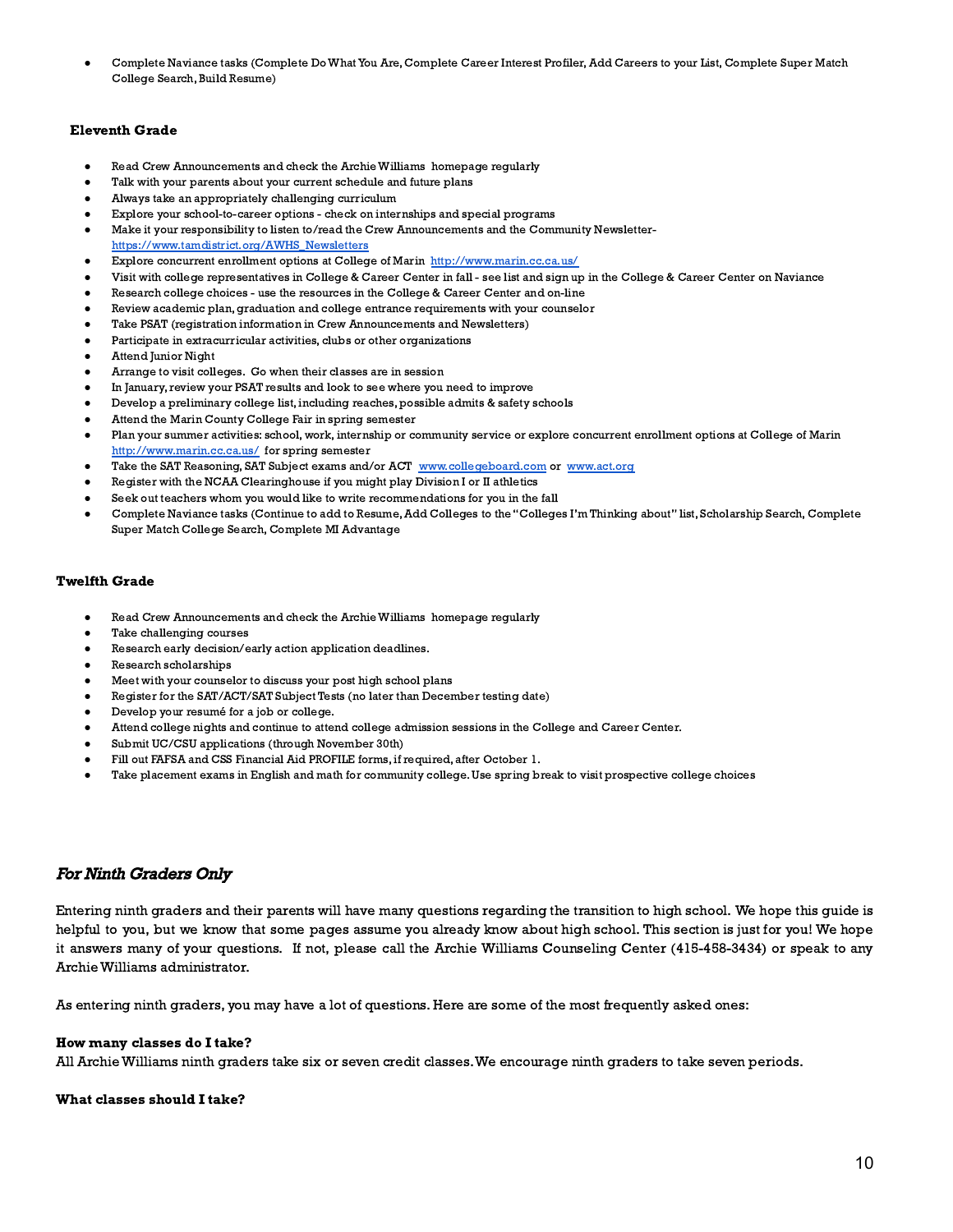- Complete Naviance tasks (Complete Do What You Are, Complete Career Interest Profiler, Add Careers to your List, Complete Super Match College Search, Build Resume)

### Eleventh Grade

- Read Crew Announcements and check the Archie Williams homepage regularly
- Talk with your parents about your current schedule and future plans
- Always take an appropriately challenging curriculum
- Explore your school-to-career options - check on internships and special programs
- Make it your responsibility to listen to/read the Crew Announcements and the Community Newsletter- https://www.tamdistrict.org/AWHS_Newsletters
- Explore concurrent enrollment options at College of Marin http://www.marin.cc.ca.us/
- Visit with college representatives in College & Career Center in fall - see list and sign up in the College & Career Center on Naviance
- Research college choices - use the resources in the College & Career Center and on-line
- Review academic plan, graduation and college entrance requirements with your counselor
- Take PSAT (registration information in Crew Announcements and Newsletters)
- Participate in extracurricular activities, clubs or other organizations
- Attend Junior Night
- Arrange to visit colleges. Go when their classes are in session
- In January, review your PSAT results and look to see where you need to improve
- Develop a preliminary college list, including reaches, possible admits & safety schools
- Attend the Marin County College Fair in spring semester
- Plan your summer activities: school, work, internship or community service or explore concurrent enrollment options at College of Marin http://www.marin.cc.ca.us/ for spring semester
- Take the SAT Reasoning, SAT Subject exams and/or ACT www.collegeboard.com or www.act.org
- Register with the NCAA Clearinghouse if you might play Division I or II athletics
- Seek out teachers whom you would like to write recommendations for you in the fall
- Complete Naviance tasks (Continue to add to Resume, Add Colleges to the "Colleges I'm Thinking about" list, Scholarship Search, Complete Super Match College Search, Complete MI Advantage

### Twelfth Grade

- Read Crew Announcements and check the Archie Williams homepage regularly
- Take challenging courses
- Research early decision/early action application deadlines.
- Research scholarships
- Meet with your counselor to discuss your post high school plans
- Register for the SAT/ACT/SAT Subject Tests (no later than December testing date)
- Develop your resumé for a job or college.
- Attend college nights and continue to attend college admission sessions in the College and Career Center.
- Submit UC/CSU applications (through November 30th)
- Fill out FAFSA and CSS Financial Aid PROFILE forms, if required, after October 1.
- Take placement exams in English and math for community college. Use spring break to visit prospective college choices

## *For Ninth Graders Only*

Entering ninth graders and their parents will have many questions regarding the transition to high school. We hope this guide is helpful to you, but we know that some pages assume you already know about high school. This section is just for you! We hope it answers many of your questions. If not, please call the Archie Williams Counseling Center (415-458-3434) or speak to any Archie Williams administrator.

As entering ninth graders, you may have a lot of questions. Here are some of the most frequently asked ones:

**How many classes do I take?**
All Archie Williams ninth graders take six or seven credit classes. We encourage ninth graders to take seven periods.

**What classes should I take?**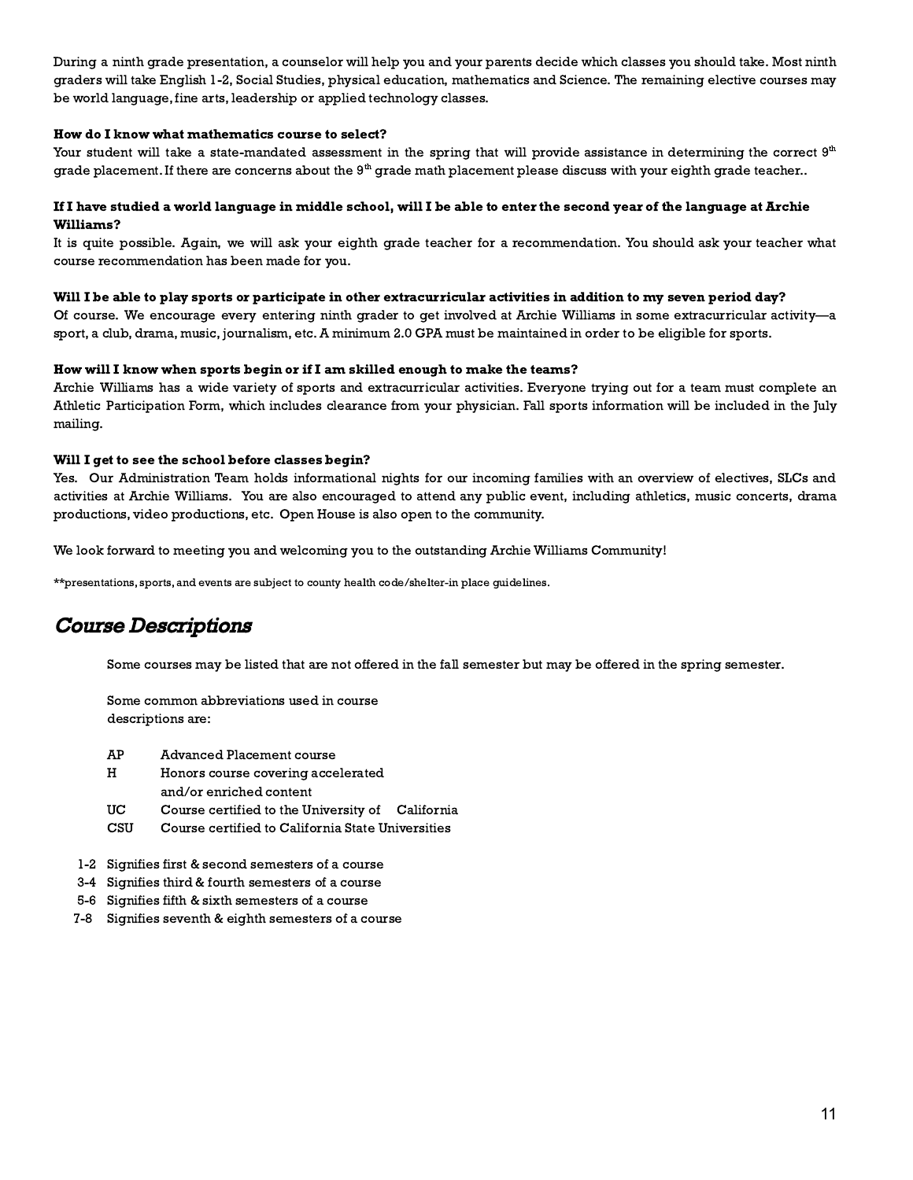During a ninth grade presentation, a counselor will help you and your parents decide which classes you should take. Most ninth graders will take English 1-2, Social Studies, physical education, mathematics and Science. The remaining elective courses may be world language, fine arts, leadership or applied technology classes.

**How do I know what mathematics course to select?**

Your student will take a state-mandated assessment in the spring that will provide assistance in determining the correct 9th grade placement. If there are concerns about the 9th grade math placement please discuss with your eighth grade teacher..

**If I have studied a world language in middle school, will I be able to enter the second year of the language at Archie Williams?**

It is quite possible. Again, we will ask your eighth grade teacher for a recommendation. You should ask your teacher what course recommendation has been made for you.

**Will I be able to play sports or participate in other extracurricular activities in addition to my seven period day?**

Of course. We encourage every entering ninth grader to get involved at Archie Williams in some extracurricular activity—a sport, a club, drama, music, journalism, etc. A minimum 2.0 GPA must be maintained in order to be eligible for sports.

**How will I know when sports begin or if I am skilled enough to make the teams?**

Archie Williams has a wide variety of sports and extracurricular activities. Everyone trying out for a team must complete an Athletic Participation Form, which includes clearance from your physician. Fall sports information will be included in the July mailing.

**Will I get to see the school before classes begin?**

Yes. Our Administration Team holds informational nights for our incoming families with an overview of electives, SLCs and activities at Archie Williams. You are also encouraged to attend any public event, including athletics, music concerts, drama productions, video productions, etc. Open House is also open to the community.

We look forward to meeting you and welcoming you to the outstanding Archie Williams Community!

**presentations, sports, and events are subject to county health code/shelter-in place guidelines.

## *Course Descriptions*

Some courses may be listed that are not offered in the fall semester but may be offered in the spring semester.

Some common abbreviations used in course descriptions are:

| | |
|---|---|
| AP | Advanced Placement course |
| H | Honors course covering accelerated and/or enriched content |
| UC | Course certified to the University of California |
| CSU | Course certified to California State Universities |

| | |
|---|---|
| 1-2 | Signifies first & second semesters of a course |
| 3-4 | Signifies third & fourth semesters of a course |
| 5-6 | Signifies fifth & sixth semesters of a course |
| 7-8 | Signifies seventh & eighth semesters of a course |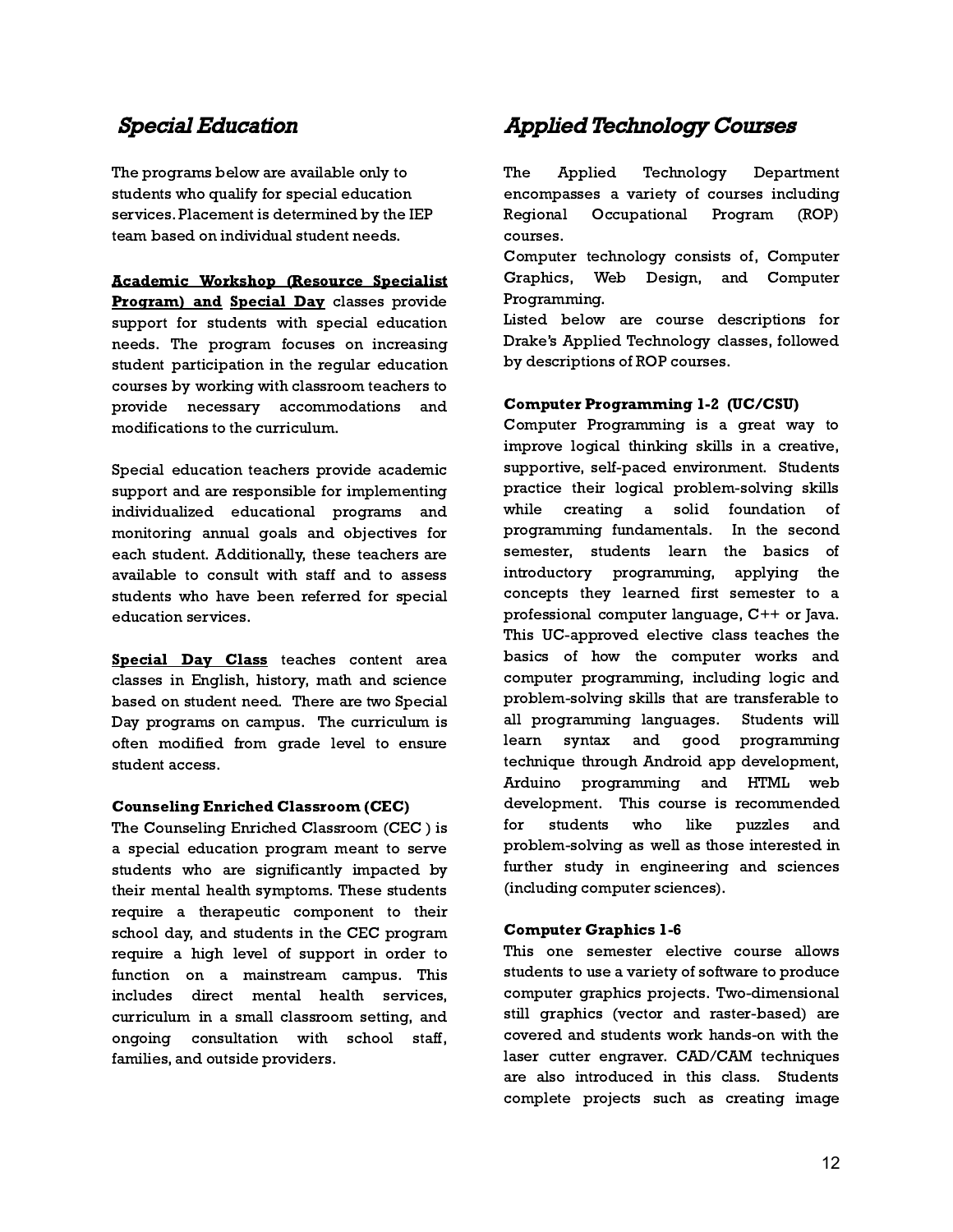## *Special Education*

The programs below are available only to students who qualify for special education services. Placement is determined by the IEP team based on individual student needs.

**Academic Workshop (Resource Specialist Program) and Special Day** classes provide support for students with special education needs. The program focuses on increasing student participation in the regular education courses by working with classroom teachers to provide necessary accommodations and modifications to the curriculum.

Special education teachers provide academic support and are responsible for implementing individualized educational programs and monitoring annual goals and objectives for each student. Additionally, these teachers are available to consult with staff and to assess students who have been referred for special education services.

**Special Day Class** teaches content area classes in English, history, math and science based on student need. There are two Special Day programs on campus. The curriculum is often modified from grade level to ensure student access.

**Counseling Enriched Classroom (CEC)**

The Counseling Enriched Classroom (CEC ) is a special education program meant to serve students who are significantly impacted by their mental health symptoms. These students require a therapeutic component to their school day, and students in the CEC program require a high level of support in order to function on a mainstream campus. This includes direct mental health services, curriculum in a small classroom setting, and ongoing consultation with school staff, families, and outside providers.

## *Applied Technology Courses*

The Applied Technology Department encompasses a variety of courses including Regional Occupational Program (ROP) courses.

Computer technology consists of, Computer Graphics, Web Design, and Computer Programming.

Listed below are course descriptions for Drake's Applied Technology classes, followed by descriptions of ROP courses.

**Computer Programming 1-2 (UC/CSU)**

Computer Programming is a great way to improve logical thinking skills in a creative, supportive, self-paced environment. Students practice their logical problem-solving skills while creating a solid foundation of programming fundamentals. In the second semester, students learn the basics of introductory programming, applying the concepts they learned first semester to a professional computer language, C++ or Java. This UC-approved elective class teaches the basics of how the computer works and computer programming, including logic and problem-solving skills that are transferable to all programming languages. Students will learn syntax and good programming technique through Android app development, Arduino programming and HTML web development. This course is recommended for students who like puzzles and problem-solving as well as those interested in further study in engineering and sciences (including computer sciences).

**Computer Graphics 1-6**

This one semester elective course allows students to use a variety of software to produce computer graphics projects. Two-dimensional still graphics (vector and raster-based) are covered and students work hands-on with the laser cutter engraver. CAD/CAM techniques are also introduced in this class. Students complete projects such as creating image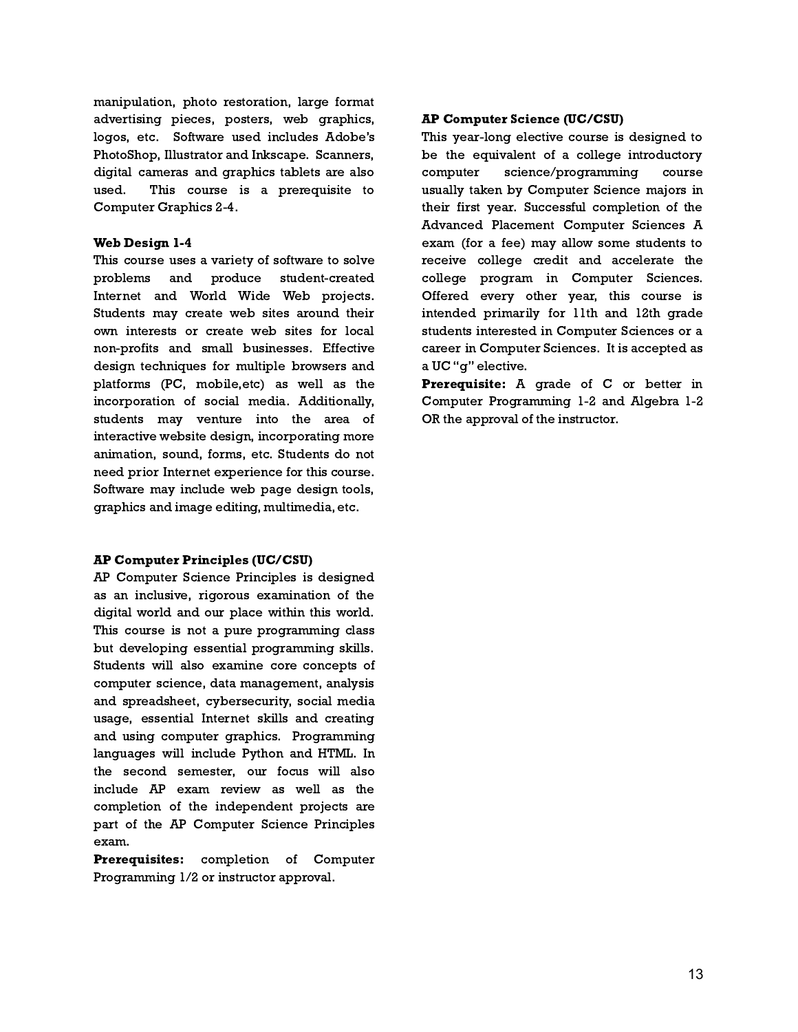manipulation, photo restoration, large format advertising pieces, posters, web graphics, logos, etc. Software used includes Adobe's PhotoShop, Illustrator and Inkscape. Scanners, digital cameras and graphics tablets are also used. This course is a prerequisite to Computer Graphics 2-4.

**Web Design 1-4**
This course uses a variety of software to solve problems and produce student-created Internet and World Wide Web projects. Students may create web sites around their own interests or create web sites for local non-profits and small businesses. Effective design techniques for multiple browsers and platforms (PC, mobile,etc) as well as the incorporation of social media. Additionally, students may venture into the area of interactive website design, incorporating more animation, sound, forms, etc. Students do not need prior Internet experience for this course. Software may include web page design tools, graphics and image editing, multimedia, etc.

**AP Computer Principles (UC/CSU)**
AP Computer Science Principles is designed as an inclusive, rigorous examination of the digital world and our place within this world. This course is not a pure programming class but developing essential programming skills. Students will also examine core concepts of computer science, data management, analysis and spreadsheet, cybersecurity, social media usage, essential Internet skills and creating and using computer graphics. Programming languages will include Python and HTML. In the second semester, our focus will also include AP exam review as well as the completion of the independent projects are part of the AP Computer Science Principles exam.
**Prerequisites:** completion of Computer Programming 1/2 or instructor approval.

**AP Computer Science (UC/CSU)**
This year-long elective course is designed to be the equivalent of a college introductory computer science/programming course usually taken by Computer Science majors in their first year. Successful completion of the Advanced Placement Computer Sciences A exam (for a fee) may allow some students to receive college credit and accelerate the college program in Computer Sciences. Offered every other year, this course is intended primarily for 11th and 12th grade students interested in Computer Sciences or a career in Computer Sciences. It is accepted as a UC "g" elective.
**Prerequisite:** A grade of C or better in Computer Programming 1-2 and Algebra 1-2 OR the approval of the instructor.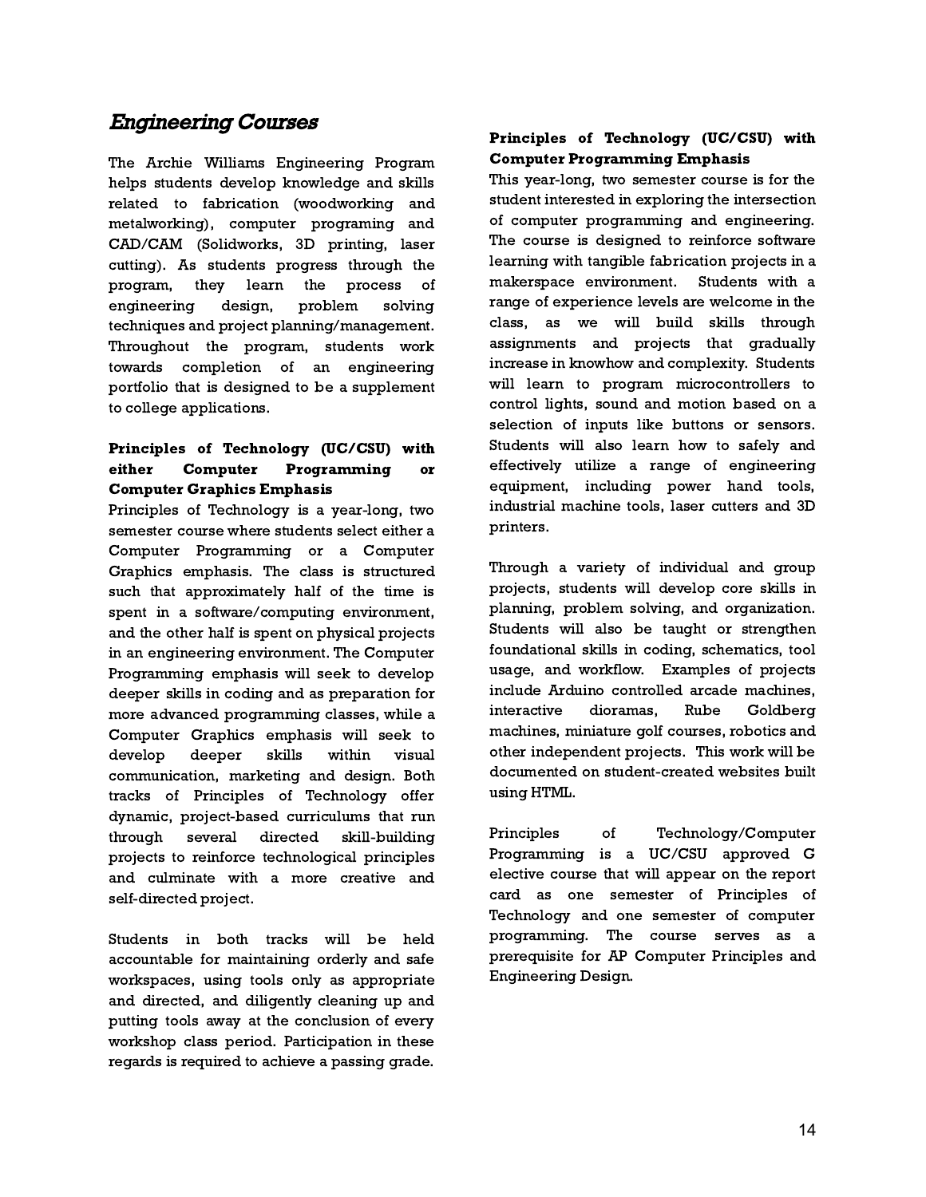## *Engineering Courses*

The Archie Williams Engineering Program helps students develop knowledge and skills related to fabrication (woodworking and metalworking), computer programing and CAD/CAM (Solidworks, 3D printing, laser cutting). As students progress through the program, they learn the process of engineering design, problem solving techniques and project planning/management. Throughout the program, students work towards completion of an engineering portfolio that is designed to be a supplement to college applications.

**Principles of Technology (UC/CSU) with either Computer Programming or Computer Graphics Emphasis**

Principles of Technology is a year-long, two semester course where students select either a Computer Programming or a Computer Graphics emphasis. The class is structured such that approximately half of the time is spent in a software/computing environment, and the other half is spent on physical projects in an engineering environment. The Computer Programming emphasis will seek to develop deeper skills in coding and as preparation for more advanced programming classes, while a Computer Graphics emphasis will seek to develop deeper skills within visual communication, marketing and design. Both tracks of Principles of Technology offer dynamic, project-based curriculums that run through several directed skill-building projects to reinforce technological principles and culminate with a more creative and self-directed project.

Students in both tracks will be held accountable for maintaining orderly and safe workspaces, using tools only as appropriate and directed, and diligently cleaning up and putting tools away at the conclusion of every workshop class period. Participation in these regards is required to achieve a passing grade.

**Principles of Technology (UC/CSU) with Computer Programming Emphasis**

This year-long, two semester course is for the student interested in exploring the intersection of computer programming and engineering. The course is designed to reinforce software learning with tangible fabrication projects in a makerspace environment. Students with a range of experience levels are welcome in the class, as we will build skills through assignments and projects that gradually increase in knowhow and complexity. Students will learn to program microcontrollers to control lights, sound and motion based on a selection of inputs like buttons or sensors. Students will also learn how to safely and effectively utilize a range of engineering equipment, including power hand tools, industrial machine tools, laser cutters and 3D printers.

Through a variety of individual and group projects, students will develop core skills in planning, problem solving, and organization. Students will also be taught or strengthen foundational skills in coding, schematics, tool usage, and workflow. Examples of projects include Arduino controlled arcade machines, interactive dioramas, Rube Goldberg machines, miniature golf courses, robotics and other independent projects. This work will be documented on student-created websites built using HTML.

Principles of Technology/Computer Programming is a UC/CSU approved G elective course that will appear on the report card as one semester of Principles of Technology and one semester of computer programming. The course serves as a prerequisite for AP Computer Principles and Engineering Design.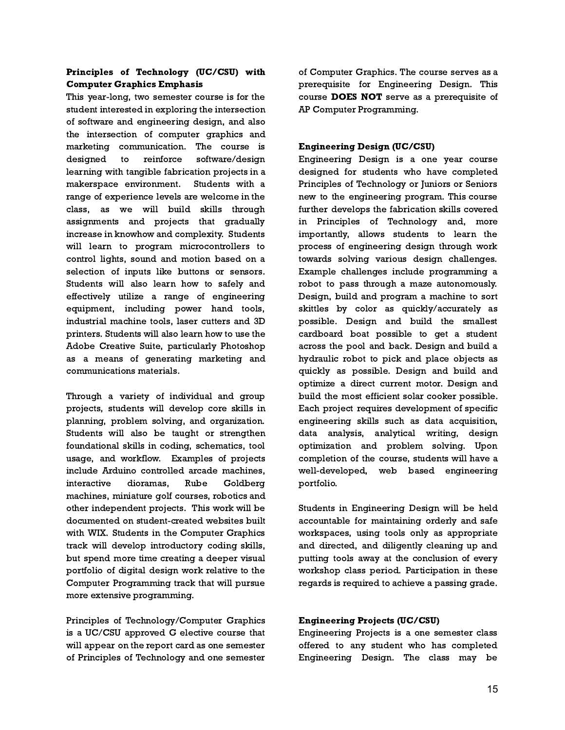**Principles of Technology (UC/CSU) with Computer Graphics Emphasis**

This year-long, two semester course is for the student interested in exploring the intersection of software and engineering design, and also the intersection of computer graphics and marketing communication. The course is designed to reinforce software/design learning with tangible fabrication projects in a makerspace environment. Students with a range of experience levels are welcome in the class, as we will build skills through assignments and projects that gradually increase in knowhow and complexity. Students will learn to program microcontrollers to control lights, sound and motion based on a selection of inputs like buttons or sensors. Students will also learn how to safely and effectively utilize a range of engineering equipment, including power hand tools, industrial machine tools, laser cutters and 3D printers. Students will also learn how to use the Adobe Creative Suite, particularly Photoshop as a means of generating marketing and communications materials.

Through a variety of individual and group projects, students will develop core skills in planning, problem solving, and organization. Students will also be taught or strengthen foundational skills in coding, schematics, tool usage, and workflow. Examples of projects include Arduino controlled arcade machines, interactive dioramas, Rube Goldberg machines, miniature golf courses, robotics and other independent projects. This work will be documented on student-created websites built with WIX. Students in the Computer Graphics track will develop introductory coding skills, but spend more time creating a deeper visual portfolio of digital design work relative to the Computer Programming track that will pursue more extensive programming.

Principles of Technology/Computer Graphics is a UC/CSU approved G elective course that will appear on the report card as one semester of Principles of Technology and one semester of Computer Graphics. The course serves as a prerequisite for Engineering Design. This course **DOES NOT** serve as a prerequisite of AP Computer Programming.

**Engineering Design (UC/CSU)**

Engineering Design is a one year course designed for students who have completed Principles of Technology or Juniors or Seniors new to the engineering program. This course further develops the fabrication skills covered in Principles of Technology and, more importantly, allows students to learn the process of engineering design through work towards solving various design challenges. Example challenges include programming a robot to pass through a maze autonomously. Design, build and program a machine to sort skittles by color as quickly/accurately as possible. Design and build the smallest cardboard boat possible to get a student across the pool and back. Design and build a hydraulic robot to pick and place objects as quickly as possible. Design and build and optimize a direct current motor. Design and build the most efficient solar cooker possible. Each project requires development of specific engineering skills such as data acquisition, data analysis, analytical writing, design optimization and problem solving. Upon completion of the course, students will have a well-developed, web based engineering portfolio.

Students in Engineering Design will be held accountable for maintaining orderly and safe workspaces, using tools only as appropriate and directed, and diligently cleaning up and putting tools away at the conclusion of every workshop class period. Participation in these regards is required to achieve a passing grade.

**Engineering Projects (UC/CSU)**

Engineering Projects is a one semester class offered to any student who has completed Engineering Design. The class may be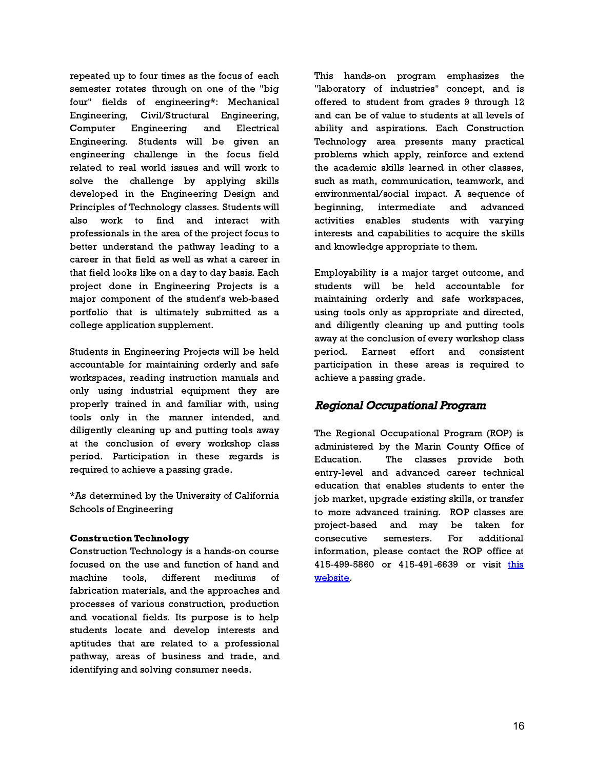repeated up to four times as the focus of each semester rotates through one of the "big four" fields of engineering*: Mechanical Engineering, Civil/Structural Engineering, Computer Engineering and Electrical Engineering. Students will be given an engineering challenge in the focus field related to real world issues and will work to solve the challenge by applying skills developed in the Engineering Design and Principles of Technology classes. Students will also work to find and interact with professionals in the area of the project focus to better understand the pathway leading to a career in that field as well as what a career in that field looks like on a day to day basis. Each project done in Engineering Projects is a major component of the student's web-based portfolio that is ultimately submitted as a college application supplement.

Students in Engineering Projects will be held accountable for maintaining orderly and safe workspaces, reading instruction manuals and only using industrial equipment they are properly trained in and familiar with, using tools only in the manner intended, and diligently cleaning up and putting tools away at the conclusion of every workshop class period. Participation in these regards is required to achieve a passing grade.

*As determined by the University of California Schools of Engineering

**Construction Technology**
Construction Technology is a hands-on course focused on the use and function of hand and machine tools, different mediums of fabrication materials, and the approaches and processes of various construction, production and vocational fields. Its purpose is to help students locate and develop interests and aptitudes that are related to a professional pathway, areas of business and trade, and identifying and solving consumer needs.

This hands-on program emphasizes the "laboratory of industries" concept, and is offered to student from grades 9 through 12 and can be of value to students at all levels of ability and aspirations. Each Construction Technology area presents many practical problems which apply, reinforce and extend the academic skills learned in other classes, such as math, communication, teamwork, and environmental/social impact. A sequence of beginning, intermediate and advanced activities enables students with varying interests and capabilities to acquire the skills and knowledge appropriate to them.

Employability is a major target outcome, and students will be held accountable for maintaining orderly and safe workspaces, using tools only as appropriate and directed, and diligently cleaning up and putting tools away at the conclusion of every workshop class period. Earnest effort and consistent participation in these areas is required to achieve a passing grade.

## *Regional Occupational Program*

The Regional Occupational Program (ROP) is administered by the Marin County Office of Education. The classes provide both entry-level and advanced career technical education that enables students to enter the job market, upgrade existing skills, or transfer to more advanced training. ROP classes are project-based and may be taken for consecutive semesters. For additional information, please contact the ROP office at 415-499-5860 or 415-491-6639 or visit this website.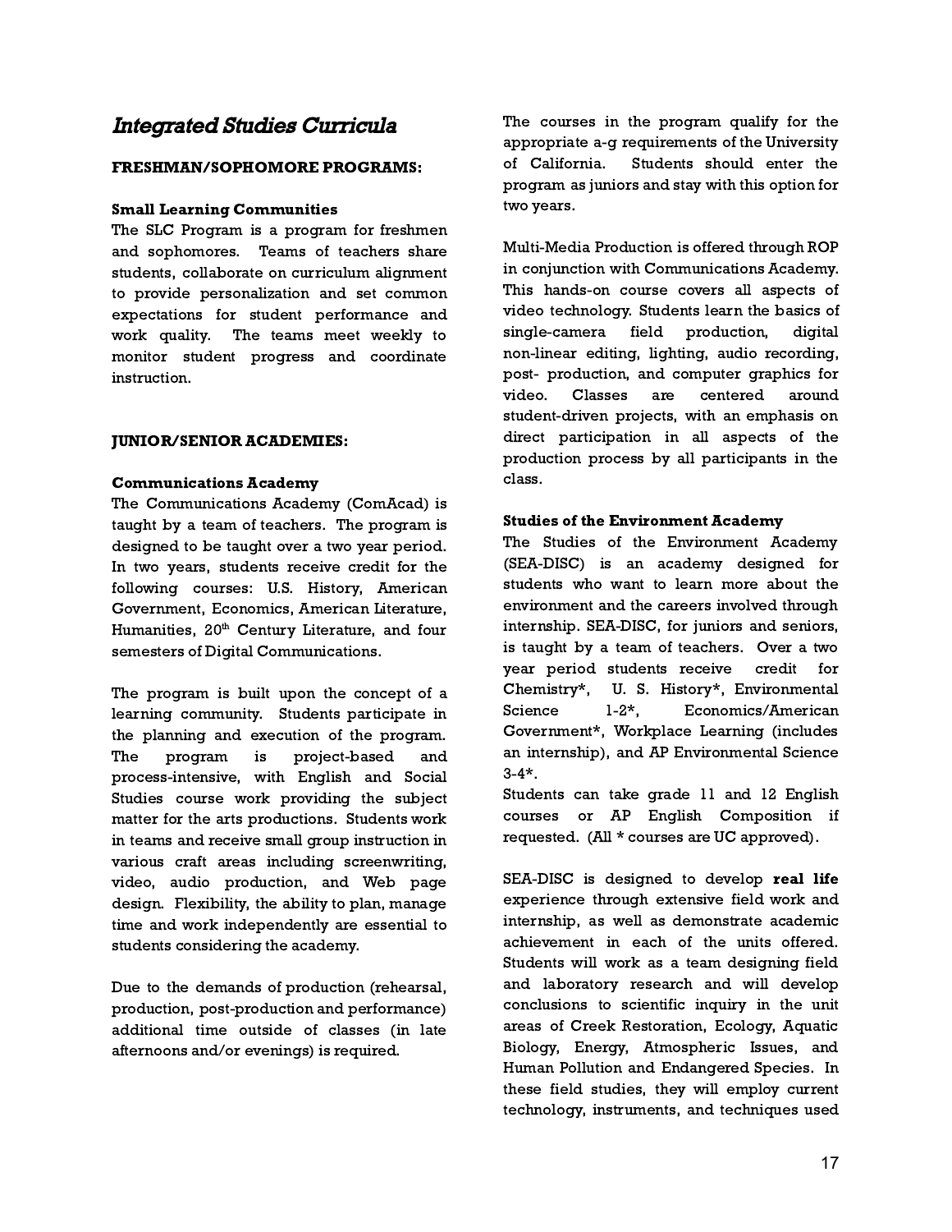# *Integrated Studies Curricula*

**FRESHMAN/SOPHOMORE PROGRAMS:**

**Small Learning Communities**

The SLC Program is a program for freshmen and sophomores. Teams of teachers share students, collaborate on curriculum alignment to provide personalization and set common expectations for student performance and work quality. The teams meet weekly to monitor student progress and coordinate instruction.

**JUNIOR/SENIOR ACADEMIES:**

**Communications Academy**

The Communications Academy (ComAcad) is taught by a team of teachers. The program is designed to be taught over a two year period. In two years, students receive credit for the following courses: U.S. History, American Government, Economics, American Literature, Humanities, 20th Century Literature, and four semesters of Digital Communications.

The program is built upon the concept of a learning community. Students participate in the planning and execution of the program. The program is project-based and process-intensive, with English and Social Studies course work providing the subject matter for the arts productions. Students work in teams and receive small group instruction in various craft areas including screenwriting, video, audio production, and Web page design. Flexibility, the ability to plan, manage time and work independently are essential to students considering the academy.

Due to the demands of production (rehearsal, production, post-production and performance) additional time outside of classes (in late afternoons and/or evenings) is required.

The courses in the program qualify for the appropriate a-g requirements of the University of California. Students should enter the program as juniors and stay with this option for two years.

Multi-Media Production is offered through ROP in conjunction with Communications Academy. This hands-on course covers all aspects of video technology. Students learn the basics of single-camera field production, digital non-linear editing, lighting, audio recording, post- production, and computer graphics for video. Classes are centered around student-driven projects, with an emphasis on direct participation in all aspects of the production process by all participants in the class.

**Studies of the Environment Academy**

The Studies of the Environment Academy (SEA-DISC) is an academy designed for students who want to learn more about the environment and the careers involved through internship. SEA-DISC, for juniors and seniors, is taught by a team of teachers. Over a two year period students receive credit for Chemistry*, U. S. History*, Environmental Science 1-2*, Economics/American Government*, Workplace Learning (includes an internship), and AP Environmental Science 3-4*.

Students can take grade 11 and 12 English courses or AP English Composition if requested. (All * courses are UC approved).

SEA-DISC is designed to develop **real life** experience through extensive field work and internship, as well as demonstrate academic achievement in each of the units offered. Students will work as a team designing field and laboratory research and will develop conclusions to scientific inquiry in the unit areas of Creek Restoration, Ecology, Aquatic Biology, Energy, Atmospheric Issues, and Human Pollution and Endangered Species. In these field studies, they will employ current technology, instruments, and techniques used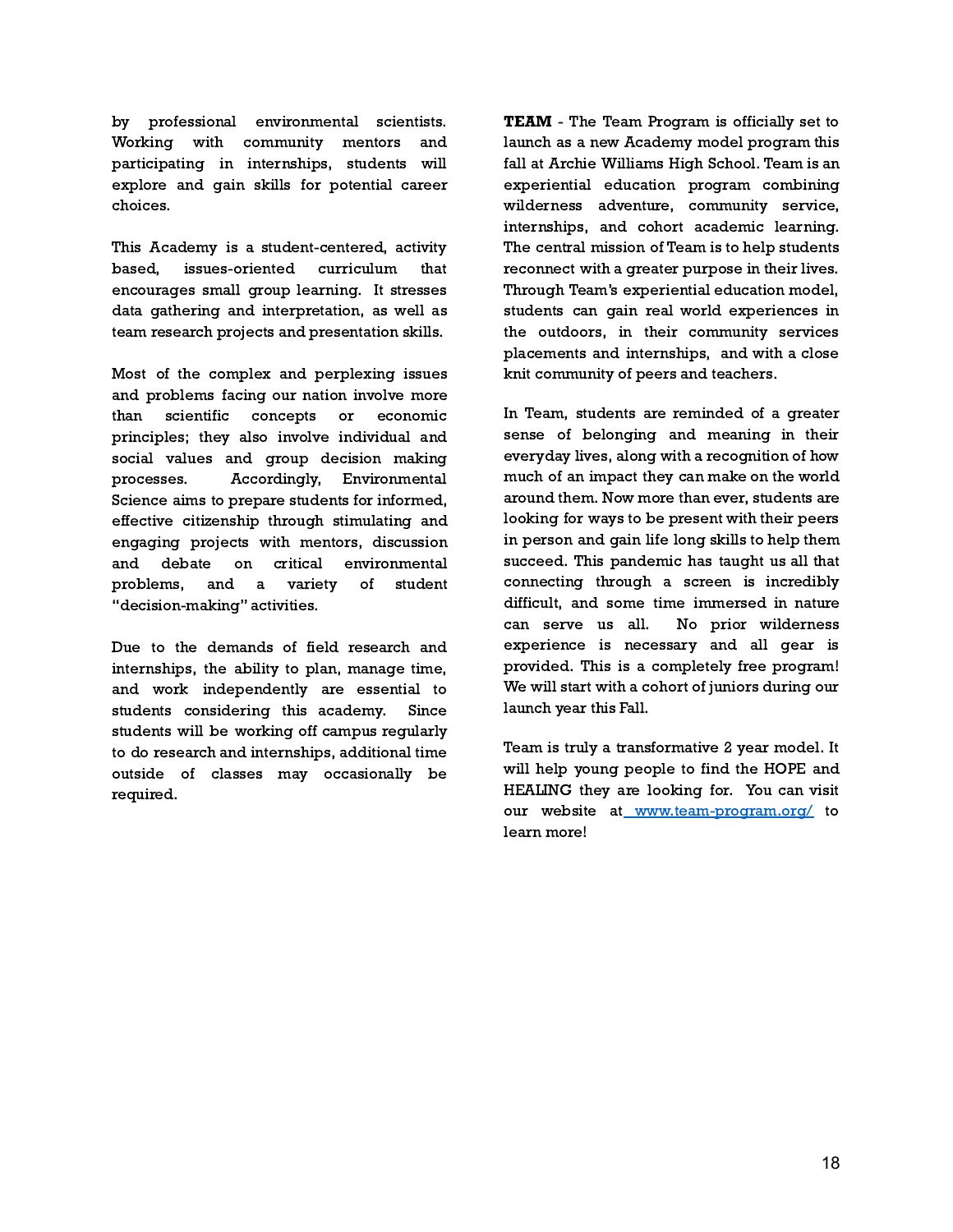by professional environmental scientists. Working with community mentors and participating in internships, students will explore and gain skills for potential career choices.

This Academy is a student-centered, activity based, issues-oriented curriculum that encourages small group learning. It stresses data gathering and interpretation, as well as team research projects and presentation skills.

Most of the complex and perplexing issues and problems facing our nation involve more than scientific concepts or economic principles; they also involve individual and social values and group decision making processes. Accordingly, Environmental Science aims to prepare students for informed, effective citizenship through stimulating and engaging projects with mentors, discussion and debate on critical environmental problems, and a variety of student "decision-making" activities.

Due to the demands of field research and internships, the ability to plan, manage time, and work independently are essential to students considering this academy. Since students will be working off campus regularly to do research and internships, additional time outside of classes may occasionally be required.

**TEAM** - The Team Program is officially set to launch as a new Academy model program this fall at Archie Williams High School. Team is an experiential education program combining wilderness adventure, community service, internships, and cohort academic learning. The central mission of Team is to help students reconnect with a greater purpose in their lives. Through Team's experiential education model, students can gain real world experiences in the outdoors, in their community services placements and internships, and with a close knit community of peers and teachers.

In Team, students are reminded of a greater sense of belonging and meaning in their everyday lives, along with a recognition of how much of an impact they can make on the world around them. Now more than ever, students are looking for ways to be present with their peers in person and gain life long skills to help them succeed. This pandemic has taught us all that connecting through a screen is incredibly difficult, and some time immersed in nature can serve us all. No prior wilderness experience is necessary and all gear is provided. This is a completely free program! We will start with a cohort of juniors during our launch year this Fall.

Team is truly a transformative 2 year model. It will help young people to find the HOPE and HEALING they are looking for. You can visit our website at [www.team-program.org/](http://www.team-program.org/) to learn more!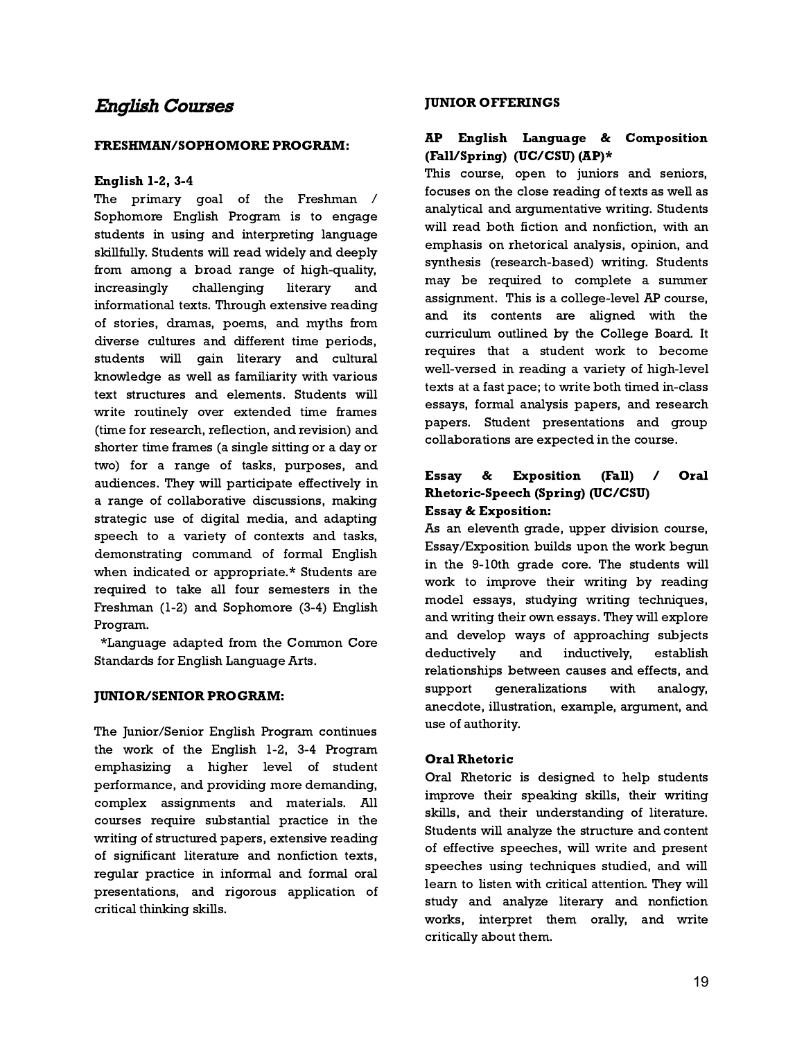## *English Courses*

### FRESHMAN/SOPHOMORE PROGRAM:

**English 1-2, 3-4**

The primary goal of the Freshman / Sophomore English Program is to engage students in using and interpreting language skillfully. Students will read widely and deeply from among a broad range of high-quality, increasingly challenging literary and informational texts. Through extensive reading of stories, dramas, poems, and myths from diverse cultures and different time periods, students will gain literary and cultural knowledge as well as familiarity with various text structures and elements. Students will write routinely over extended time frames (time for research, reflection, and revision) and shorter time frames (a single sitting or a day or two) for a range of tasks, purposes, and audiences. They will participate effectively in a range of collaborative discussions, making strategic use of digital media, and adapting speech to a variety of contexts and tasks, demonstrating command of formal English when indicated or appropriate.* Students are required to take all four semesters in the Freshman (1-2) and Sophomore (3-4) English Program.

*Language adapted from the Common Core Standards for English Language Arts.

### JUNIOR/SENIOR PROGRAM:

The Junior/Senior English Program continues the work of the English 1-2, 3-4 Program emphasizing a higher level of student performance, and providing more demanding, complex assignments and materials. All courses require substantial practice in the writing of structured papers, extensive reading of significant literature and nonfiction texts, regular practice in informal and formal oral presentations, and rigorous application of critical thinking skills.

### JUNIOR OFFERINGS

**AP English Language & Composition (Fall/Spring) (UC/CSU) (AP)***

This course, open to juniors and seniors, focuses on the close reading of texts as well as analytical and argumentative writing. Students will read both fiction and nonfiction, with an emphasis on rhetorical analysis, opinion, and synthesis (research-based) writing. Students may be required to complete a summer assignment. This is a college-level AP course, and its contents are aligned with the curriculum outlined by the College Board. It requires that a student work to become well-versed in reading a variety of high-level texts at a fast pace; to write both timed in-class essays, formal analysis papers, and research papers. Student presentations and group collaborations are expected in the course.

**Essay & Exposition (Fall) / Oral Rhetoric-Speech (Spring) (UC/CSU)**

**Essay & Exposition:**

As an eleventh grade, upper division course, Essay/Exposition builds upon the work begun in the 9-10th grade core. The students will work to improve their writing by reading model essays, studying writing techniques, and writing their own essays. They will explore and develop ways of approaching subjects deductively and inductively, establish relationships between causes and effects, and support generalizations with analogy, anecdote, illustration, example, argument, and use of authority.

**Oral Rhetoric**

Oral Rhetoric is designed to help students improve their speaking skills, their writing skills, and their understanding of literature. Students will analyze the structure and content of effective speeches, will write and present speeches using techniques studied, and will learn to listen with critical attention. They will study and analyze literary and nonfiction works, interpret them orally, and write critically about them.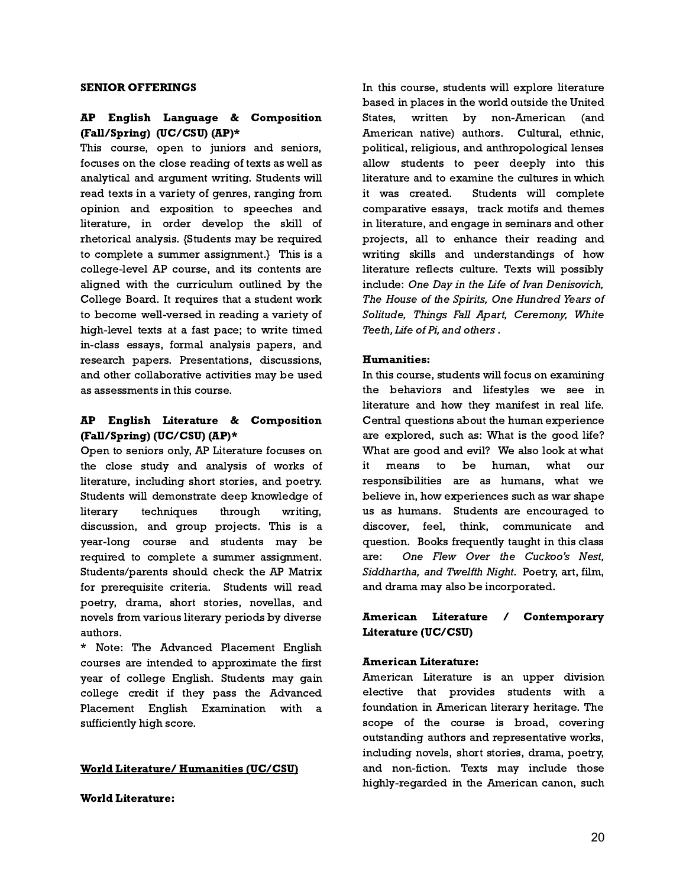**SENIOR OFFERINGS**

**AP English Language & Composition (Fall/Spring) (UC/CSU) (AP)***

This course, open to juniors and seniors, focuses on the close reading of texts as well as analytical and argument writing. Students will read texts in a variety of genres, ranging from opinion and exposition to speeches and literature, in order develop the skill of rhetorical analysis. {Students may be required to complete a summer assignment.} This is a college-level AP course, and its contents are aligned with the curriculum outlined by the College Board. It requires that a student work to become well-versed in reading a variety of high-level texts at a fast pace; to write timed in-class essays, formal analysis papers, and research papers. Presentations, discussions, and other collaborative activities may be used as assessments in this course.

**AP English Literature & Composition (Fall/Spring) (UC/CSU) (AP)***

Open to seniors only, AP Literature focuses on the close study and analysis of works of literature, including short stories, and poetry. Students will demonstrate deep knowledge of literary techniques through writing, discussion, and group projects. This is a year-long course and students may be required to complete a summer assignment. Students/parents should check the AP Matrix for prerequisite criteria. Students will read poetry, drama, short stories, novellas, and novels from various literary periods by diverse authors.

* Note: The Advanced Placement English courses are intended to approximate the first year of college English. Students may gain college credit if they pass the Advanced Placement English Examination with a sufficiently high score.

**World Literature/ Humanities (UC/CSU)**

**World Literature:**

In this course, students will explore literature based in places in the world outside the United States, written by non-American (and American native) authors. Cultural, ethnic, political, religious, and anthropological lenses allow students to peer deeply into this literature and to examine the cultures in which it was created. Students will complete comparative essays, track motifs and themes in literature, and engage in seminars and other projects, all to enhance their reading and writing skills and understandings of how literature reflects culture. Texts will possibly include: *One Day in the Life of Ivan Denisovich, The House of the Spirits, One Hundred Years of Solitude, Things Fall Apart, Ceremony, White Teeth, Life of Pi, and others* .

**Humanities:**

In this course, students will focus on examining the behaviors and lifestyles we see in literature and how they manifest in real life. Central questions about the human experience are explored, such as: What is the good life? What are good and evil? We also look at what it means to be human, what our responsibilities are as humans, what we believe in, how experiences such as war shape us as humans. Students are encouraged to discover, feel, think, communicate and question. Books frequently taught in this class are: *One Flew Over the Cuckoo's Nest, Siddhartha, and Twelfth Night.* Poetry, art, film, and drama may also be incorporated.

**American Literature / Contemporary Literature (UC/CSU)**

**American Literature:**

American Literature is an upper division elective that provides students with a foundation in American literary heritage. The scope of the course is broad, covering outstanding authors and representative works, including novels, short stories, drama, poetry, and non-fiction. Texts may include those highly-regarded in the American canon, such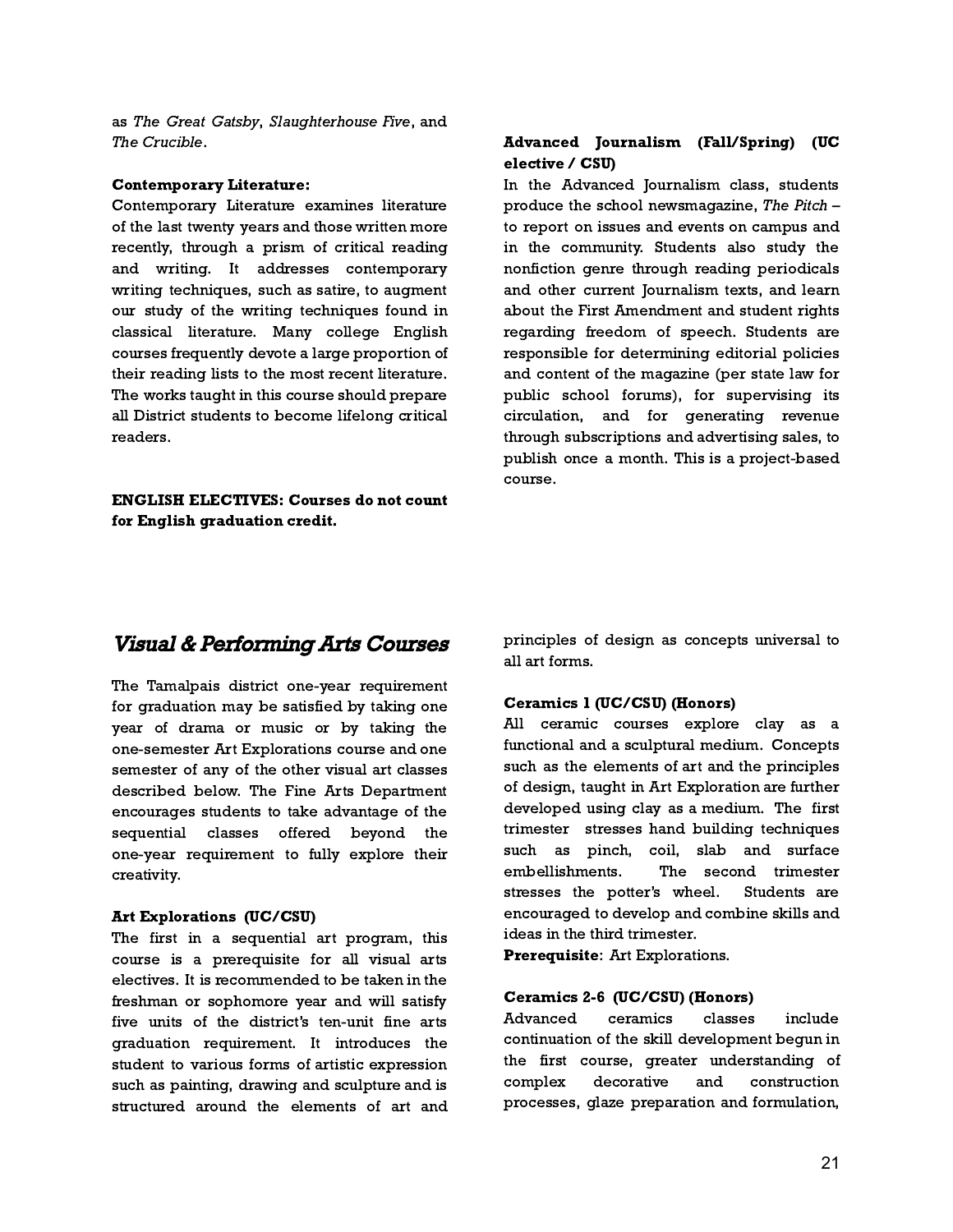as *The Great Gatsby*, *Slaughterhouse Five*, and *The Crucible*.

**Contemporary Literature:**
Contemporary Literature examines literature of the last twenty years and those written more recently, through a prism of critical reading and writing. It addresses contemporary writing techniques, such as satire, to augment our study of the writing techniques found in classical literature. Many college English courses frequently devote a large proportion of their reading lists to the most recent literature. The works taught in this course should prepare all District students to become lifelong critical readers.

**ENGLISH ELECTIVES: Courses do not count for English graduation credit.**

**Advanced Journalism (Fall/Spring) (UC elective / CSU)**
In the Advanced Journalism class, students produce the school newsmagazine, *The Pitch* – to report on issues and events on campus and in the community. Students also study the nonfiction genre through reading periodicals and other current Journalism texts, and learn about the First Amendment and student rights regarding freedom of speech. Students are responsible for determining editorial policies and content of the magazine (per state law for public school forums), for supervising its circulation, and for generating revenue through subscriptions and advertising sales, to publish once a month. This is a project-based course.

## *Visual & Performing Arts Courses*

The Tamalpais district one-year requirement for graduation may be satisfied by taking one year of drama or music or by taking the one-semester Art Explorations course and one semester of any of the other visual art classes described below. The Fine Arts Department encourages students to take advantage of the sequential classes offered beyond the one-year requirement to fully explore their creativity.

**Art Explorations (UC/CSU)**
The first in a sequential art program, this course is a prerequisite for all visual arts electives. It is recommended to be taken in the freshman or sophomore year and will satisfy five units of the district's ten-unit fine arts graduation requirement. It introduces the student to various forms of artistic expression such as painting, drawing and sculpture and is structured around the elements of art and principles of design as concepts universal to all art forms.

**Ceramics 1 (UC/CSU) (Honors)**
All ceramic courses explore clay as a functional and a sculptural medium. Concepts such as the elements of art and the principles of design, taught in Art Exploration are further developed using clay as a medium. The first trimester stresses hand building techniques such as pinch, coil, slab and surface embellishments. The second trimester stresses the potter's wheel. Students are encouraged to develop and combine skills and ideas in the third trimester.
**Prerequisite**: Art Explorations.

**Ceramics 2-6 (UC/CSU) (Honors)**
Advanced ceramics classes include continuation of the skill development begun in the first course, greater understanding of complex decorative and construction processes, glaze preparation and formulation,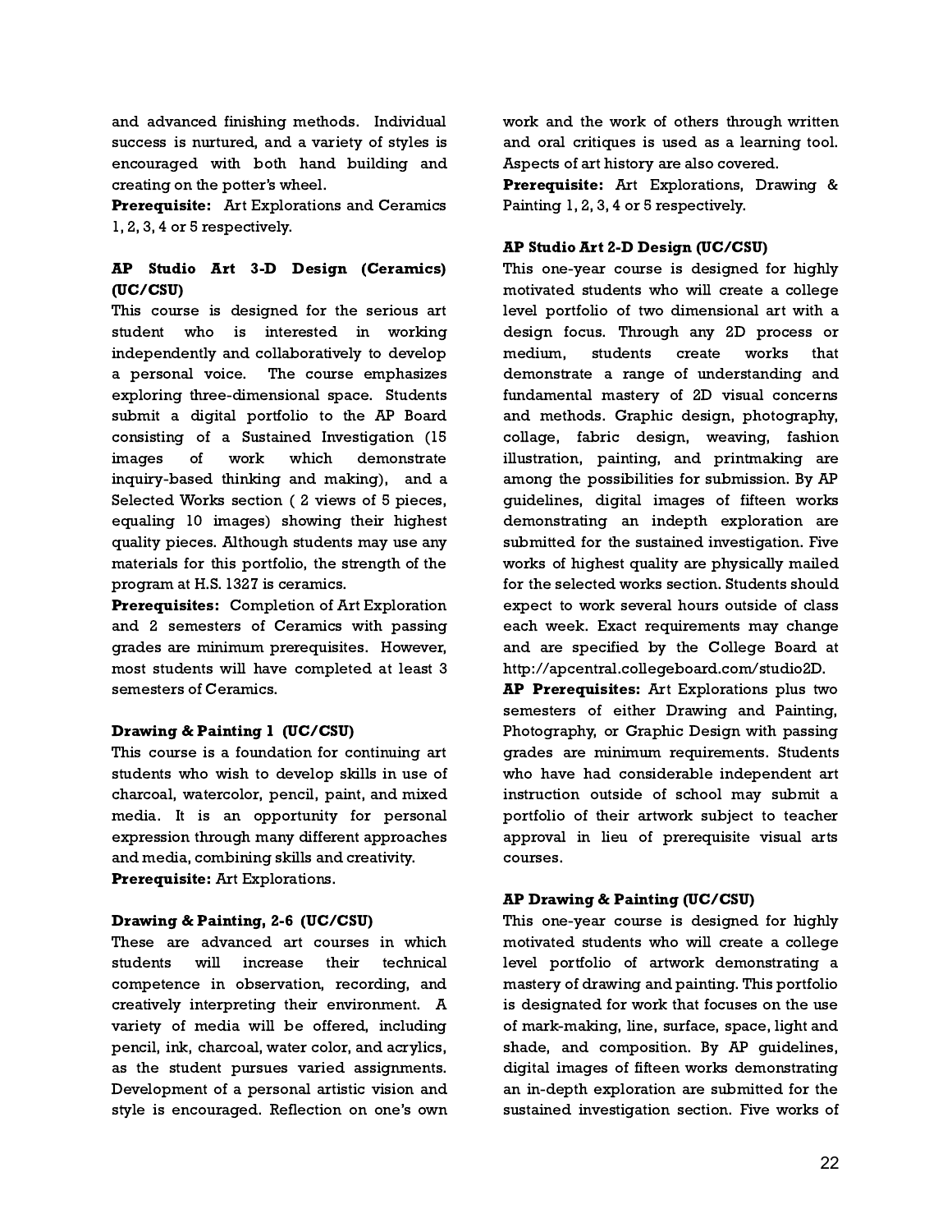and advanced finishing methods. Individual success is nurtured, and a variety of styles is encouraged with both hand building and creating on the potter's wheel.

**Prerequisite:** Art Explorations and Ceramics 1, 2, 3, 4 or 5 respectively.

**AP Studio Art 3-D Design (Ceramics) (UC/CSU)**

This course is designed for the serious art student who is interested in working independently and collaboratively to develop a personal voice. The course emphasizes exploring three-dimensional space. Students submit a digital portfolio to the AP Board consisting of a Sustained Investigation (15 images of work which demonstrate inquiry-based thinking and making), and a Selected Works section ( 2 views of 5 pieces, equaling 10 images) showing their highest quality pieces. Although students may use any materials for this portfolio, the strength of the program at H.S. 1327 is ceramics.

**Prerequisites:** Completion of Art Exploration and 2 semesters of Ceramics with passing grades are minimum prerequisites. However, most students will have completed at least 3 semesters of Ceramics.

**Drawing & Painting 1 (UC/CSU)**

This course is a foundation for continuing art students who wish to develop skills in use of charcoal, watercolor, pencil, paint, and mixed media. It is an opportunity for personal expression through many different approaches and media, combining skills and creativity.

**Prerequisite:** Art Explorations.

**Drawing & Painting, 2-6 (UC/CSU)**

These are advanced art courses in which students will increase their technical competence in observation, recording, and creatively interpreting their environment. A variety of media will be offered, including pencil, ink, charcoal, water color, and acrylics, as the student pursues varied assignments. Development of a personal artistic vision and style is encouraged. Reflection on one's own work and the work of others through written and oral critiques is used as a learning tool. Aspects of art history are also covered.

**Prerequisite:** Art Explorations, Drawing & Painting 1, 2, 3, 4 or 5 respectively.

**AP Studio Art 2-D Design (UC/CSU)**

This one-year course is designed for highly motivated students who will create a college level portfolio of two dimensional art with a design focus. Through any 2D process or medium, students create works that demonstrate a range of understanding and fundamental mastery of 2D visual concerns and methods. Graphic design, photography, collage, fabric design, weaving, fashion illustration, painting, and printmaking are among the possibilities for submission. By AP guidelines, digital images of fifteen works demonstrating an indepth exploration are submitted for the sustained investigation. Five works of highest quality are physically mailed for the selected works section. Students should expect to work several hours outside of class each week. Exact requirements may change and are specified by the College Board at http://apcentral.collegeboard.com/studio2D.

**AP Prerequisites:** Art Explorations plus two semesters of either Drawing and Painting, Photography, or Graphic Design with passing grades are minimum requirements. Students who have had considerable independent art instruction outside of school may submit a portfolio of their artwork subject to teacher approval in lieu of prerequisite visual arts courses.

**AP Drawing & Painting (UC/CSU)**

This one-year course is designed for highly motivated students who will create a college level portfolio of artwork demonstrating a mastery of drawing and painting. This portfolio is designated for work that focuses on the use of mark-making, line, surface, space, light and shade, and composition. By AP guidelines, digital images of fifteen works demonstrating an in-depth exploration are submitted for the sustained investigation section. Five works of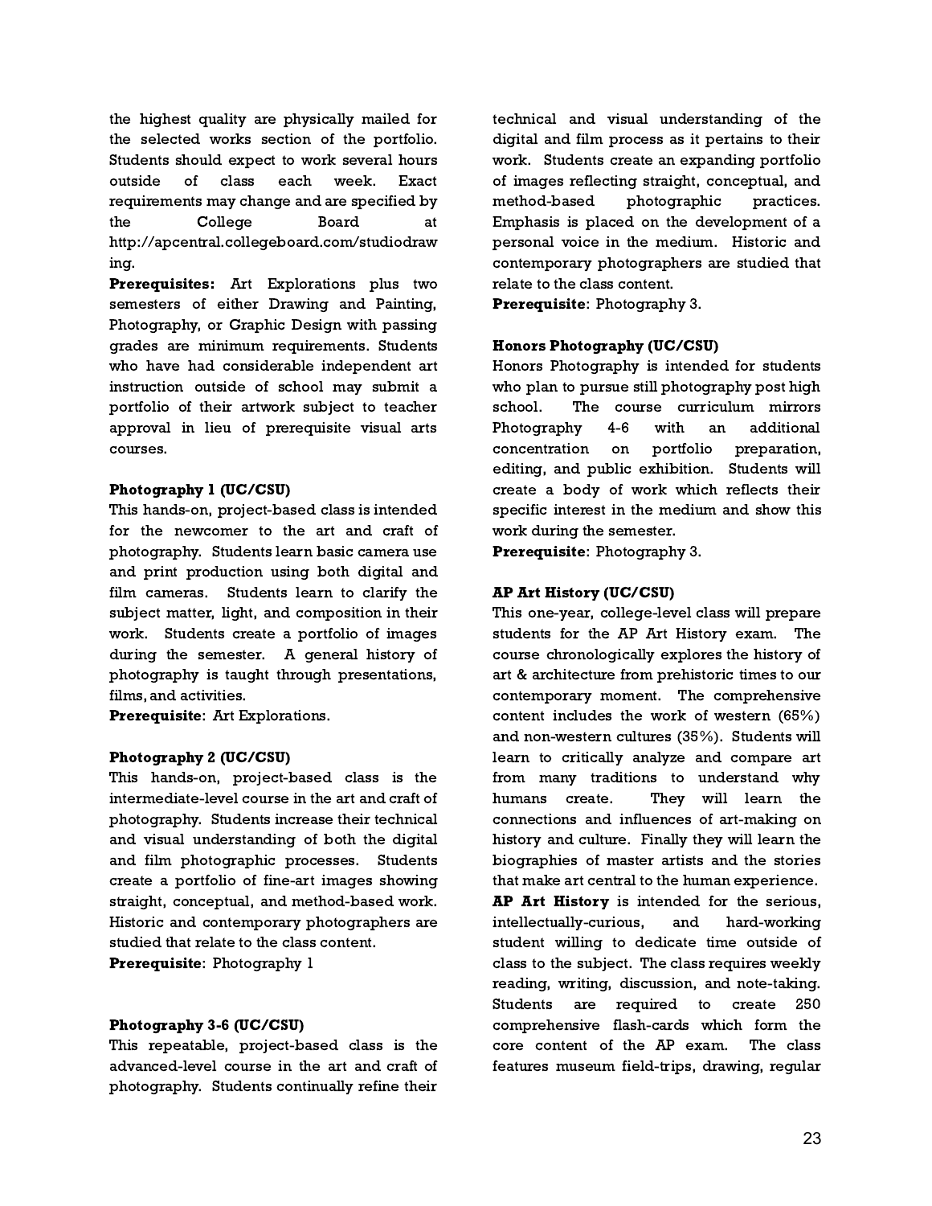the highest quality are physically mailed for the selected works section of the portfolio. Students should expect to work several hours outside of class each week. Exact requirements may change and are specified by the College Board at http://apcentral.collegeboard.com/studiodrawing.

**Prerequisites:** Art Explorations plus two semesters of either Drawing and Painting, Photography, or Graphic Design with passing grades are minimum requirements. Students who have had considerable independent art instruction outside of school may submit a portfolio of their artwork subject to teacher approval in lieu of prerequisite visual arts courses.

**Photography 1 (UC/CSU)**

This hands-on, project-based class is intended for the newcomer to the art and craft of photography. Students learn basic camera use and print production using both digital and film cameras. Students learn to clarify the subject matter, light, and composition in their work. Students create a portfolio of images during the semester. A general history of photography is taught through presentations, films, and activities.

**Prerequisite**: Art Explorations.

**Photography 2 (UC/CSU)**

This hands-on, project-based class is the intermediate-level course in the art and craft of photography. Students increase their technical and visual understanding of both the digital and film photographic processes. Students create a portfolio of fine-art images showing straight, conceptual, and method-based work. Historic and contemporary photographers are studied that relate to the class content.

**Prerequisite**: Photography 1

**Photography 3-6 (UC/CSU)**

This repeatable, project-based class is the advanced-level course in the art and craft of photography. Students continually refine their technical and visual understanding of the digital and film process as it pertains to their work. Students create an expanding portfolio of images reflecting straight, conceptual, and method-based photographic practices. Emphasis is placed on the development of a personal voice in the medium. Historic and contemporary photographers are studied that relate to the class content.

**Prerequisite**: Photography 3.

**Honors Photography (UC/CSU)**

Honors Photography is intended for students who plan to pursue still photography post high school. The course curriculum mirrors Photography 4-6 with an additional concentration on portfolio preparation, editing, and public exhibition. Students will create a body of work which reflects their specific interest in the medium and show this work during the semester.

**Prerequisite**: Photography 3.

**AP Art History (UC/CSU)**

This one-year, college-level class will prepare students for the AP Art History exam. The course chronologically explores the history of art & architecture from prehistoric times to our contemporary moment. The comprehensive content includes the work of western (65%) and non-western cultures (35%). Students will learn to critically analyze and compare art from many traditions to understand why humans create. They will learn the connections and influences of art-making on history and culture. Finally they will learn the biographies of master artists and the stories that make art central to the human experience.

**AP Art History** is intended for the serious, intellectually-curious, and hard-working student willing to dedicate time outside of class to the subject. The class requires weekly reading, writing, discussion, and note-taking. Students are required to create 250 comprehensive flash-cards which form the core content of the AP exam. The class features museum field-trips, drawing, regular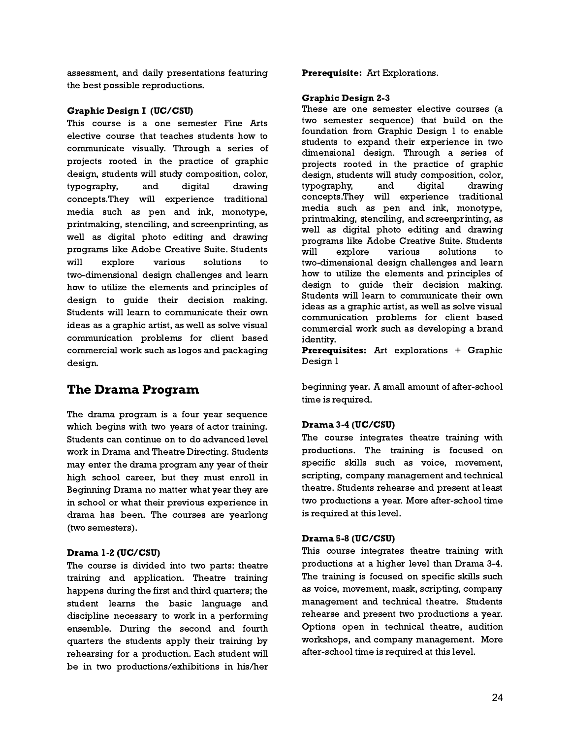assessment, and daily presentations featuring the best possible reproductions.

**Graphic Design I (UC/CSU)**
This course is a one semester Fine Arts elective course that teaches students how to communicate visually. Through a series of projects rooted in the practice of graphic design, students will study composition, color, typography, and digital drawing concepts.They will experience traditional media such as pen and ink, monotype, printmaking, stenciling, and screenprinting, as well as digital photo editing and drawing programs like Adobe Creative Suite. Students will explore various solutions to two-dimensional design challenges and learn how to utilize the elements and principles of design to guide their decision making. Students will learn to communicate their own ideas as a graphic artist, as well as solve visual communication problems for client based commercial work such as logos and packaging design.

**Prerequisite:** Art Explorations.

**Graphic Design 2-3**
These are one semester elective courses (a two semester sequence) that build on the foundation from Graphic Design 1 to enable students to expand their experience in two dimensional design. Through a series of projects rooted in the practice of graphic design, students will study composition, color, typography, and digital drawing concepts.They will experience traditional media such as pen and ink, monotype, printmaking, stenciling, and screenprinting, as well as digital photo editing and drawing programs like Adobe Creative Suite. Students will explore various solutions to two-dimensional design challenges and learn how to utilize the elements and principles of design to guide their decision making. Students will learn to communicate their own ideas as a graphic artist, as well as solve visual communication problems for client based commercial work such as developing a brand identity.
**Prerequisites:** Art explorations + Graphic Design 1

## The Drama Program

The drama program is a four year sequence which begins with two years of actor training. Students can continue on to do advanced level work in Drama and Theatre Directing. Students may enter the drama program any year of their high school career, but they must enroll in Beginning Drama no matter what year they are in school or what their previous experience in drama has been. The courses are yearlong (two semesters).

**Drama 1-2 (UC/CSU)**
The course is divided into two parts: theatre training and application. Theatre training happens during the first and third quarters; the student learns the basic language and discipline necessary to work in a performing ensemble. During the second and fourth quarters the students apply their training by rehearsing for a production. Each student will be in two productions/exhibitions in his/her beginning year. A small amount of after-school time is required.

**Drama 3-4 (UC/CSU)**
The course integrates theatre training with productions. The training is focused on specific skills such as voice, movement, scripting, company management and technical theatre. Students rehearse and present at least two productions a year. More after-school time is required at this level.

**Drama 5-8 (UC/CSU)**
This course integrates theatre training with productions at a higher level than Drama 3-4. The training is focused on specific skills such as voice, movement, mask, scripting, company management and technical theatre. Students rehearse and present two productions a year. Options open in technical theatre, audition workshops, and company management. More after-school time is required at this level.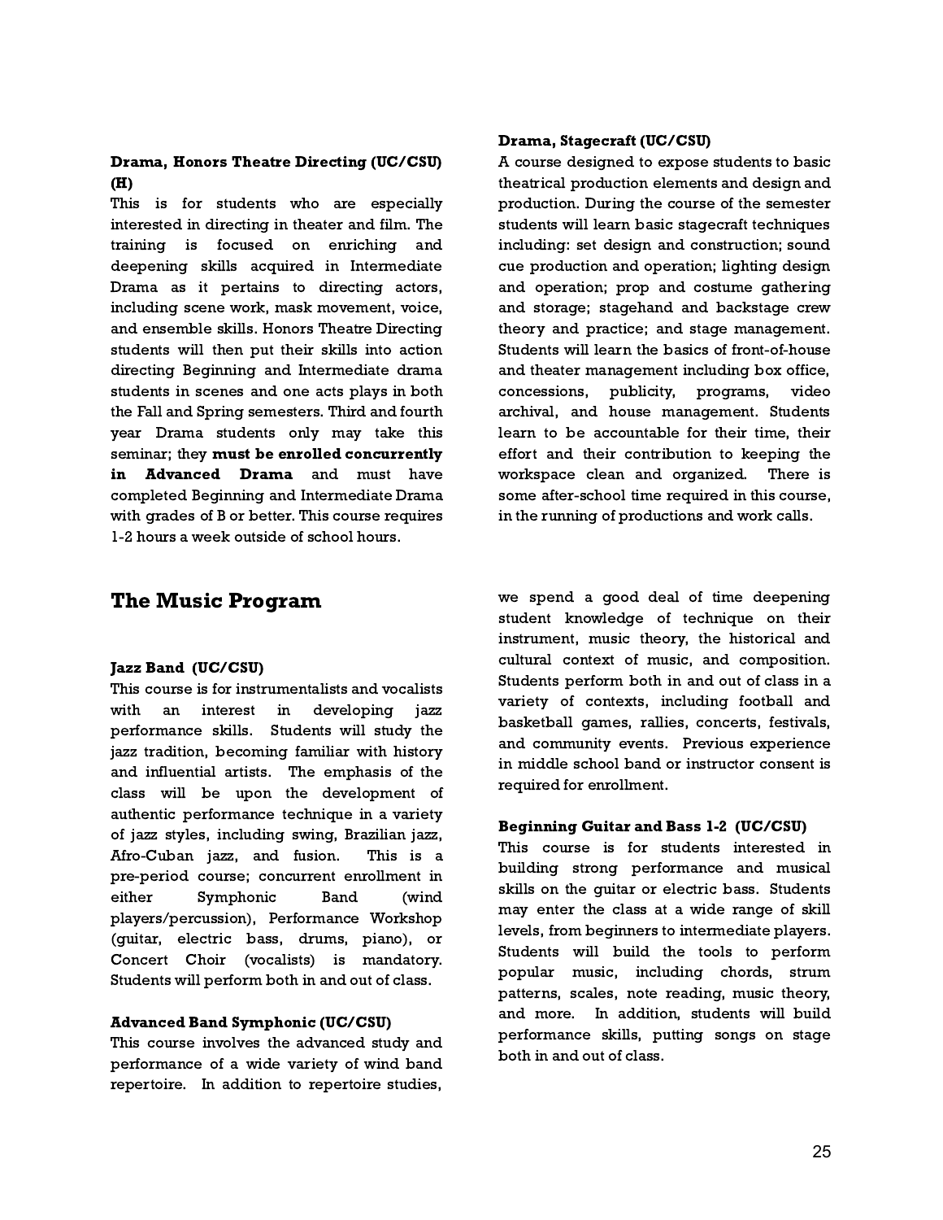**Drama, Honors Theatre Directing (UC/CSU) (H)**
This is for students who are especially interested in directing in theater and film. The training is focused on enriching and deepening skills acquired in Intermediate Drama as it pertains to directing actors, including scene work, mask movement, voice, and ensemble skills. Honors Theatre Directing students will then put their skills into action directing Beginning and Intermediate drama students in scenes and one acts plays in both the Fall and Spring semesters. Third and fourth year Drama students only may take this seminar; they **must be enrolled concurrently in Advanced Drama** and must have completed Beginning and Intermediate Drama with grades of B or better. This course requires 1-2 hours a week outside of school hours.

**Drama, Stagecraft (UC/CSU)**
A course designed to expose students to basic theatrical production elements and design and production. During the course of the semester students will learn basic stagecraft techniques including: set design and construction; sound cue production and operation; lighting design and operation; prop and costume gathering and storage; stagehand and backstage crew theory and practice; and stage management. Students will learn the basics of front-of-house and theater management including box office, concessions, publicity, programs, video archival, and house management. Students learn to be accountable for their time, their effort and their contribution to keeping the workspace clean and organized. There is some after-school time required in this course, in the running of productions and work calls.

## The Music Program

**Jazz Band (UC/CSU)**
This course is for instrumentalists and vocalists with an interest in developing jazz performance skills. Students will study the jazz tradition, becoming familiar with history and influential artists. The emphasis of the class will be upon the development of authentic performance technique in a variety of jazz styles, including swing, Brazilian jazz, Afro-Cuban jazz, and fusion. This is a pre-period course; concurrent enrollment in either Symphonic Band (wind players/percussion), Performance Workshop (guitar, electric bass, drums, piano), or Concert Choir (vocalists) is mandatory. Students will perform both in and out of class.

**Advanced Band Symphonic (UC/CSU)**
This course involves the advanced study and performance of a wide variety of wind band repertoire. In addition to repertoire studies, we spend a good deal of time deepening student knowledge of technique on their instrument, music theory, the historical and cultural context of music, and composition. Students perform both in and out of class in a variety of contexts, including football and basketball games, rallies, concerts, festivals, and community events. Previous experience in middle school band or instructor consent is required for enrollment.

**Beginning Guitar and Bass 1-2 (UC/CSU)**
This course is for students interested in building strong performance and musical skills on the guitar or electric bass. Students may enter the class at a wide range of skill levels, from beginners to intermediate players. Students will build the tools to perform popular music, including chords, strum patterns, scales, note reading, music theory, and more. In addition, students will build performance skills, putting songs on stage both in and out of class.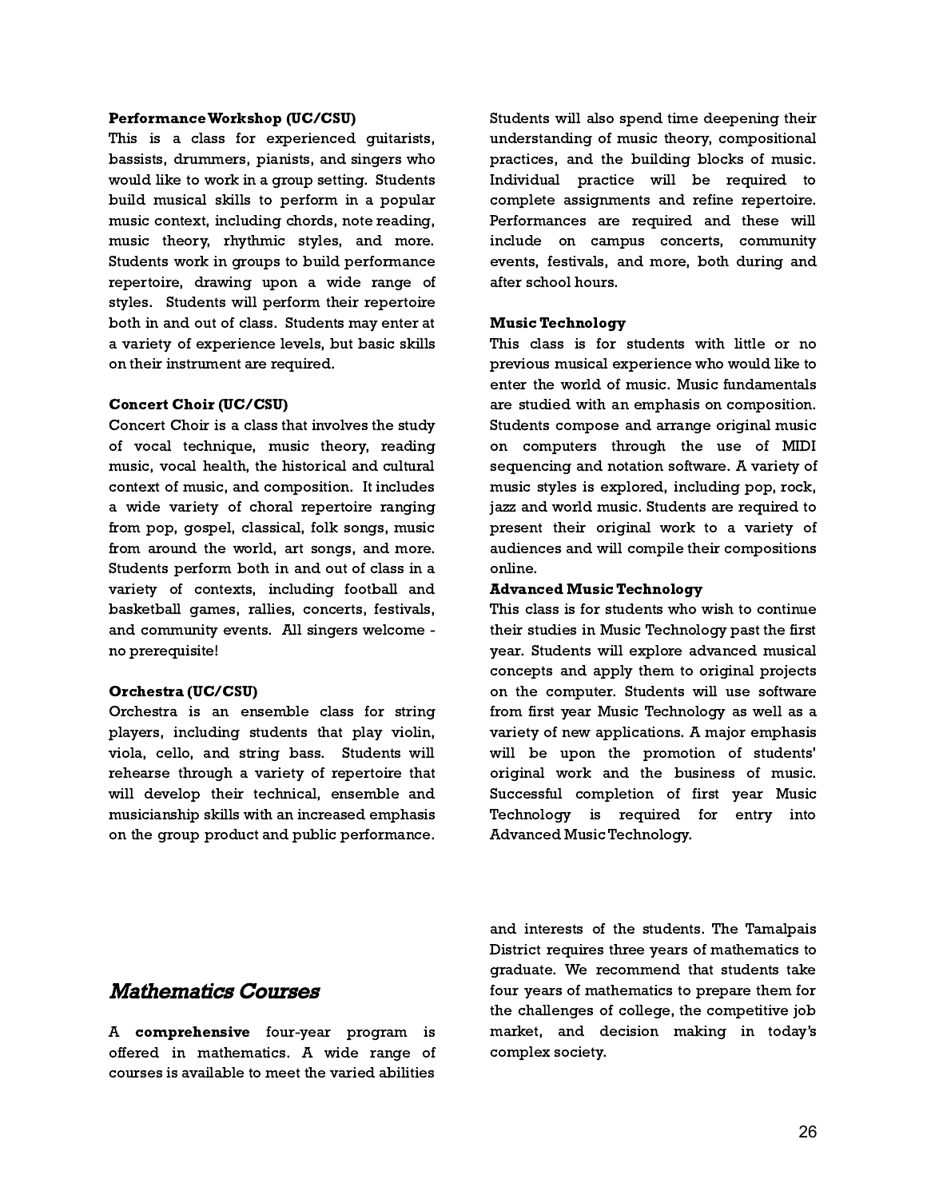**Performance Workshop (UC/CSU)**
This is a class for experienced guitarists, bassists, drummers, pianists, and singers who would like to work in a group setting. Students build musical skills to perform in a popular music context, including chords, note reading, music theory, rhythmic styles, and more. Students work in groups to build performance repertoire, drawing upon a wide range of styles. Students will perform their repertoire both in and out of class. Students may enter at a variety of experience levels, but basic skills on their instrument are required.

**Concert Choir (UC/CSU)**
Concert Choir is a class that involves the study of vocal technique, music theory, reading music, vocal health, the historical and cultural context of music, and composition. It includes a wide variety of choral repertoire ranging from pop, gospel, classical, folk songs, music from around the world, art songs, and more. Students perform both in and out of class in a variety of contexts, including football and basketball games, rallies, concerts, festivals, and community events. All singers welcome - no prerequisite!

**Orchestra (UC/CSU)**
Orchestra is an ensemble class for string players, including students that play violin, viola, cello, and string bass. Students will rehearse through a variety of repertoire that will develop their technical, ensemble and musicianship skills with an increased emphasis on the group product and public performance. Students will also spend time deepening their understanding of music theory, compositional practices, and the building blocks of music. Individual practice will be required to complete assignments and refine repertoire. Performances are required and these will include on campus concerts, community events, festivals, and more, both during and after school hours.

**Music Technology**
This class is for students with little or no previous musical experience who would like to enter the world of music. Music fundamentals are studied with an emphasis on composition. Students compose and arrange original music on computers through the use of MIDI sequencing and notation software. A variety of music styles is explored, including pop, rock, jazz and world music. Students are required to present their original work to a variety of audiences and will compile their compositions online.

**Advanced Music Technology**
This class is for students who wish to continue their studies in Music Technology past the first year. Students will explore advanced musical concepts and apply them to original projects on the computer. Students will use software from first year Music Technology as well as a variety of new applications. A major emphasis will be upon the promotion of students' original work and the business of music. Successful completion of first year Music Technology is required for entry into Advanced Music Technology.

## *Mathematics Courses*

A **comprehensive** four-year program is offered in mathematics. A wide range of courses is available to meet the varied abilities and interests of the students. The Tamalpais District requires three years of mathematics to graduate. We recommend that students take four years of mathematics to prepare them for the challenges of college, the competitive job market, and decision making in today's complex society.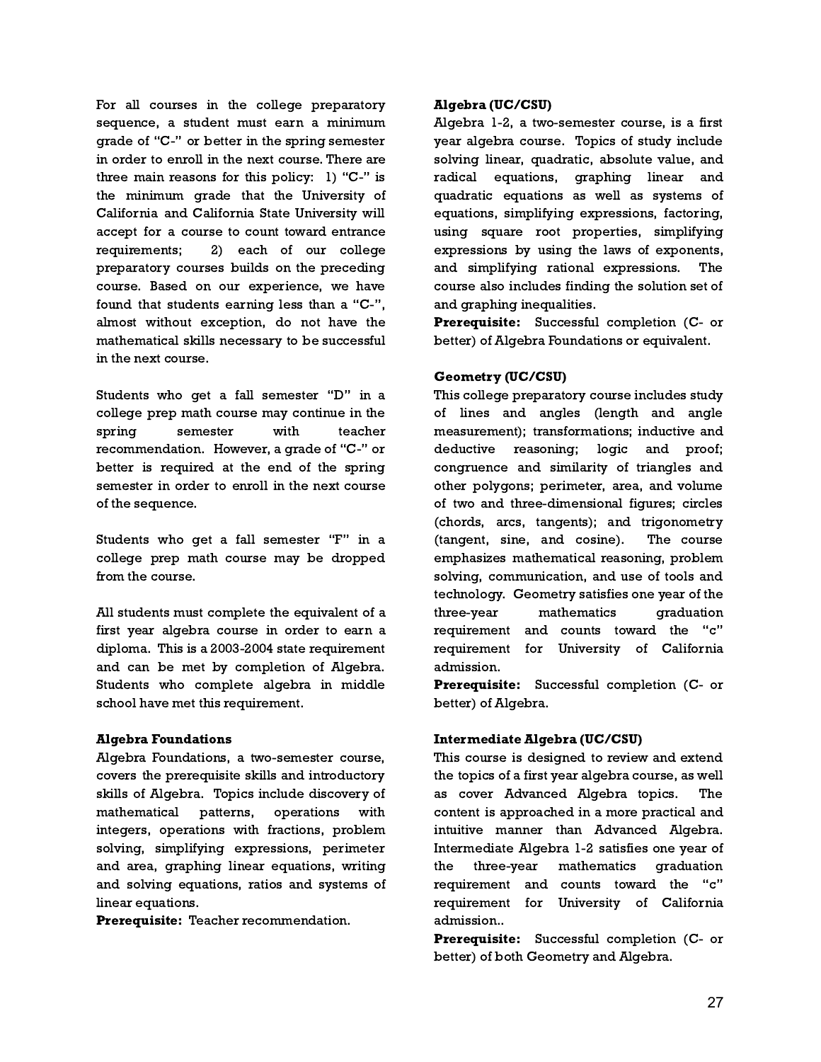For all courses in the college preparatory sequence, a student must earn a minimum grade of "C-" or better in the spring semester in order to enroll in the next course. There are three main reasons for this policy: 1) "C-" is the minimum grade that the University of California and California State University will accept for a course to count toward entrance requirements; 2) each of our college preparatory courses builds on the preceding course. Based on our experience, we have found that students earning less than a "C-", almost without exception, do not have the mathematical skills necessary to be successful in the next course.

Students who get a fall semester "D" in a college prep math course may continue in the spring semester with teacher recommendation. However, a grade of "C-" or better is required at the end of the spring semester in order to enroll in the next course of the sequence.

Students who get a fall semester "F" in a college prep math course may be dropped from the course.

All students must complete the equivalent of a first year algebra course in order to earn a diploma. This is a 2003-2004 state requirement and can be met by completion of Algebra. Students who complete algebra in middle school have met this requirement.

**Algebra Foundations**

Algebra Foundations, a two-semester course, covers the prerequisite skills and introductory skills of Algebra. Topics include discovery of mathematical patterns, operations with integers, operations with fractions, problem solving, simplifying expressions, perimeter and area, graphing linear equations, writing and solving equations, ratios and systems of linear equations.

**Prerequisite:** Teacher recommendation.

**Algebra (UC/CSU)**

Algebra 1-2, a two-semester course, is a first year algebra course. Topics of study include solving linear, quadratic, absolute value, and radical equations, graphing linear and quadratic equations as well as systems of equations, simplifying expressions, factoring, using square root properties, simplifying expressions by using the laws of exponents, and simplifying rational expressions. The course also includes finding the solution set of and graphing inequalities.

**Prerequisite:** Successful completion (C- or better) of Algebra Foundations or equivalent.

**Geometry (UC/CSU)**

This college preparatory course includes study of lines and angles (length and angle measurement); transformations; inductive and deductive reasoning; logic and proof; congruence and similarity of triangles and other polygons; perimeter, area, and volume of two and three-dimensional figures; circles (chords, arcs, tangents); and trigonometry (tangent, sine, and cosine). The course emphasizes mathematical reasoning, problem solving, communication, and use of tools and technology. Geometry satisfies one year of the three-year mathematics graduation requirement and counts toward the "c" requirement for University of California admission.

**Prerequisite:** Successful completion (C- or better) of Algebra.

**Intermediate Algebra (UC/CSU)**

This course is designed to review and extend the topics of a first year algebra course, as well as cover Advanced Algebra topics. The content is approached in a more practical and intuitive manner than Advanced Algebra. Intermediate Algebra 1-2 satisfies one year of the three-year mathematics graduation requirement and counts toward the "c" requirement for University of California admission..

**Prerequisite:** Successful completion (C- or better) of both Geometry and Algebra.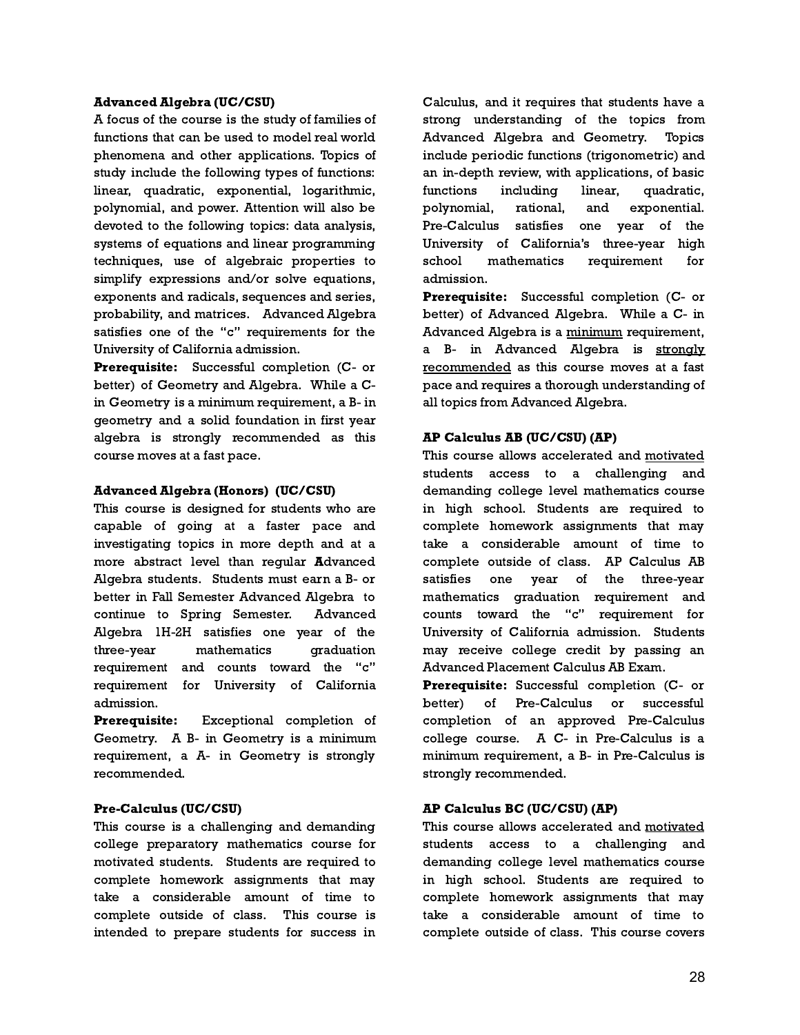**Advanced Algebra (UC/CSU)**

A focus of the course is the study of families of functions that can be used to model real world phenomena and other applications. Topics of study include the following types of functions: linear, quadratic, exponential, logarithmic, polynomial, and power. Attention will also be devoted to the following topics: data analysis, systems of equations and linear programming techniques, use of algebraic properties to simplify expressions and/or solve equations, exponents and radicals, sequences and series, probability, and matrices. Advanced Algebra satisfies one of the "c" requirements for the University of California admission.

**Prerequisite:** Successful completion (C- or better) of Geometry and Algebra. While a C- in Geometry is a minimum requirement, a B- in geometry and a solid foundation in first year algebra is strongly recommended as this course moves at a fast pace.

**Advanced Algebra (Honors) (UC/CSU)**

This course is designed for students who are capable of going at a faster pace and investigating topics in more depth and at a more abstract level than regular Advanced Algebra students. Students must earn a B- or better in Fall Semester Advanced Algebra to continue to Spring Semester. Advanced Algebra 1H-2H satisfies one year of the three-year mathematics graduation requirement and counts toward the "c" requirement for University of California admission.

**Prerequisite:** Exceptional completion of Geometry. A B- in Geometry is a minimum requirement, a A- in Geometry is strongly recommended.

**Pre-Calculus (UC/CSU)**

This course is a challenging and demanding college preparatory mathematics course for motivated students. Students are required to complete homework assignments that may take a considerable amount of time to complete outside of class. This course is intended to prepare students for success in Calculus, and it requires that students have a strong understanding of the topics from Advanced Algebra and Geometry. Topics include periodic functions (trigonometric) and an in-depth review, with applications, of basic functions including linear, quadratic, polynomial, rational, and exponential. Pre-Calculus satisfies one year of the University of California's three-year high school mathematics requirement for admission.

**Prerequisite:** Successful completion (C- or better) of Advanced Algebra. While a C- in Advanced Algebra is a <u>minimum</u> requirement, a B- in Advanced Algebra is <u>strongly recommended</u> as this course moves at a fast pace and requires a thorough understanding of all topics from Advanced Algebra.

**AP Calculus AB (UC/CSU) (AP)**

This course allows accelerated and <u>motivated</u> students access to a challenging and demanding college level mathematics course in high school. Students are required to complete homework assignments that may take a considerable amount of time to complete outside of class. AP Calculus AB satisfies one year of the three-year mathematics graduation requirement and counts toward the "c" requirement for University of California admission. Students may receive college credit by passing an Advanced Placement Calculus AB Exam.

**Prerequisite:** Successful completion (C- or better) of Pre-Calculus or successful completion of an approved Pre-Calculus college course. A C- in Pre-Calculus is a minimum requirement, a B- in Pre-Calculus is strongly recommended.

**AP Calculus BC (UC/CSU) (AP)**

This course allows accelerated and <u>motivated</u> students access to a challenging and demanding college level mathematics course in high school. Students are required to complete homework assignments that may take a considerable amount of time to complete outside of class. This course covers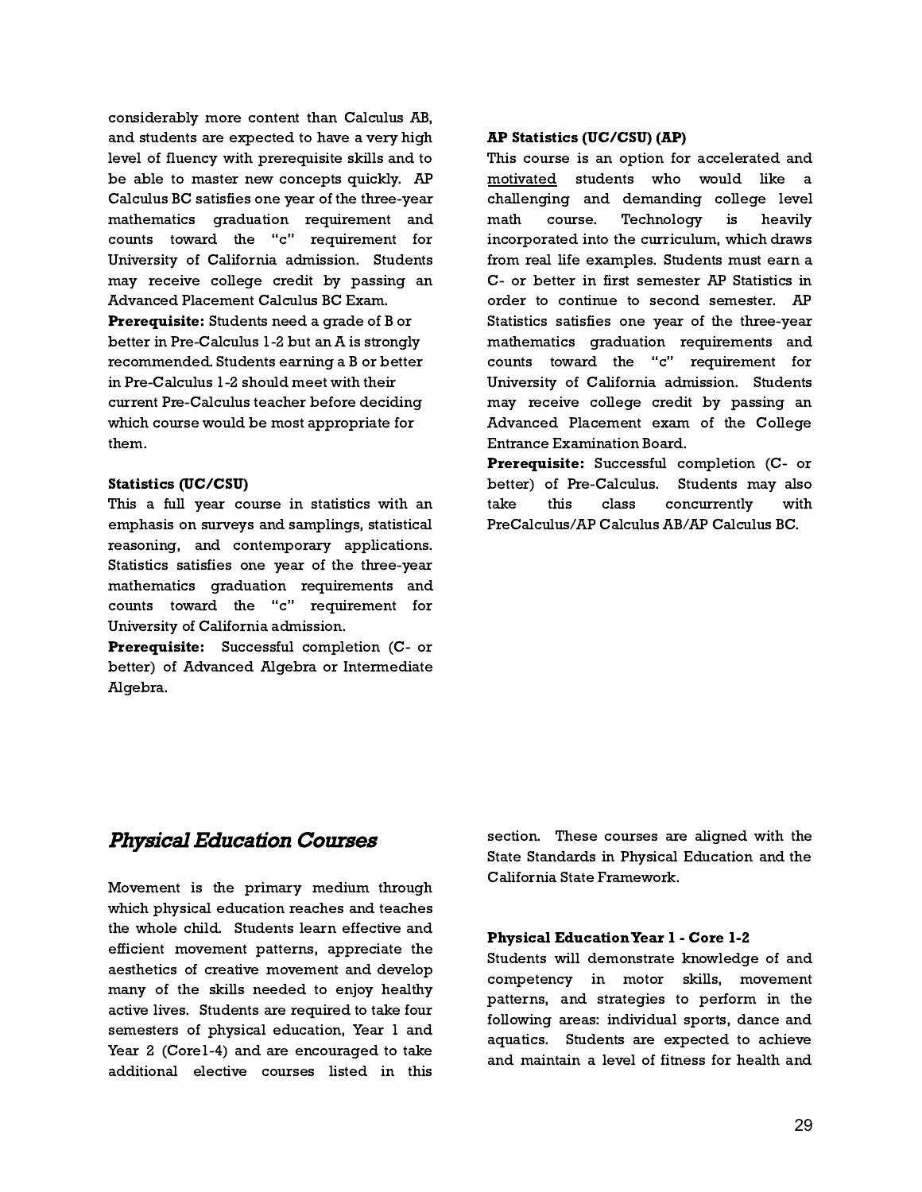considerably more content than Calculus AB, and students are expected to have a very high level of fluency with prerequisite skills and to be able to master new concepts quickly. AP Calculus BC satisfies one year of the three-year mathematics graduation requirement and counts toward the "c" requirement for University of California admission. Students may receive college credit by passing an Advanced Placement Calculus BC Exam.

**Prerequisite:** Students need a grade of B or better in Pre-Calculus 1-2 but an A is strongly recommended. Students earning a B or better in Pre-Calculus 1-2 should meet with their current Pre-Calculus teacher before deciding which course would be most appropriate for them.

**Statistics (UC/CSU)**

This a full year course in statistics with an emphasis on surveys and samplings, statistical reasoning, and contemporary applications. Statistics satisfies one year of the three-year mathematics graduation requirements and counts toward the "c" requirement for University of California admission.

**Prerequisite:** Successful completion (C- or better) of Advanced Algebra or Intermediate Algebra.

**AP Statistics (UC/CSU) (AP)**

This course is an option for accelerated and motivated students who would like a challenging and demanding college level math course. Technology is heavily incorporated into the curriculum, which draws from real life examples. Students must earn a C- or better in first semester AP Statistics in order to continue to second semester. AP Statistics satisfies one year of the three-year mathematics graduation requirements and counts toward the "c" requirement for University of California admission. Students may receive college credit by passing an Advanced Placement exam of the College Entrance Examination Board.

**Prerequisite:** Successful completion (C- or better) of Pre-Calculus. Students may also take this class concurrently with PreCalculus/AP Calculus AB/AP Calculus BC.

## *Physical Education Courses*

Movement is the primary medium through which physical education reaches and teaches the whole child. Students learn effective and efficient movement patterns, appreciate the aesthetics of creative movement and develop many of the skills needed to enjoy healthy active lives. Students are required to take four semesters of physical education, Year 1 and Year 2 (Core1-4) and are encouraged to take additional elective courses listed in this section. These courses are aligned with the State Standards in Physical Education and the California State Framework.

**Physical Education Year 1 - Core 1-2**

Students will demonstrate knowledge of and competency in motor skills, movement patterns, and strategies to perform in the following areas: individual sports, dance and aquatics. Students are expected to achieve and maintain a level of fitness for health and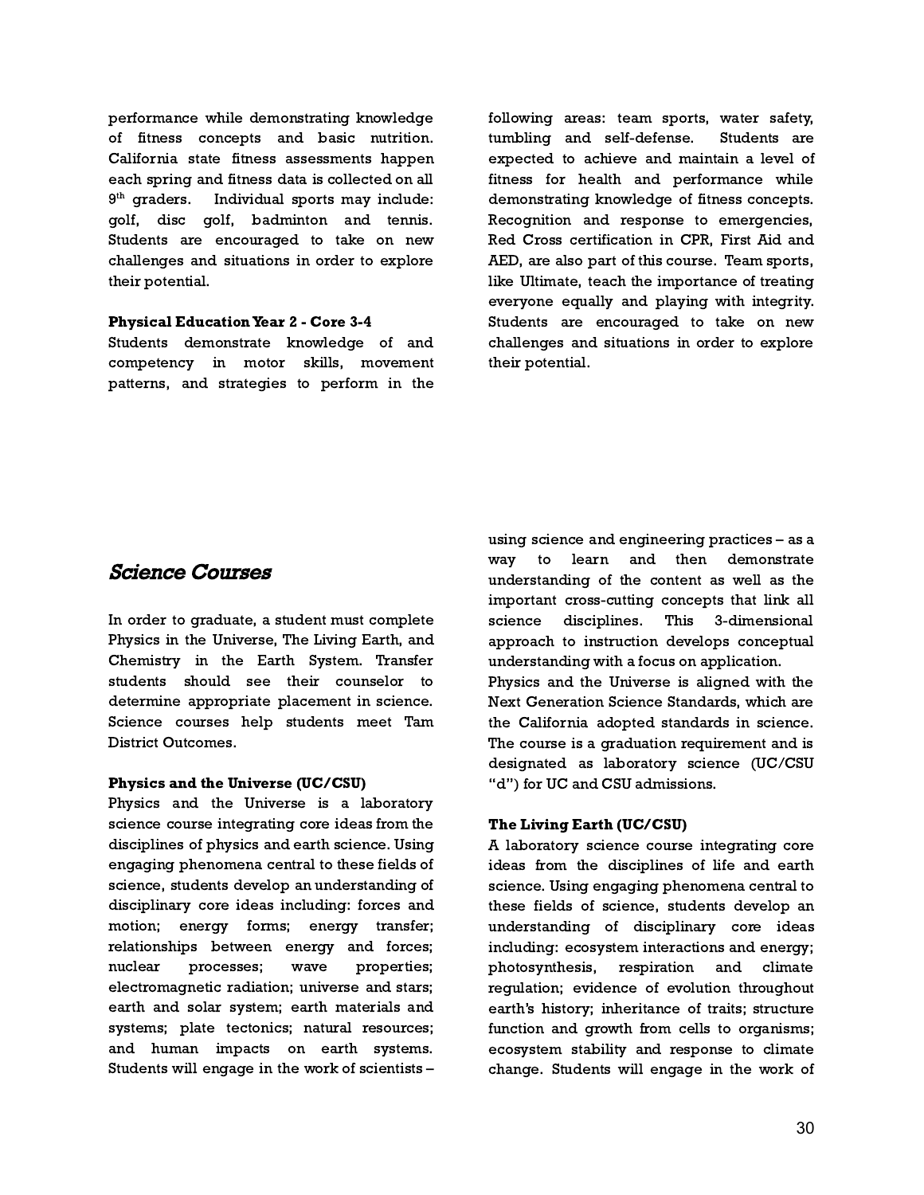performance while demonstrating knowledge of fitness concepts and basic nutrition. California state fitness assessments happen each spring and fitness data is collected on all 9th graders. Individual sports may include: golf, disc golf, badminton and tennis. Students are encouraged to take on new challenges and situations in order to explore their potential.

**Physical Education Year 2 - Core 3-4**

Students demonstrate knowledge of and competency in motor skills, movement patterns, and strategies to perform in the following areas: team sports, water safety, tumbling and self-defense. Students are expected to achieve and maintain a level of fitness for health and performance while demonstrating knowledge of fitness concepts. Recognition and response to emergencies, Red Cross certification in CPR, First Aid and AED, are also part of this course. Team sports, like Ultimate, teach the importance of treating everyone equally and playing with integrity. Students are encouraged to take on new challenges and situations in order to explore their potential.

## *Science Courses*

In order to graduate, a student must complete Physics in the Universe, The Living Earth, and Chemistry in the Earth System. Transfer students should see their counselor to determine appropriate placement in science. Science courses help students meet Tam District Outcomes.

**Physics and the Universe (UC/CSU)**

Physics and the Universe is a laboratory science course integrating core ideas from the disciplines of physics and earth science. Using engaging phenomena central to these fields of science, students develop an understanding of disciplinary core ideas including: forces and motion; energy forms; energy transfer; relationships between energy and forces; nuclear processes; wave properties; electromagnetic radiation; universe and stars; earth and solar system; earth materials and systems; plate tectonics; natural resources; and human impacts on earth systems. Students will engage in the work of scientists – using science and engineering practices – as a way to learn and then demonstrate understanding of the content as well as the important cross-cutting concepts that link all science disciplines. This 3-dimensional approach to instruction develops conceptual understanding with a focus on application.

Physics and the Universe is aligned with the Next Generation Science Standards, which are the California adopted standards in science. The course is a graduation requirement and is designated as laboratory science (UC/CSU "d") for UC and CSU admissions.

**The Living Earth (UC/CSU)**

A laboratory science course integrating core ideas from the disciplines of life and earth science. Using engaging phenomena central to these fields of science, students develop an understanding of disciplinary core ideas including: ecosystem interactions and energy; photosynthesis, respiration and climate regulation; evidence of evolution throughout earth's history; inheritance of traits; structure function and growth from cells to organisms; ecosystem stability and response to climate change. Students will engage in the work of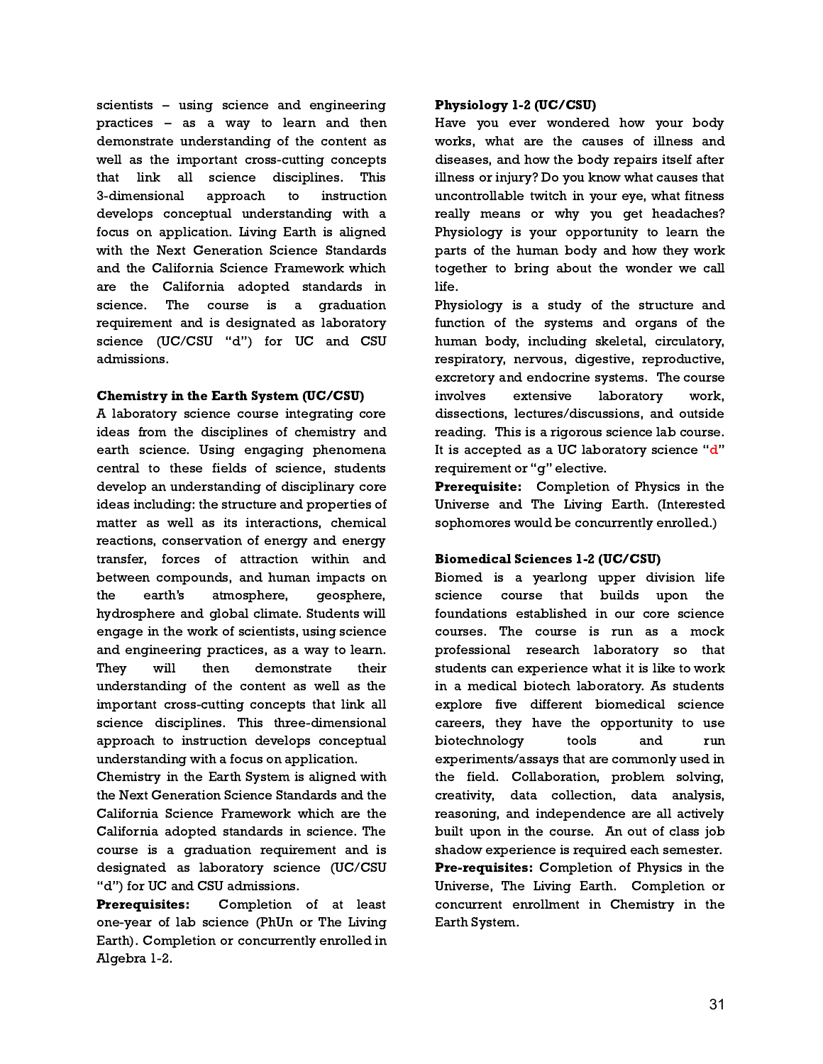scientists – using science and engineering practices – as a way to learn and then demonstrate understanding of the content as well as the important cross-cutting concepts that link all science disciplines. This 3-dimensional approach to instruction develops conceptual understanding with a focus on application. Living Earth is aligned with the Next Generation Science Standards and the California Science Framework which are the California adopted standards in science. The course is a graduation requirement and is designated as laboratory science (UC/CSU "d") for UC and CSU admissions.

**Chemistry in the Earth System (UC/CSU)**

A laboratory science course integrating core ideas from the disciplines of chemistry and earth science. Using engaging phenomena central to these fields of science, students develop an understanding of disciplinary core ideas including: the structure and properties of matter as well as its interactions, chemical reactions, conservation of energy and energy transfer, forces of attraction within and between compounds, and human impacts on the earth's atmosphere, geosphere, hydrosphere and global climate. Students will engage in the work of scientists, using science and engineering practices, as a way to learn. They will then demonstrate their understanding of the content as well as the important cross-cutting concepts that link all science disciplines. This three-dimensional approach to instruction develops conceptual understanding with a focus on application.

Chemistry in the Earth System is aligned with the Next Generation Science Standards and the California Science Framework which are the California adopted standards in science. The course is a graduation requirement and is designated as laboratory science (UC/CSU "d") for UC and CSU admissions.

**Prerequisites:** Completion of at least one-year of lab science (PhUn or The Living Earth). Completion or concurrently enrolled in Algebra 1-2.

**Physiology 1-2 (UC/CSU)**

Have you ever wondered how your body works, what are the causes of illness and diseases, and how the body repairs itself after illness or injury? Do you know what causes that uncontrollable twitch in your eye, what fitness really means or why you get headaches? Physiology is your opportunity to learn the parts of the human body and how they work together to bring about the wonder we call life.

Physiology is a study of the structure and function of the systems and organs of the human body, including skeletal, circulatory, respiratory, nervous, digestive, reproductive, excretory and endocrine systems. The course involves extensive laboratory work, dissections, lectures/discussions, and outside reading. This is a rigorous science lab course. It is accepted as a UC laboratory science "d" requirement or "g" elective.

**Prerequisite:** Completion of Physics in the Universe and The Living Earth. (Interested sophomores would be concurrently enrolled.)

**Biomedical Sciences 1-2 (UC/CSU)**

Biomed is a yearlong upper division life science course that builds upon the foundations established in our core science courses. The course is run as a mock professional research laboratory so that students can experience what it is like to work in a medical biotech laboratory. As students explore five different biomedical science careers, they have the opportunity to use biotechnology tools and run experiments/assays that are commonly used in the field. Collaboration, problem solving, creativity, data collection, data analysis, reasoning, and independence are all actively built upon in the course. An out of class job shadow experience is required each semester.

**Pre-requisites:** Completion of Physics in the Universe, The Living Earth. Completion or concurrent enrollment in Chemistry in the Earth System.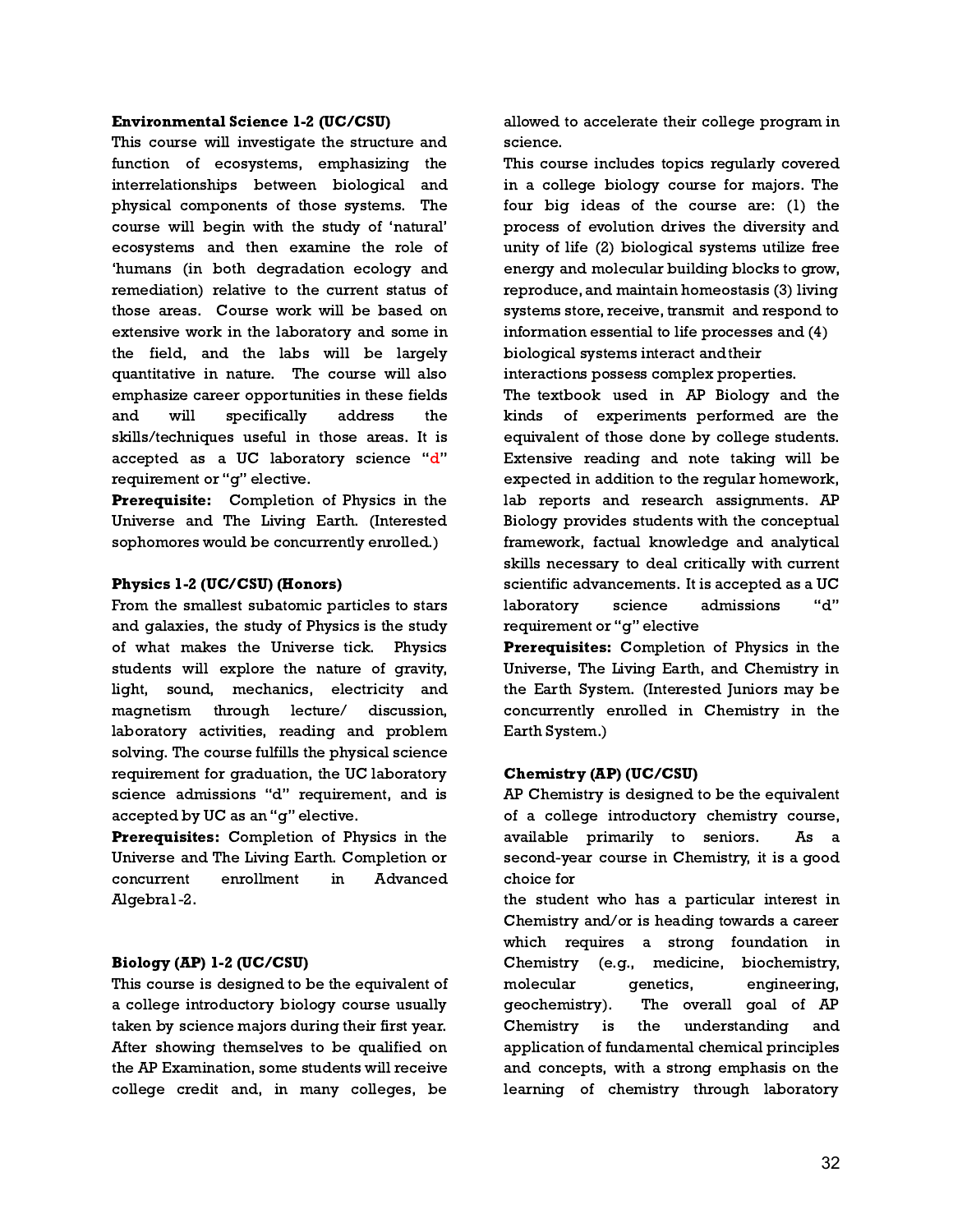**Environmental Science 1-2 (UC/CSU)**

This course will investigate the structure and function of ecosystems, emphasizing the interrelationships between biological and physical components of those systems. The course will begin with the study of 'natural' ecosystems and then examine the role of 'humans (in both degradation ecology and remediation) relative to the current status of those areas. Course work will be based on extensive work in the laboratory and some in the field, and the labs will be largely quantitative in nature. The course will also emphasize career opportunities in these fields and will specifically address the skills/techniques useful in those areas. It is accepted as a UC laboratory science "d" requirement or "g" elective.

**Prerequisite:** Completion of Physics in the Universe and The Living Earth. (Interested sophomores would be concurrently enrolled.)

**Physics 1-2 (UC/CSU) (Honors)**

From the smallest subatomic particles to stars and galaxies, the study of Physics is the study of what makes the Universe tick. Physics students will explore the nature of gravity, light, sound, mechanics, electricity and magnetism through lecture/ discussion, laboratory activities, reading and problem solving. The course fulfills the physical science requirement for graduation, the UC laboratory science admissions "d" requirement, and is accepted by UC as an "g" elective.

**Prerequisites:** Completion of Physics in the Universe and The Living Earth. Completion or concurrent enrollment in Advanced Algebra1-2.

**Biology (AP) 1-2 (UC/CSU)**

This course is designed to be the equivalent of a college introductory biology course usually taken by science majors during their first year. After showing themselves to be qualified on the AP Examination, some students will receive college credit and, in many colleges, be allowed to accelerate their college program in science.

This course includes topics regularly covered in a college biology course for majors. The four big ideas of the course are: (1) the process of evolution drives the diversity and unity of life (2) biological systems utilize free energy and molecular building blocks to grow, reproduce, and maintain homeostasis (3) living systems store, receive, transmit and respond to information essential to life processes and (4) biological systems interact and their interactions possess complex properties.

The textbook used in AP Biology and the kinds of experiments performed are the equivalent of those done by college students. Extensive reading and note taking will be expected in addition to the regular homework, lab reports and research assignments. AP Biology provides students with the conceptual framework, factual knowledge and analytical skills necessary to deal critically with current scientific advancements. It is accepted as a UC laboratory science admissions "d" requirement or "g" elective

**Prerequisites:** Completion of Physics in the Universe, The Living Earth, and Chemistry in the Earth System. (Interested Juniors may be concurrently enrolled in Chemistry in the Earth System.)

**Chemistry (AP) (UC/CSU)**

AP Chemistry is designed to be the equivalent of a college introductory chemistry course, available primarily to seniors. As a second-year course in Chemistry, it is a good choice for the student who has a particular interest in Chemistry and/or is heading towards a career which requires a strong foundation in Chemistry (e.g., medicine, biochemistry, molecular genetics, engineering, geochemistry). The overall goal of AP Chemistry is the understanding and application of fundamental chemical principles and concepts, with a strong emphasis on the learning of chemistry through laboratory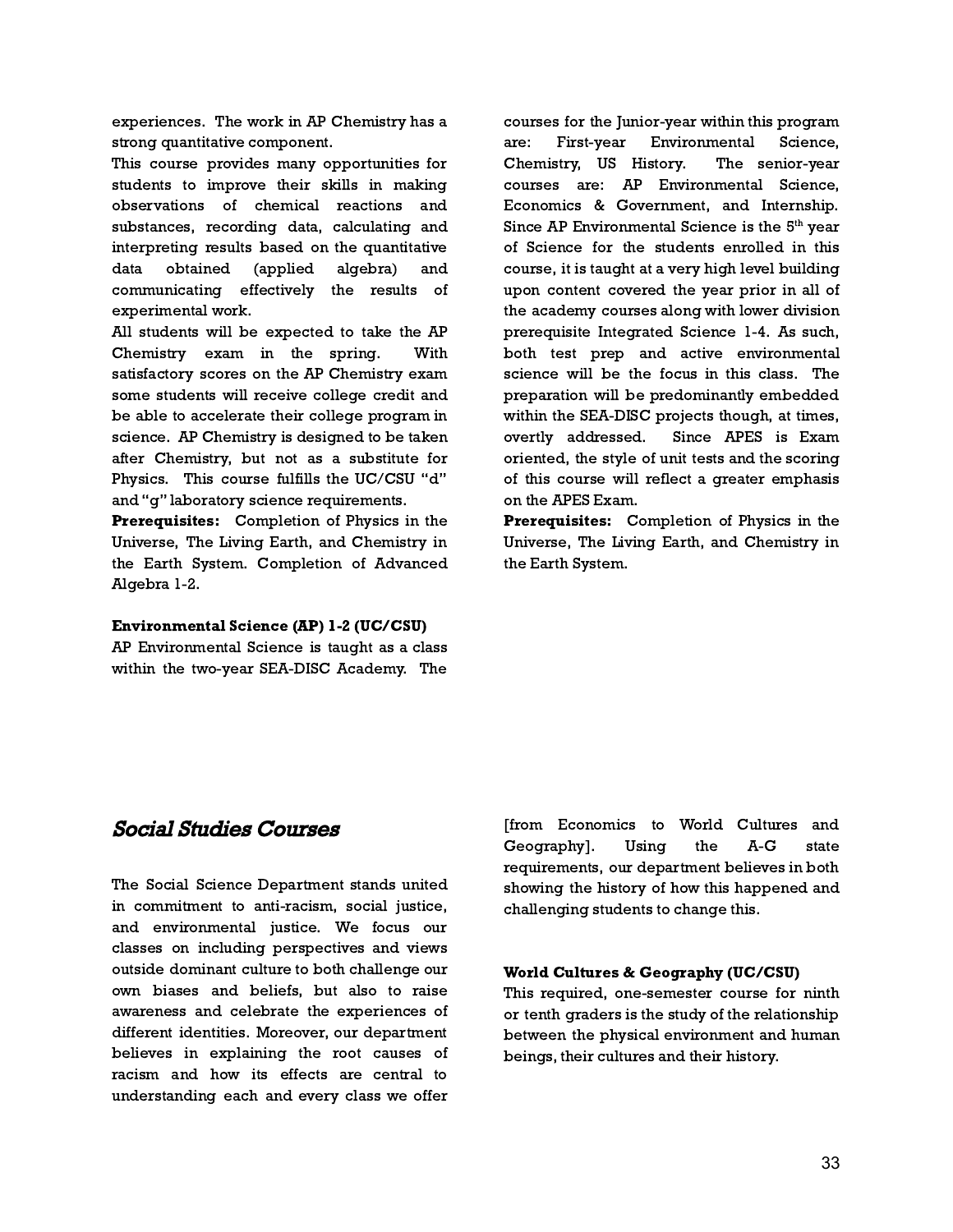experiences. The work in AP Chemistry has a strong quantitative component.

This course provides many opportunities for students to improve their skills in making observations of chemical reactions and substances, recording data, calculating and interpreting results based on the quantitative data obtained (applied algebra) and communicating effectively the results of experimental work.

All students will be expected to take the AP Chemistry exam in the spring. With satisfactory scores on the AP Chemistry exam some students will receive college credit and be able to accelerate their college program in science. AP Chemistry is designed to be taken after Chemistry, but not as a substitute for Physics. This course fulfills the UC/CSU "d" and "g" laboratory science requirements.

**Prerequisites:** Completion of Physics in the Universe, The Living Earth, and Chemistry in the Earth System. Completion of Advanced Algebra 1-2.

**Environmental Science (AP) 1-2 (UC/CSU)**

AP Environmental Science is taught as a class within the two-year SEA-DISC Academy. The courses for the Junior-year within this program are: First-year Environmental Science, Chemistry, US History. The senior-year courses are: AP Environmental Science, Economics & Government, and Internship. Since AP Environmental Science is the 5th year of Science for the students enrolled in this course, it is taught at a very high level building upon content covered the year prior in all of the academy courses along with lower division prerequisite Integrated Science 1-4. As such, both test prep and active environmental science will be the focus in this class. The preparation will be predominantly embedded within the SEA-DISC projects though, at times, overtly addressed. Since APES is Exam oriented, the style of unit tests and the scoring of this course will reflect a greater emphasis on the APES Exam.

**Prerequisites:** Completion of Physics in the Universe, The Living Earth, and Chemistry in the Earth System.

## *Social Studies Courses*

The Social Science Department stands united in commitment to anti-racism, social justice, and environmental justice. We focus our classes on including perspectives and views outside dominant culture to both challenge our own biases and beliefs, but also to raise awareness and celebrate the experiences of different identities. Moreover, our department believes in explaining the root causes of racism and how its effects are central to understanding each and every class we offer [from Economics to World Cultures and Geography]. Using the A-G state requirements, our department believes in both showing the history of how this happened and challenging students to change this.

**World Cultures & Geography (UC/CSU)**

This required, one-semester course for ninth or tenth graders is the study of the relationship between the physical environment and human beings, their cultures and their history.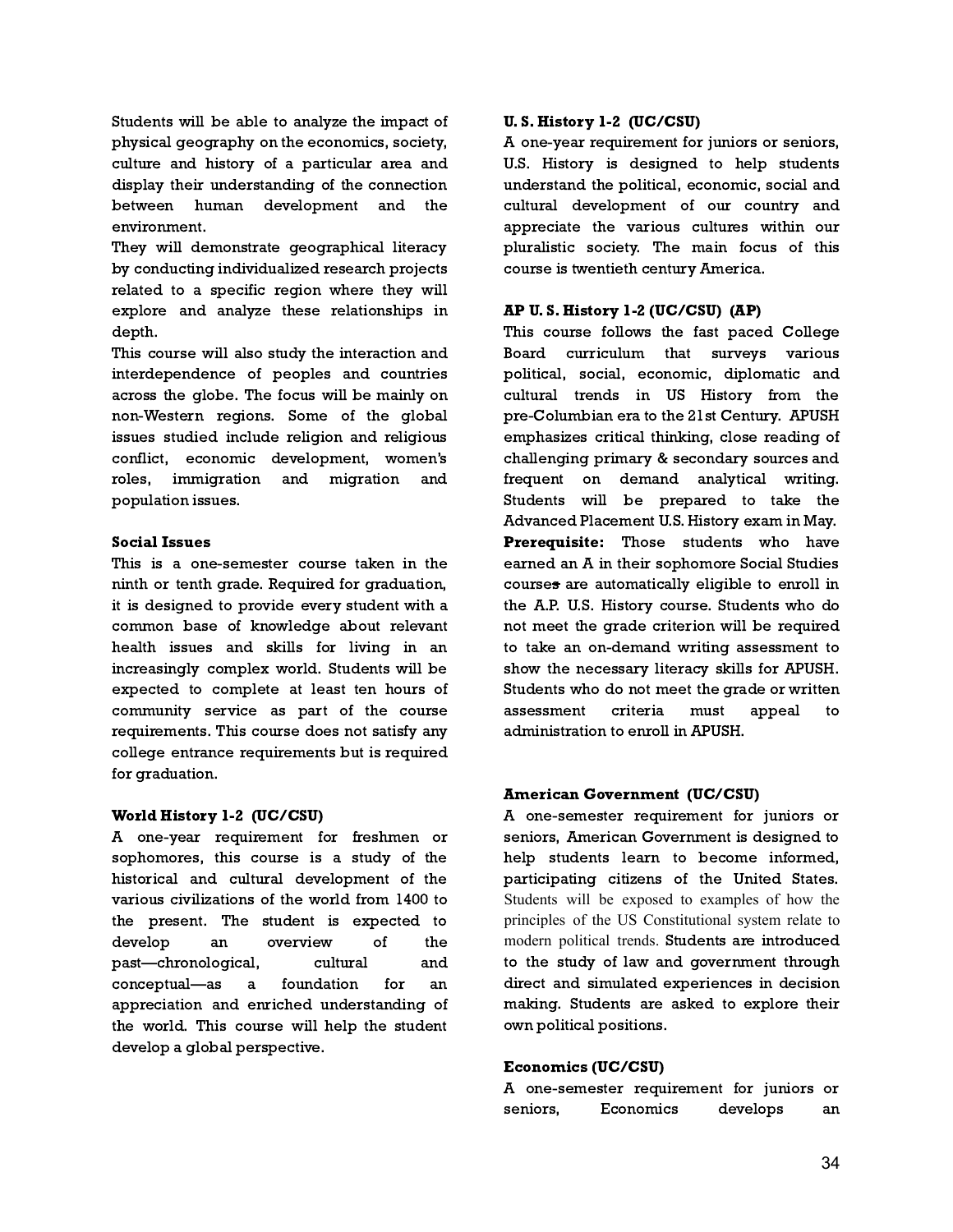Students will be able to analyze the impact of physical geography on the economics, society, culture and history of a particular area and display their understanding of the connection between human development and the environment.

They will demonstrate geographical literacy by conducting individualized research projects related to a specific region where they will explore and analyze these relationships in depth.

This course will also study the interaction and interdependence of peoples and countries across the globe. The focus will be mainly on non-Western regions. Some of the global issues studied include religion and religious conflict, economic development, women's roles, immigration and migration and population issues.

**Social Issues**

This is a one-semester course taken in the ninth or tenth grade. Required for graduation, it is designed to provide every student with a common base of knowledge about relevant health issues and skills for living in an increasingly complex world. Students will be expected to complete at least ten hours of community service as part of the course requirements. This course does not satisfy any college entrance requirements but is required for graduation.

**World History 1-2 (UC/CSU)**

A one-year requirement for freshmen or sophomores, this course is a study of the historical and cultural development of the various civilizations of the world from 1400 to the present. The student is expected to develop an overview of the past—chronological, cultural and conceptual—as a foundation for an appreciation and enriched understanding of the world. This course will help the student develop a global perspective.

**U. S. History 1-2 (UC/CSU)**

A one-year requirement for juniors or seniors, U.S. History is designed to help students understand the political, economic, social and cultural development of our country and appreciate the various cultures within our pluralistic society. The main focus of this course is twentieth century America.

**AP U. S. History 1-2 (UC/CSU) (AP)**

This course follows the fast paced College Board curriculum that surveys various political, social, economic, diplomatic and cultural trends in US History from the pre-Columbian era to the 21st Century. APUSH emphasizes critical thinking, close reading of challenging primary & secondary sources and frequent on demand analytical writing. Students will be prepared to take the Advanced Placement U.S. History exam in May.

**Prerequisite:** Those students who have earned an A in their sophomore Social Studies courses are automatically eligible to enroll in the A.P. U.S. History course. Students who do not meet the grade criterion will be required to take an on-demand writing assessment to show the necessary literacy skills for APUSH. Students who do not meet the grade or written assessment criteria must appeal to administration to enroll in APUSH.

**American Government (UC/CSU)**

A one-semester requirement for juniors or seniors, American Government is designed to help students learn to become informed, participating citizens of the United States. Students will be exposed to examples of how the principles of the US Constitutional system relate to modern political trends. Students are introduced to the study of law and government through direct and simulated experiences in decision making. Students are asked to explore their own political positions.

**Economics (UC/CSU)**

A one-semester requirement for juniors or seniors, Economics develops an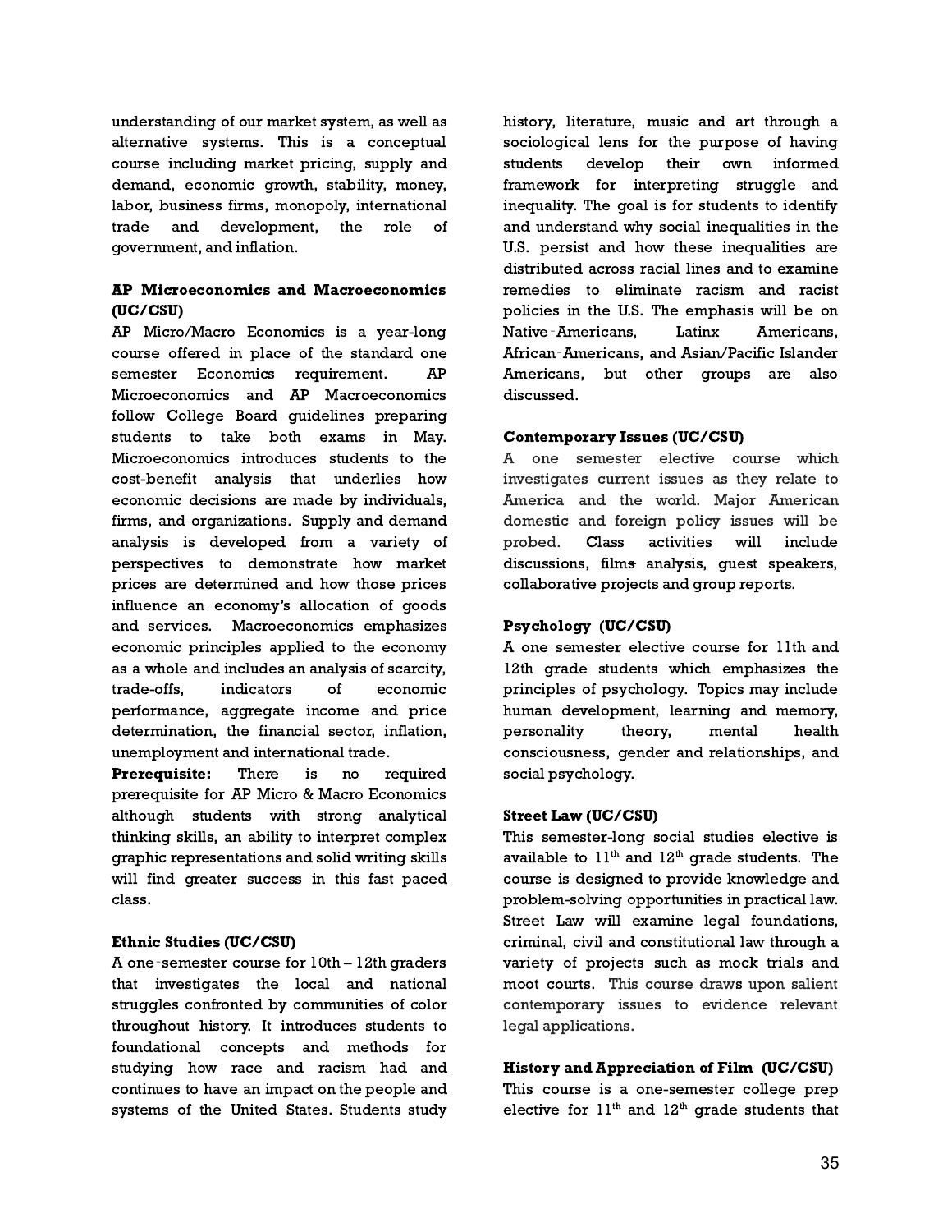understanding of our market system, as well as alternative systems. This is a conceptual course including market pricing, supply and demand, economic growth, stability, money, labor, business firms, monopoly, international trade and development, the role of government, and inflation.

**AP Microeconomics and Macroeconomics (UC/CSU)**

AP Micro/Macro Economics is a year-long course offered in place of the standard one semester Economics requirement. AP Microeconomics and AP Macroeconomics follow College Board guidelines preparing students to take both exams in May. Microeconomics introduces students to the cost-benefit analysis that underlies how economic decisions are made by individuals, firms, and organizations. Supply and demand analysis is developed from a variety of perspectives to demonstrate how market prices are determined and how those prices influence an economy's allocation of goods and services. Macroeconomics emphasizes economic principles applied to the economy as a whole and includes an analysis of scarcity, trade-offs, indicators of economic performance, aggregate income and price determination, the financial sector, inflation, unemployment and international trade.

**Prerequisite:** There is no required prerequisite for AP Micro & Macro Economics although students with strong analytical thinking skills, an ability to interpret complex graphic representations and solid writing skills will find greater success in this fast paced class.

**Ethnic Studies (UC/CSU)**

A one-semester course for 10th – 12th graders that investigates the local and national struggles confronted by communities of color throughout history. It introduces students to foundational concepts and methods for studying how race and racism had and continues to have an impact on the people and systems of the United States. Students study history, literature, music and art through a sociological lens for the purpose of having students develop their own informed framework for interpreting struggle and inequality. The goal is for students to identify and understand why social inequalities in the U.S. persist and how these inequalities are distributed across racial lines and to examine remedies to eliminate racism and racist policies in the U.S. The emphasis will be on Native-Americans, Latinx Americans, African-Americans, and Asian/Pacific Islander Americans, but other groups are also discussed.

**Contemporary Issues (UC/CSU)**

A one semester elective course which investigates current issues as they relate to America and the world. Major American domestic and foreign policy issues will be probed. Class activities will include discussions, films analysis, guest speakers, collaborative projects and group reports.

**Psychology (UC/CSU)**

A one semester elective course for 11th and 12th grade students which emphasizes the principles of psychology. Topics may include human development, learning and memory, personality theory, mental health consciousness, gender and relationships, and social psychology.

**Street Law (UC/CSU)**

This semester-long social studies elective is available to 11th and 12th grade students. The course is designed to provide knowledge and problem-solving opportunities in practical law. Street Law will examine legal foundations, criminal, civil and constitutional law through a variety of projects such as mock trials and moot courts. This course draws upon salient contemporary issues to evidence relevant legal applications.

**History and Appreciation of Film (UC/CSU)**

This course is a one-semester college prep elective for 11th and 12th grade students that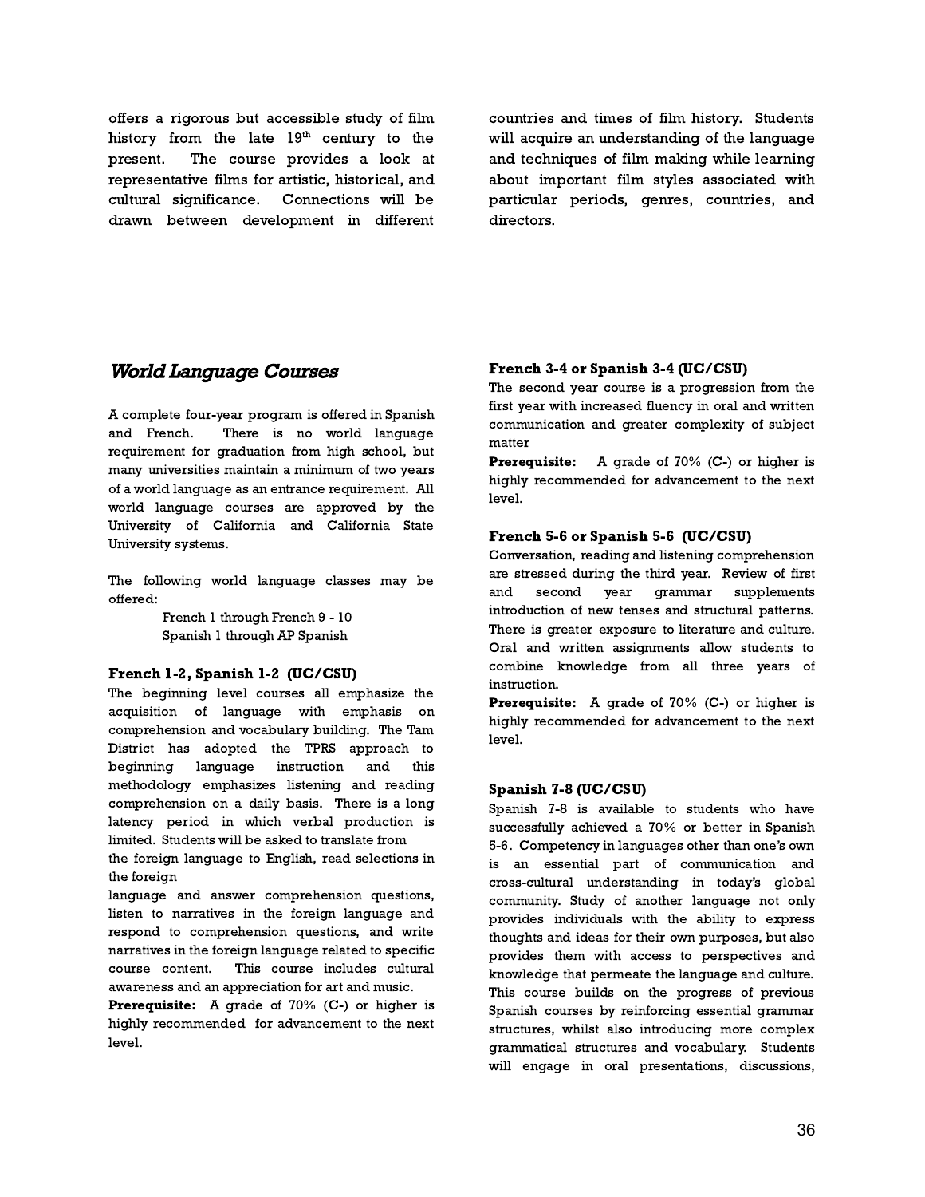offers a rigorous but accessible study of film history from the late 19th century to the present. The course provides a look at representative films for artistic, historical, and cultural significance. Connections will be drawn between development in different countries and times of film history. Students will acquire an understanding of the language and techniques of film making while learning about important film styles associated with particular periods, genres, countries, and directors.

## *World Language Courses*

A complete four-year program is offered in Spanish and French. There is no world language requirement for graduation from high school, but many universities maintain a minimum of two years of a world language as an entrance requirement. All world language courses are approved by the University of California and California State University systems.

The following world language classes may be offered:

French 1 through French 9 - 10
Spanish 1 through AP Spanish

### French 1-2, Spanish 1-2 (UC/CSU)

The beginning level courses all emphasize the acquisition of language with emphasis on comprehension and vocabulary building. The Tam District has adopted the TPRS approach to beginning language instruction and this methodology emphasizes listening and reading comprehension on a daily basis. There is a long latency period in which verbal production is limited. Students will be asked to translate from the foreign language to English, read selections in the foreign language and answer comprehension questions, listen to narratives in the foreign language and respond to comprehension questions, and write narratives in the foreign language related to specific course content. This course includes cultural awareness and an appreciation for art and music.

**Prerequisite:** A grade of 70% (C-) or higher is highly recommended for advancement to the next level.

### French 3-4 or Spanish 3-4 (UC/CSU)

The second year course is a progression from the first year with increased fluency in oral and written communication and greater complexity of subject matter

**Prerequisite:** A grade of 70% (C-) or higher is highly recommended for advancement to the next level.

### French 5-6 or Spanish 5-6 (UC/CSU)

Conversation, reading and listening comprehension are stressed during the third year. Review of first and second year grammar supplements introduction of new tenses and structural patterns. There is greater exposure to literature and culture. Oral and written assignments allow students to combine knowledge from all three years of instruction.

**Prerequisite:** A grade of 70% (C-) or higher is highly recommended for advancement to the next level.

### Spanish 7-8 (UC/CSU)

Spanish 7-8 is available to students who have successfully achieved a 70% or better in Spanish 5-6. Competency in languages other than one's own is an essential part of communication and cross-cultural understanding in today's global community. Study of another language not only provides individuals with the ability to express thoughts and ideas for their own purposes, but also provides them with access to perspectives and knowledge that permeate the language and culture. This course builds on the progress of previous Spanish courses by reinforcing essential grammar structures, whilst also introducing more complex grammatical structures and vocabulary. Students will engage in oral presentations, discussions,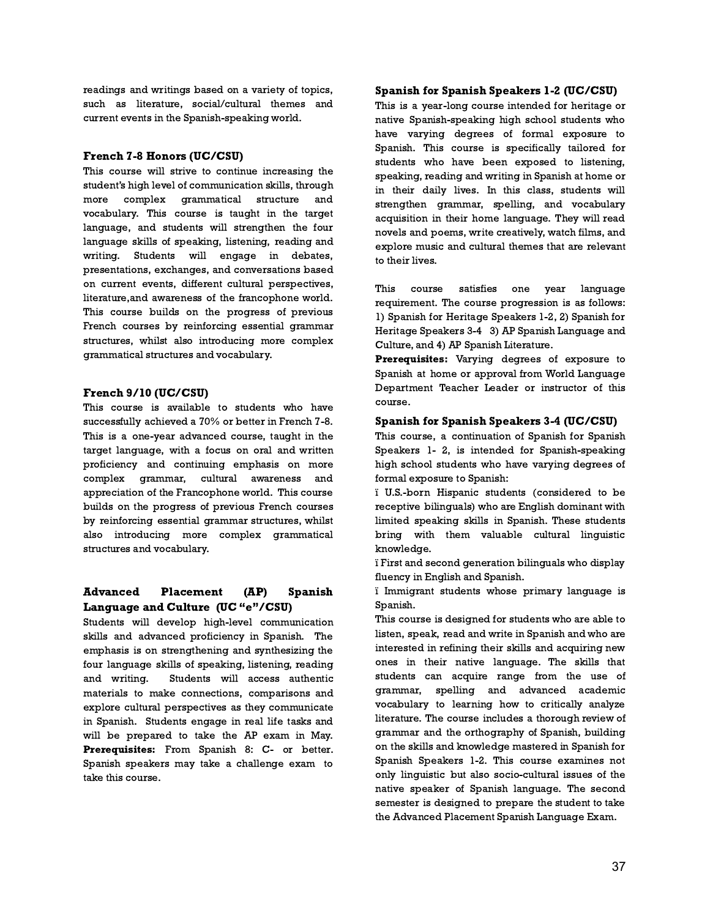readings and writings based on a variety of topics, such as literature, social/cultural themes and current events in the Spanish-speaking world.

### French 7-8 Honors (UC/CSU)

This course will strive to continue increasing the student's high level of communication skills, through more complex grammatical structure and vocabulary. This course is taught in the target language, and students will strengthen the four language skills of speaking, listening, reading and writing. Students will engage in debates, presentations, exchanges, and conversations based on current events, different cultural perspectives, literature,and awareness of the francophone world. This course builds on the progress of previous French courses by reinforcing essential grammar structures, whilst also introducing more complex grammatical structures and vocabulary.

### French 9/10 (UC/CSU)

This course is available to students who have successfully achieved a 70% or better in French 7-8. This is a one-year advanced course, taught in the target language, with a focus on oral and written proficiency and continuing emphasis on more complex grammar, cultural awareness and appreciation of the Francophone world. This course builds on the progress of previous French courses by reinforcing essential grammar structures, whilst also introducing more complex grammatical structures and vocabulary.

### Advanced Placement (AP) Spanish Language and Culture (UC "e"/CSU)

Students will develop high-level communication skills and advanced proficiency in Spanish. The emphasis is on strengthening and synthesizing the four language skills of speaking, listening, reading and writing. Students will access authentic materials to make connections, comparisons and explore cultural perspectives as they communicate in Spanish. Students engage in real life tasks and will be prepared to take the AP exam in May. **Prerequisites:** From Spanish 8: C- or better. Spanish speakers may take a challenge exam to take this course.

### Spanish for Spanish Speakers 1-2 (UC/CSU)

This is a year-long course intended for heritage or native Spanish-speaking high school students who have varying degrees of formal exposure to Spanish. This course is specifically tailored for students who have been exposed to listening, speaking, reading and writing in Spanish at home or in their daily lives. In this class, students will strengthen grammar, spelling, and vocabulary acquisition in their home language. They will read novels and poems, write creatively, watch films, and explore music and cultural themes that are relevant to their lives.

This course satisfies one year language requirement. The course progression is as follows: 1) Spanish for Heritage Speakers 1-2, 2) Spanish for Heritage Speakers 3-4 3) AP Spanish Language and Culture, and 4) AP Spanish Literature.

**Prerequisites:** Varying degrees of exposure to Spanish at home or approval from World Language Department Teacher Leader or instructor of this course.

### Spanish for Spanish Speakers 3-4 (UC/CSU)

This course, a continuation of Spanish for Spanish Speakers 1- 2, is intended for Spanish-speaking high school students who have varying degrees of formal exposure to Spanish:

ï U.S.-born Hispanic students (considered to be receptive bilinguals) who are English dominant with limited speaking skills in Spanish. These students bring with them valuable cultural linguistic knowledge.

ï First and second generation bilinguals who display fluency in English and Spanish.

ï Immigrant students whose primary language is Spanish.

This course is designed for students who are able to listen, speak, read and write in Spanish and who are interested in refining their skills and acquiring new ones in their native language. The skills that students can acquire range from the use of grammar, spelling and advanced academic vocabulary to learning how to critically analyze literature. The course includes a thorough review of grammar and the orthography of Spanish, building on the skills and knowledge mastered in Spanish for Spanish Speakers 1-2. This course examines not only linguistic but also socio-cultural issues of the native speaker of Spanish language. The second semester is designed to prepare the student to take the Advanced Placement Spanish Language Exam.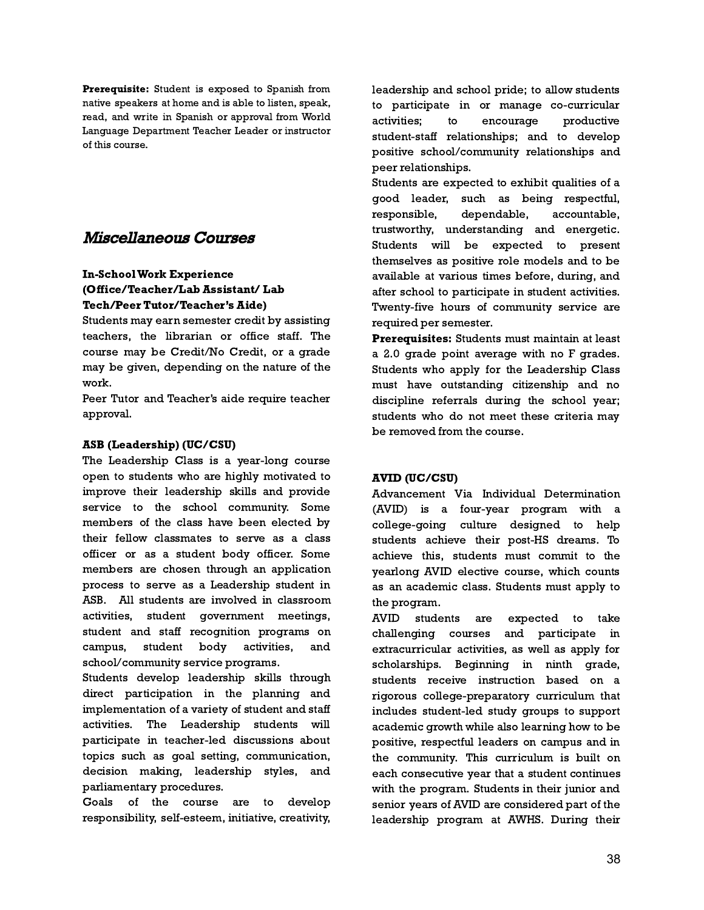**Prerequisite:** Student is exposed to Spanish from native speakers at home and is able to listen, speak, read, and write in Spanish or approval from World Language Department Teacher Leader or instructor of this course.

## *Miscellaneous Courses*

**In-School Work Experience (Office/Teacher/Lab Assistant/ Lab Tech/Peer Tutor/Teacher's Aide)**

Students may earn semester credit by assisting teachers, the librarian or office staff. The course may be Credit/No Credit, or a grade may be given, depending on the nature of the work.

Peer Tutor and Teacher's aide require teacher approval.

**ASB (Leadership) (UC/CSU)**

The Leadership Class is a year-long course open to students who are highly motivated to improve their leadership skills and provide service to the school community. Some members of the class have been elected by their fellow classmates to serve as a class officer or as a student body officer. Some members are chosen through an application process to serve as a Leadership student in ASB. All students are involved in classroom activities, student government meetings, student and staff recognition programs on campus, student body activities, and school/community service programs.

Students develop leadership skills through direct participation in the planning and implementation of a variety of student and staff activities. The Leadership students will participate in teacher-led discussions about topics such as goal setting, communication, decision making, leadership styles, and parliamentary procedures.

Goals of the course are to develop responsibility, self-esteem, initiative, creativity, leadership and school pride; to allow students to participate in or manage co-curricular activities; to encourage productive student-staff relationships; and to develop positive school/community relationships and peer relationships.

Students are expected to exhibit qualities of a good leader, such as being respectful, responsible, dependable, accountable, trustworthy, understanding and energetic. Students will be expected to present themselves as positive role models and to be available at various times before, during, and after school to participate in student activities. Twenty-five hours of community service are required per semester.

**Prerequisites:** Students must maintain at least a 2.0 grade point average with no F grades. Students who apply for the Leadership Class must have outstanding citizenship and no discipline referrals during the school year; students who do not meet these criteria may be removed from the course.

**AVID (UC/CSU)**

Advancement Via Individual Determination (AVID) is a four-year program with a college-going culture designed to help students achieve their post-HS dreams. To achieve this, students must commit to the yearlong AVID elective course, which counts as an academic class. Students must apply to the program.

AVID students are expected to take challenging courses and participate in extracurricular activities, as well as apply for scholarships. Beginning in ninth grade, students receive instruction based on a rigorous college-preparatory curriculum that includes student-led study groups to support academic growth while also learning how to be positive, respectful leaders on campus and in the community. This curriculum is built on each consecutive year that a student continues with the program. Students in their junior and senior years of AVID are considered part of the leadership program at AWHS. During their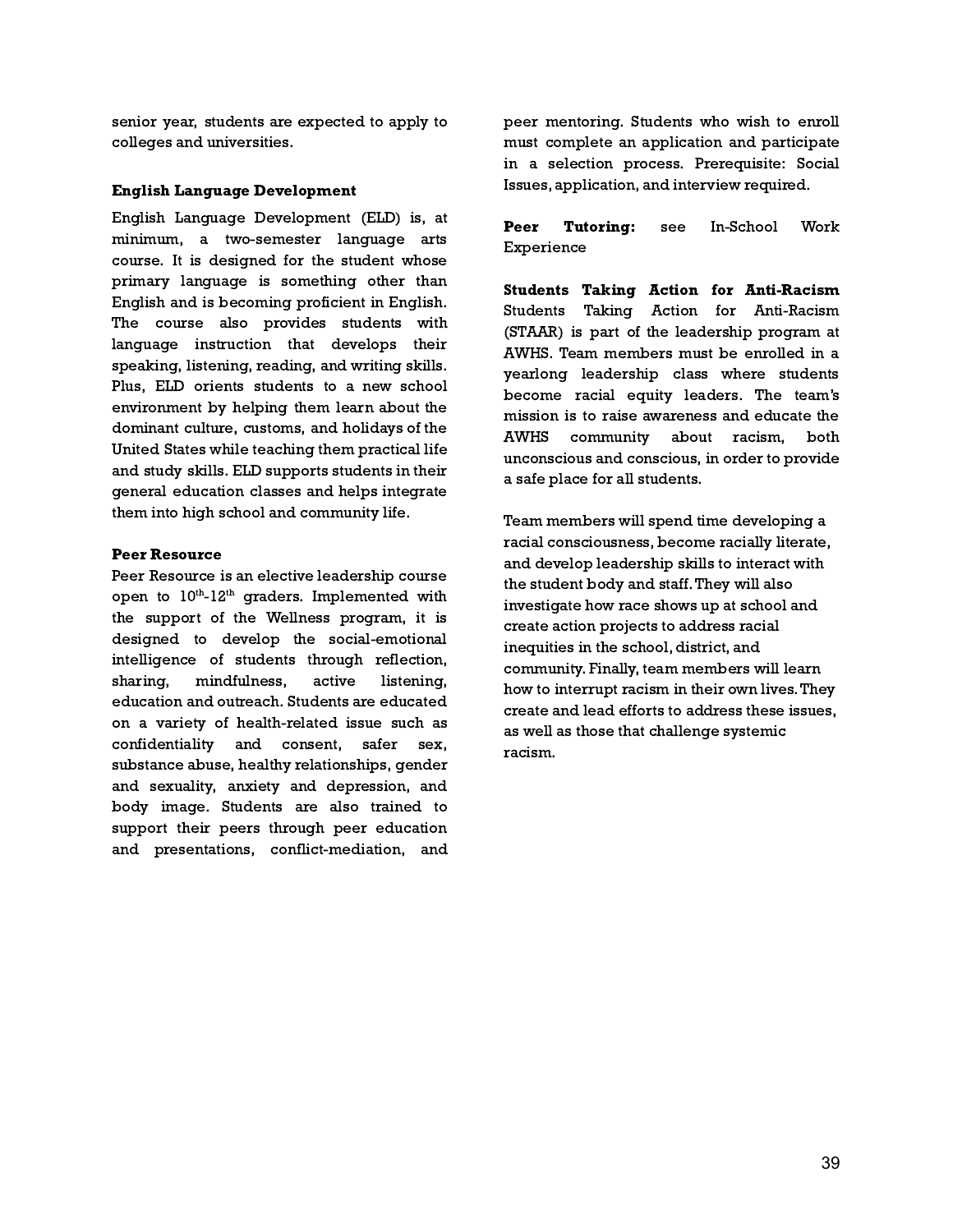senior year, students are expected to apply to colleges and universities.

**English Language Development**

English Language Development (ELD) is, at minimum, a two-semester language arts course. It is designed for the student whose primary language is something other than English and is becoming proficient in English. The course also provides students with language instruction that develops their speaking, listening, reading, and writing skills. Plus, ELD orients students to a new school environment by helping them learn about the dominant culture, customs, and holidays of the United States while teaching them practical life and study skills. ELD supports students in their general education classes and helps integrate them into high school and community life.

**Peer Resource**

Peer Resource is an elective leadership course open to 10th-12th graders. Implemented with the support of the Wellness program, it is designed to develop the social-emotional intelligence of students through reflection, sharing, mindfulness, active listening, education and outreach. Students are educated on a variety of health-related issue such as confidentiality and consent, safer sex, substance abuse, healthy relationships, gender and sexuality, anxiety and depression, and body image. Students are also trained to support their peers through peer education and presentations, conflict-mediation, and peer mentoring. Students who wish to enroll must complete an application and participate in a selection process. Prerequisite: Social Issues, application, and interview required.

**Peer Tutoring:** see In-School Work Experience

**Students Taking Action for Anti-Racism**

Students Taking Action for Anti-Racism (STAAR) is part of the leadership program at AWHS. Team members must be enrolled in a yearlong leadership class where students become racial equity leaders. The team's mission is to raise awareness and educate the AWHS community about racism, both unconscious and conscious, in order to provide a safe place for all students.

Team members will spend time developing a racial consciousness, become racially literate, and develop leadership skills to interact with the student body and staff. They will also investigate how race shows up at school and create action projects to address racial inequities in the school, district, and community. Finally, team members will learn how to interrupt racism in their own lives. They create and lead efforts to address these issues, as well as those that challenge systemic racism.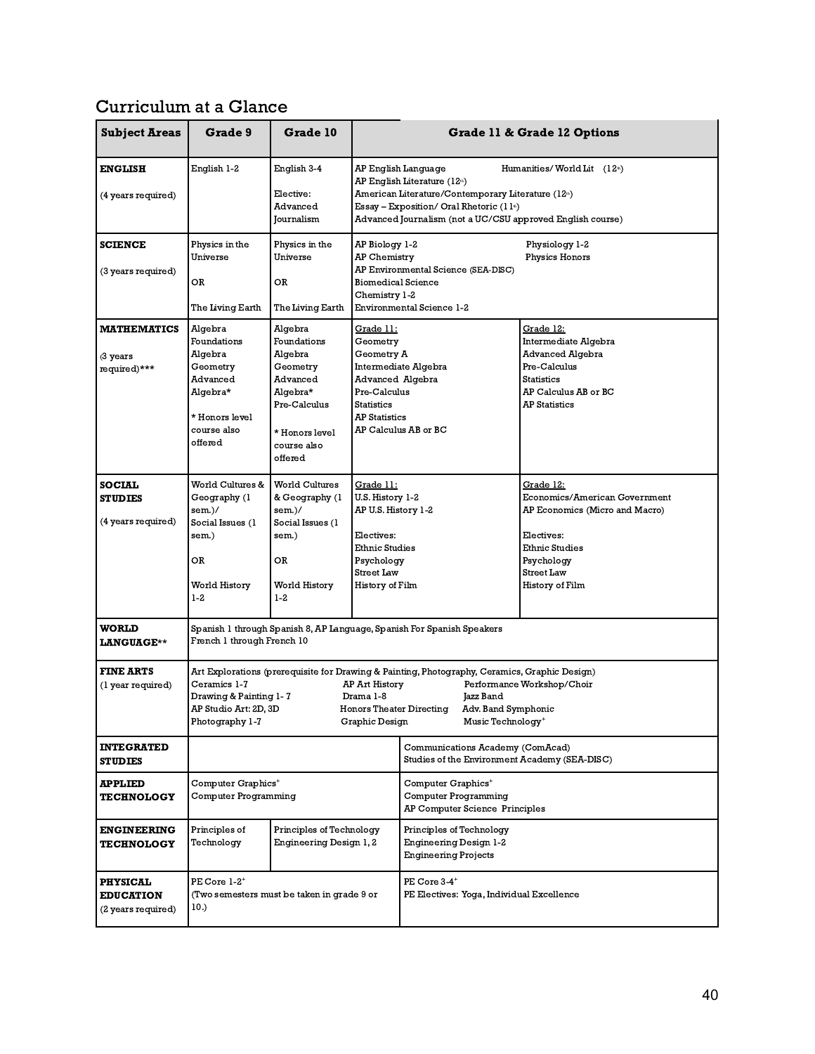## Curriculum at a Glance

| Subject Areas | Grade 9 | Grade 10 | Grade 11 & Grade 12 Options | |
|---|---|---|---|---|
| **ENGLISH**<br><br>(4 years required) | English 1-2 | English 3-4<br><br>Elective: Advanced Journalism | AP English Language<br>AP English Literature (12th)<br>American Literature/Contemporary Literature (12th)<br>Essay – Exposition/ Oral Rhetoric (11th)<br>Advanced Journalism (not a UC/CSU approved English course) | Humanities/ World Lit (12th) |
| **SCIENCE**<br><br>(3 years required) | Physics in the Universe<br><br>OR<br><br>The Living Earth | Physics in the Universe<br><br>OR<br><br>The Living Earth | AP Biology 1-2<br>AP Chemistry<br>AP Environmental Science (SEA-DISC)<br>Biomedical Science<br>Chemistry 1-2<br>Environmental Science 1-2 | Physiology 1-2<br>Physics Honors |
| **MATHEMATICS**<br><br>(3 years required)*** | Algebra Foundations<br>Algebra<br>Geometry<br>Advanced Algebra*<br><br>* Honors level course also offered | Algebra Foundations<br>Algebra<br>Geometry<br>Advanced Algebra*<br>Pre-Calculus<br><br>* Honors level course also offered | Grade 11:<br>Geometry<br>Geometry A<br>Intermediate Algebra<br>Advanced Algebra<br>Pre-Calculus<br>Statistics<br>AP Statistics<br>AP Calculus AB or BC | Grade 12:<br>Intermediate Algebra<br>Advanced Algebra<br>Pre-Calculus<br>Statistics<br>AP Calculus AB or BC<br>AP Statistics |
| **SOCIAL STUDIES**<br><br>(4 years required) | World Cultures & Geography (1 sem.)/<br>Social Issues (1 sem.)<br><br>OR<br><br>World History 1-2 | World Cultures & Geography (1 sem.)/<br>Social Issues (1 sem.)<br><br>OR<br><br>World History 1-2 | Grade 11:<br>U.S. History 1-2<br>AP U.S. History 1-2<br><br>Electives:<br>Ethnic Studies<br>Psychology<br>Street Law<br>History of Film | Grade 12:<br>Economics/American Government<br>AP Economics (Micro and Macro)<br><br>Electives:<br>Ethnic Studies<br>Psychology<br>Street Law<br>History of Film |
| **WORLD LANGUAGE**** | Spanish 1 through Spanish 8, AP Language, Spanish For Spanish Speakers<br>French 1 through French 10 | | | |
| **FINE ARTS**<br>(1 year required) | Art Explorations (prerequisite for Drawing & Painting, Photography, Ceramics, Graphic Design)<br>Ceramics 1-7<br>Drawing & Painting 1- 7<br>AP Studio Art: 2D, 3D<br>Photography 1-7 | AP Art History<br>Drama 1-8<br>Honors Theater Directing<br>Graphic Design | Performance Workshop/Choir<br>Jazz Band<br>Adv. Band Symphonic<br>Music Technology+ | |
| **INTEGRATED STUDIES** | | | Communications Academy (ComAcad)<br>Studies of the Environment Academy (SEA-DISC) | |
| **APPLIED TECHNOLOGY** | Computer Graphics+<br>Computer Programming | | Computer Graphics+<br>Computer Programming<br>AP Computer Science Principles | |
| **ENGINEERING TECHNOLOGY** | Principles of Technology | Principles of Technology<br>Engineering Design 1, 2 | Principles of Technology<br>Engineering Design 1-2<br>Engineering Projects | |
| **PHYSICAL EDUCATION**<br>(2 years required) | PE Core 1-2+<br>(Two semesters must be taken in grade 9 or 10.) | | PE Core 3-4+<br>PE Electives: Yoga, Individual Excellence | |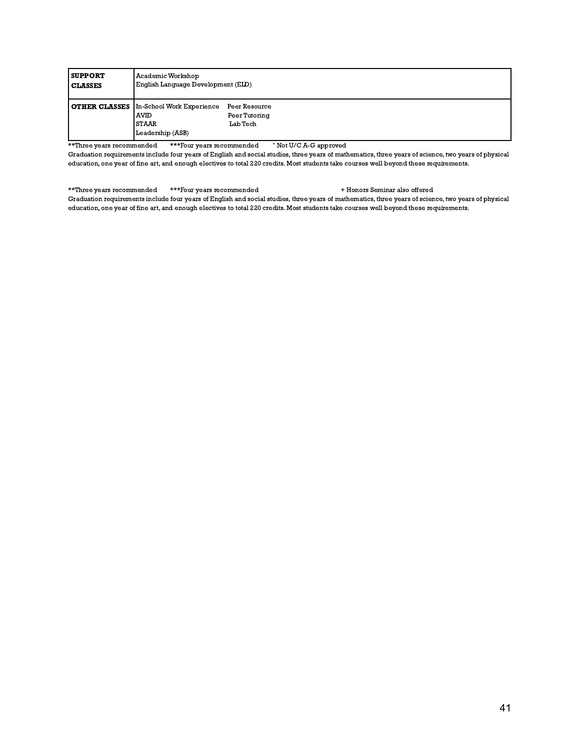| | | |
|---|---|---|
| **SUPPORT CLASSES** | Academic Workshop<br>English Language Development (ELD) | |
| **OTHER CLASSES** | In-School Work Experience<br>AVID<br>STAAR<br>Leadership (ASB) | Peer Resource<br>Peer Tutoring<br>Lab Tech |

**Three years recommended ***Four years recommended + Not U/C A-G approved

Graduation requirements include four years of English and social studies, three years of mathematics, three years of science, two years of physical education, one year of fine art, and enough electives to total 220 credits. Most students take courses well beyond these requirements.

**Three years recommended ***Four years recommended + Honors Seminar also offered

Graduation requirements include four years of English and social studies, three years of mathematics, three years of science, two years of physical education, one year of fine art, and enough electives to total 220 credits. Most students take courses well beyond these requirements.